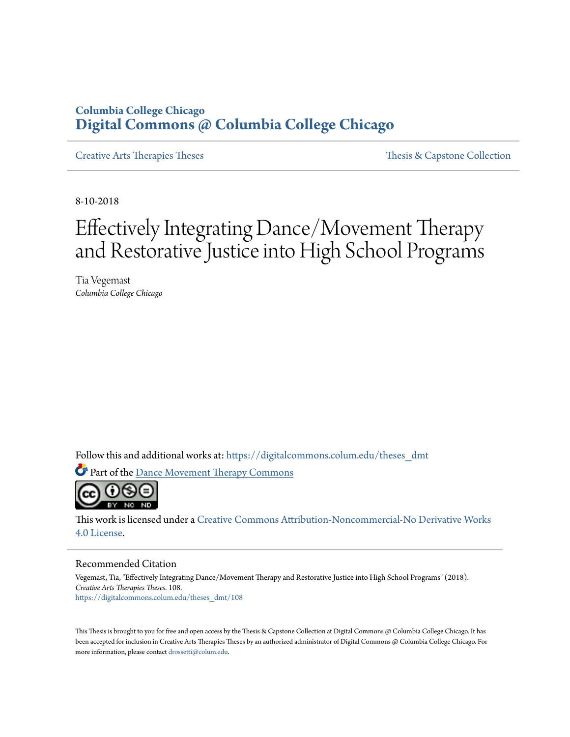Columbia College Chicago

**Digital Commons @ Columbia College Chicago**

Creative Arts Therapies Theses | Thesis & Capstone Collection

8-10-2018

# Effectively Integrating Dance/Movement Therapy and Restorative Justice into High School Programs

Tia Vegemast
*Columbia College Chicago*

Follow this and additional works at: https://digitalcommons.colum.edu/theses_dmt

Part of the Dance Movement Therapy Commons

This work is licensed under a Creative Commons Attribution-Noncommercial-No Derivative Works 4.0 License.

## Recommended Citation

Vegemast, Tia, "Effectively Integrating Dance/Movement Therapy and Restorative Justice into High School Programs" (2018). *Creative Arts Therapies Theses*. 108.
https://digitalcommons.colum.edu/theses_dmt/108

This Thesis is brought to you for free and open access by the Thesis & Capstone Collection at Digital Commons @ Columbia College Chicago. It has been accepted for inclusion in Creative Arts Therapies Theses by an authorized administrator of Digital Commons @ Columbia College Chicago. For more information, please contact drossetti@colum.edu.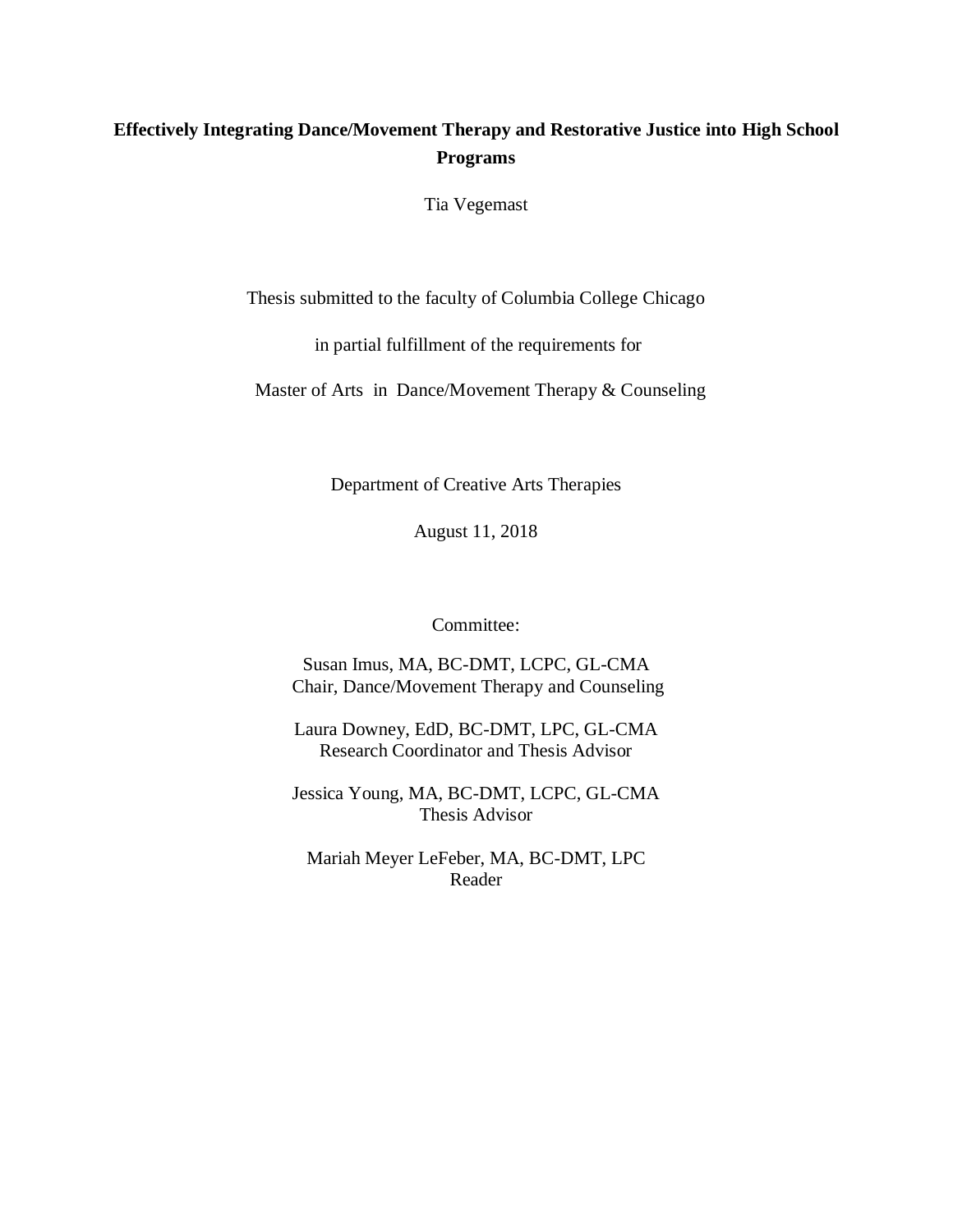# Effectively Integrating Dance/Movement Therapy and Restorative Justice into High School Programs

Tia Vegemast

Thesis submitted to the faculty of Columbia College Chicago

in partial fulfillment of the requirements for

Master of Arts in Dance/Movement Therapy & Counseling

Department of Creative Arts Therapies

August 11, 2018

Committee:

Susan Imus, MA, BC-DMT, LCPC, GL-CMA
Chair, Dance/Movement Therapy and Counseling

Laura Downey, EdD, BC-DMT, LPC, GL-CMA
Research Coordinator and Thesis Advisor

Jessica Young, MA, BC-DMT, LCPC, GL-CMA
Thesis Advisor

Mariah Meyer LeFeber, MA, BC-DMT, LPC
Reader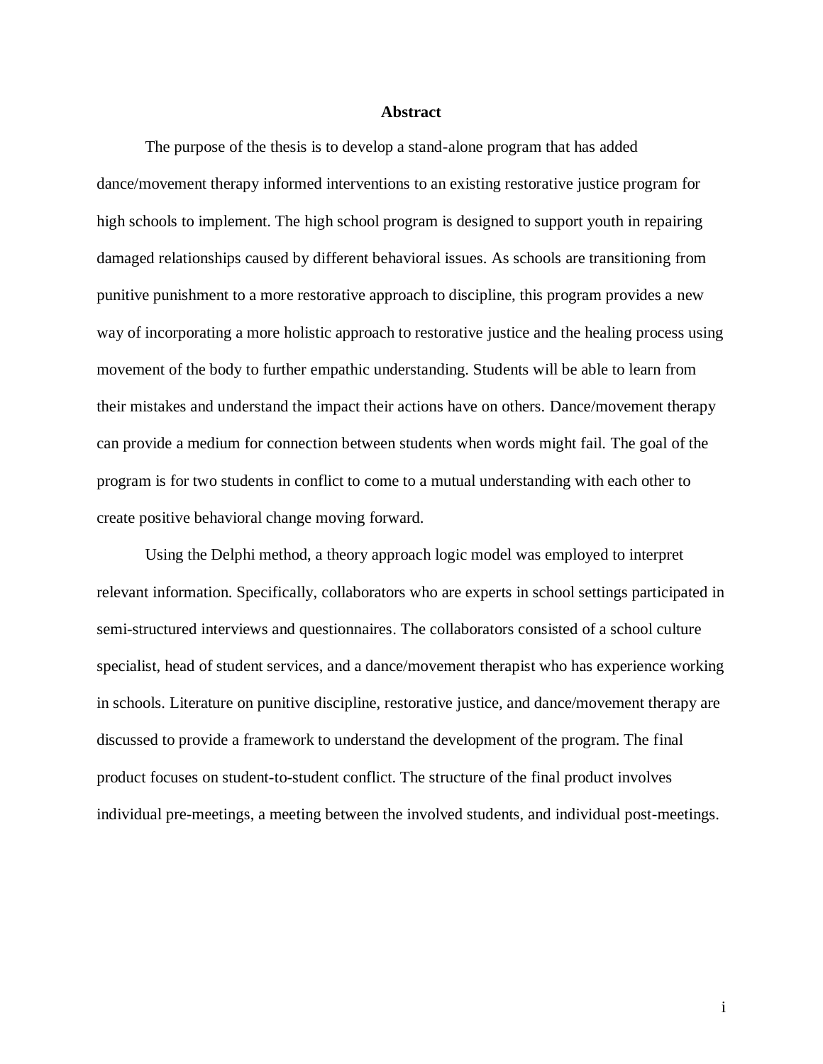# Abstract

The purpose of the thesis is to develop a stand-alone program that has added dance/movement therapy informed interventions to an existing restorative justice program for high schools to implement. The high school program is designed to support youth in repairing damaged relationships caused by different behavioral issues. As schools are transitioning from punitive punishment to a more restorative approach to discipline, this program provides a new way of incorporating a more holistic approach to restorative justice and the healing process using movement of the body to further empathic understanding. Students will be able to learn from their mistakes and understand the impact their actions have on others. Dance/movement therapy can provide a medium for connection between students when words might fail. The goal of the program is for two students in conflict to come to a mutual understanding with each other to create positive behavioral change moving forward.

Using the Delphi method, a theory approach logic model was employed to interpret relevant information. Specifically, collaborators who are experts in school settings participated in semi-structured interviews and questionnaires. The collaborators consisted of a school culture specialist, head of student services, and a dance/movement therapist who has experience working in schools. Literature on punitive discipline, restorative justice, and dance/movement therapy are discussed to provide a framework to understand the development of the program. The final product focuses on student-to-student conflict. The structure of the final product involves individual pre-meetings, a meeting between the involved students, and individual post-meetings.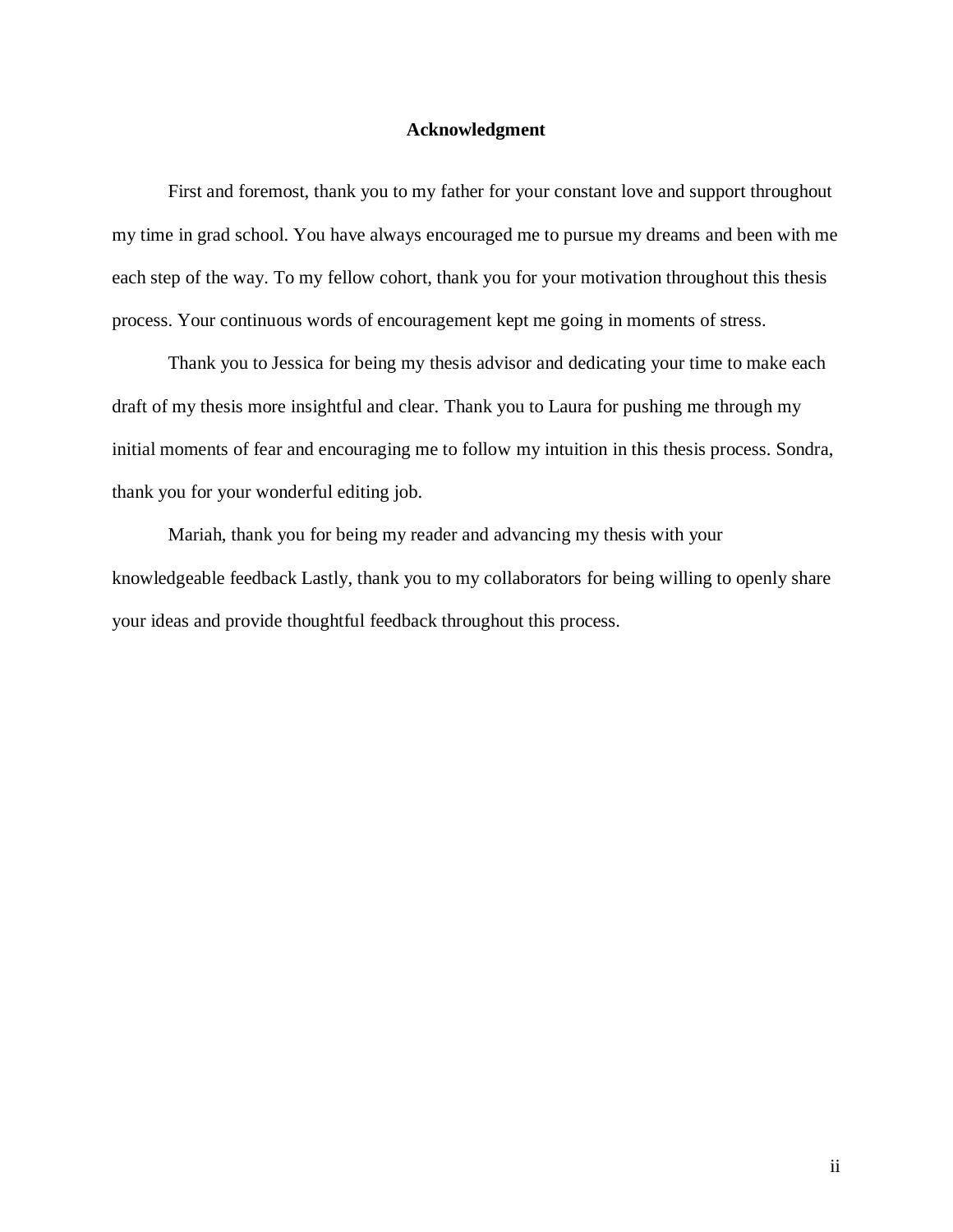## Acknowledgment

First and foremost, thank you to my father for your constant love and support throughout my time in grad school. You have always encouraged me to pursue my dreams and been with me each step of the way. To my fellow cohort, thank you for your motivation throughout this thesis process. Your continuous words of encouragement kept me going in moments of stress.

Thank you to Jessica for being my thesis advisor and dedicating your time to make each draft of my thesis more insightful and clear. Thank you to Laura for pushing me through my initial moments of fear and encouraging me to follow my intuition in this thesis process. Sondra, thank you for your wonderful editing job.

Mariah, thank you for being my reader and advancing my thesis with your knowledgeable feedback Lastly, thank you to my collaborators for being willing to openly share your ideas and provide thoughtful feedback throughout this process.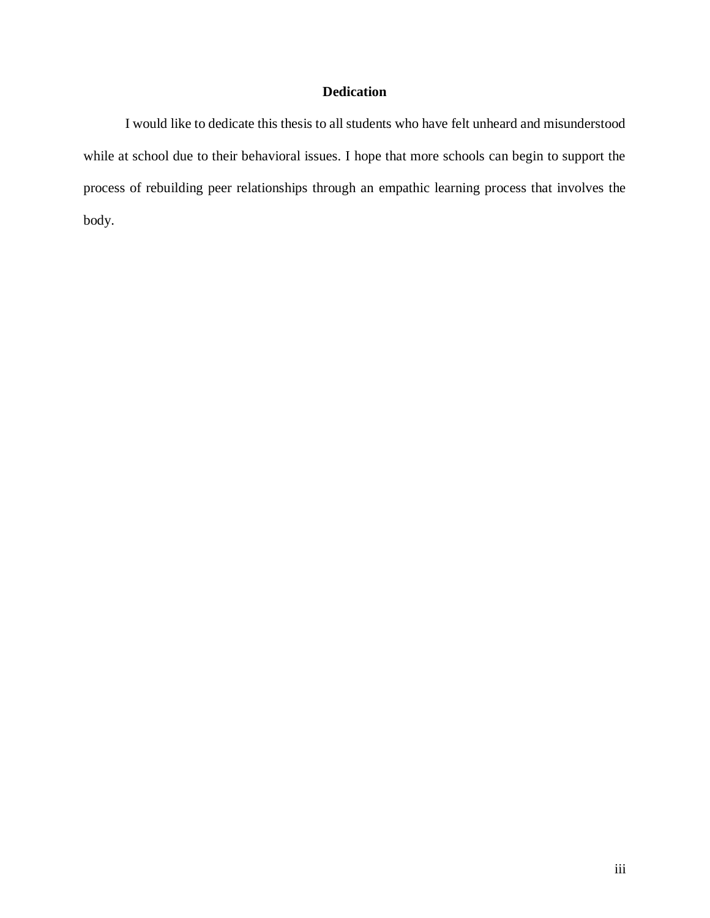## Dedication

I would like to dedicate this thesis to all students who have felt unheard and misunderstood while at school due to their behavioral issues. I hope that more schools can begin to support the process of rebuilding peer relationships through an empathic learning process that involves the body.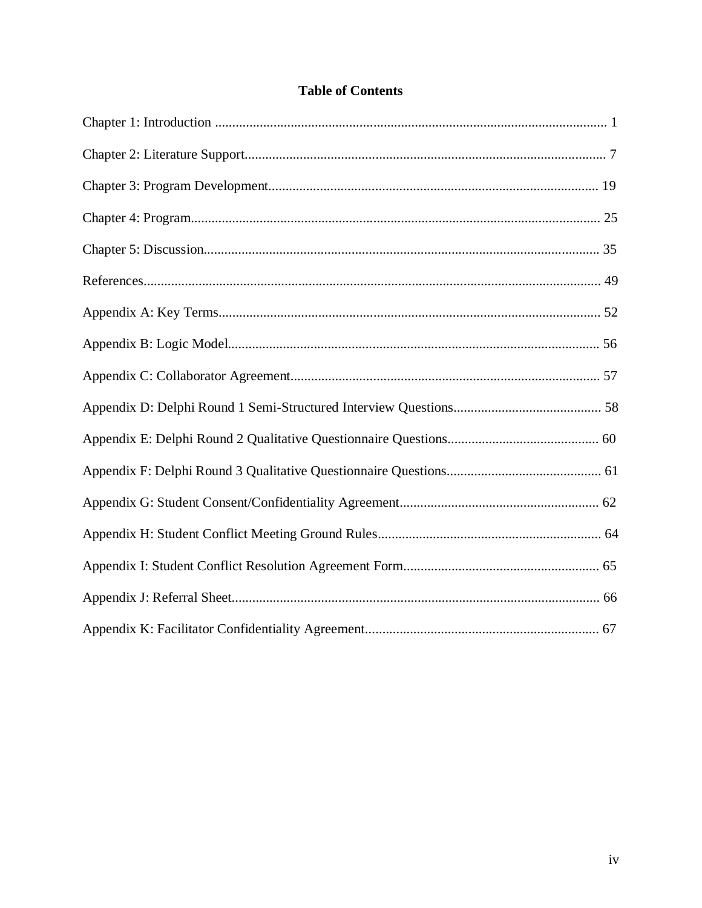# Table of Contents

Chapter 1: Introduction ................................................................................................................. 1

Chapter 2: Literature Support........................................................................................................ 7

Chapter 3: Program Development............................................................................................... 19

Chapter 4: Program...................................................................................................................... 25

Chapter 5: Discussion.................................................................................................................. 35

References.................................................................................................................................... 49

Appendix A: Key Terms.............................................................................................................. 52

Appendix B: Logic Model........................................................................................................... 56

Appendix C: Collaborator Agreement......................................................................................... 57

Appendix D: Delphi Round 1 Semi-Structured Interview Questions........................................... 58

Appendix E: Delphi Round 2 Qualitative Questionnaire Questions............................................ 60

Appendix F: Delphi Round 3 Qualitative Questionnaire Questions............................................. 61

Appendix G: Student Consent/Confidentiality Agreement.......................................................... 62

Appendix H: Student Conflict Meeting Ground Rules................................................................. 64

Appendix I: Student Conflict Resolution Agreement Form......................................................... 65

Appendix J: Referral Sheet.......................................................................................................... 66

Appendix K: Facilitator Confidentiality Agreement.................................................................... 67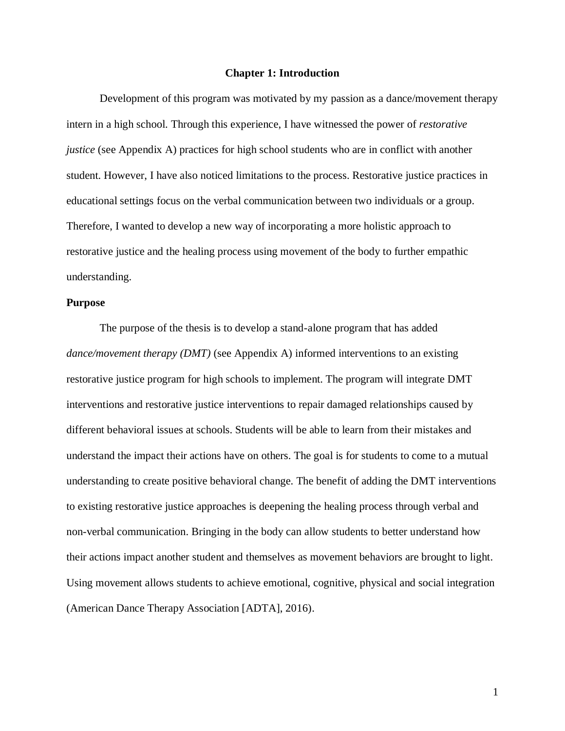# Chapter 1: Introduction

Development of this program was motivated by my passion as a dance/movement therapy intern in a high school. Through this experience, I have witnessed the power of *restorative justice* (see Appendix A) practices for high school students who are in conflict with another student. However, I have also noticed limitations to the process. Restorative justice practices in educational settings focus on the verbal communication between two individuals or a group. Therefore, I wanted to develop a new way of incorporating a more holistic approach to restorative justice and the healing process using movement of the body to further empathic understanding.

## Purpose

The purpose of the thesis is to develop a stand-alone program that has added *dance/movement therapy (DMT)* (see Appendix A) informed interventions to an existing restorative justice program for high schools to implement. The program will integrate DMT interventions and restorative justice interventions to repair damaged relationships caused by different behavioral issues at schools. Students will be able to learn from their mistakes and understand the impact their actions have on others. The goal is for students to come to a mutual understanding to create positive behavioral change. The benefit of adding the DMT interventions to existing restorative justice approaches is deepening the healing process through verbal and non-verbal communication. Bringing in the body can allow students to better understand how their actions impact another student and themselves as movement behaviors are brought to light. Using movement allows students to achieve emotional, cognitive, physical and social integration (American Dance Therapy Association [ADTA], 2016).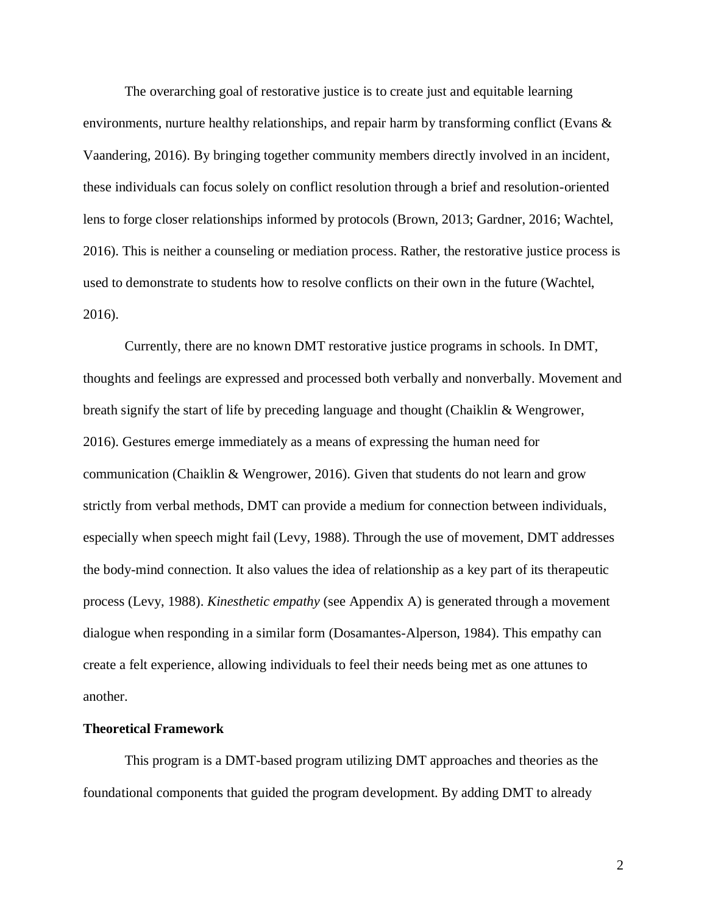The overarching goal of restorative justice is to create just and equitable learning environments, nurture healthy relationships, and repair harm by transforming conflict (Evans & Vaandering, 2016). By bringing together community members directly involved in an incident, these individuals can focus solely on conflict resolution through a brief and resolution-oriented lens to forge closer relationships informed by protocols (Brown, 2013; Gardner, 2016; Wachtel, 2016). This is neither a counseling or mediation process. Rather, the restorative justice process is used to demonstrate to students how to resolve conflicts on their own in the future (Wachtel, 2016).

Currently, there are no known DMT restorative justice programs in schools. In DMT, thoughts and feelings are expressed and processed both verbally and nonverbally. Movement and breath signify the start of life by preceding language and thought (Chaiklin & Wengrower, 2016). Gestures emerge immediately as a means of expressing the human need for communication (Chaiklin & Wengrower, 2016). Given that students do not learn and grow strictly from verbal methods, DMT can provide a medium for connection between individuals, especially when speech might fail (Levy, 1988). Through the use of movement, DMT addresses the body-mind connection. It also values the idea of relationship as a key part of its therapeutic process (Levy, 1988). *Kinesthetic empathy* (see Appendix A) is generated through a movement dialogue when responding in a similar form (Dosamantes-Alperson, 1984). This empathy can create a felt experience, allowing individuals to feel their needs being met as one attunes to another.

**Theoretical Framework**

This program is a DMT-based program utilizing DMT approaches and theories as the foundational components that guided the program development. By adding DMT to already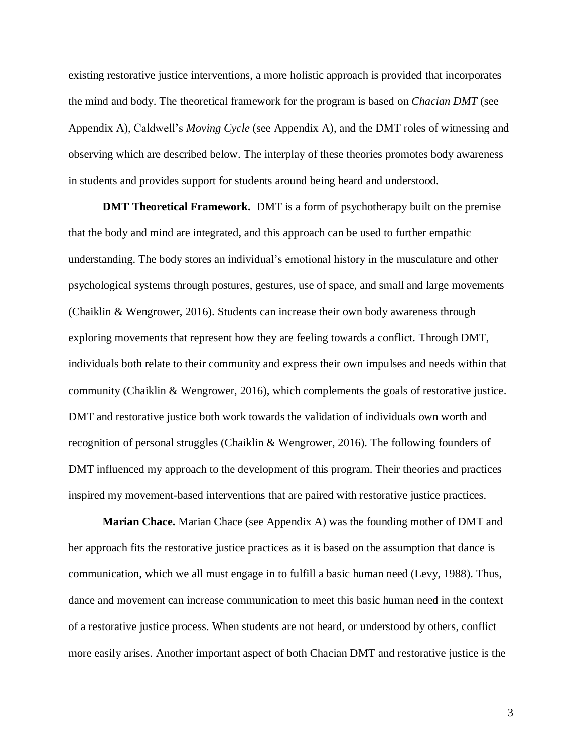existing restorative justice interventions, a more holistic approach is provided that incorporates the mind and body. The theoretical framework for the program is based on *Chacian DMT* (see Appendix A), Caldwell's *Moving Cycle* (see Appendix A), and the DMT roles of witnessing and observing which are described below. The interplay of these theories promotes body awareness in students and provides support for students around being heard and understood.

**DMT Theoretical Framework.** DMT is a form of psychotherapy built on the premise that the body and mind are integrated, and this approach can be used to further empathic understanding. The body stores an individual's emotional history in the musculature and other psychological systems through postures, gestures, use of space, and small and large movements (Chaiklin & Wengrower, 2016). Students can increase their own body awareness through exploring movements that represent how they are feeling towards a conflict. Through DMT, individuals both relate to their community and express their own impulses and needs within that community (Chaiklin & Wengrower, 2016), which complements the goals of restorative justice. DMT and restorative justice both work towards the validation of individuals own worth and recognition of personal struggles (Chaiklin & Wengrower, 2016). The following founders of DMT influenced my approach to the development of this program. Their theories and practices inspired my movement-based interventions that are paired with restorative justice practices.

**Marian Chace.** Marian Chace (see Appendix A) was the founding mother of DMT and her approach fits the restorative justice practices as it is based on the assumption that dance is communication, which we all must engage in to fulfill a basic human need (Levy, 1988). Thus, dance and movement can increase communication to meet this basic human need in the context of a restorative justice process. When students are not heard, or understood by others, conflict more easily arises. Another important aspect of both Chacian DMT and restorative justice is the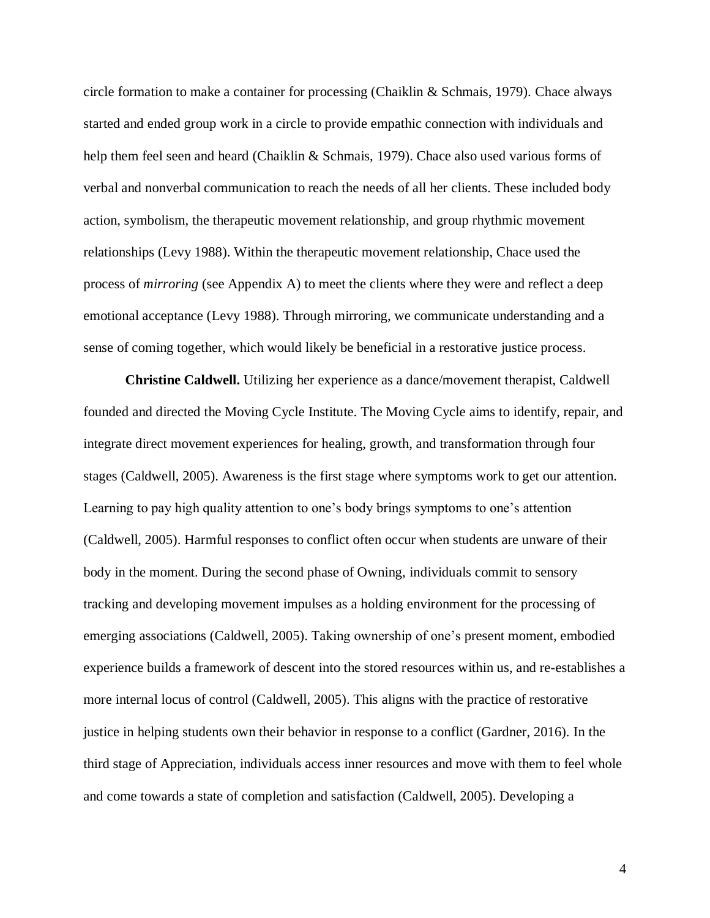circle formation to make a container for processing (Chaiklin & Schmais, 1979). Chace always started and ended group work in a circle to provide empathic connection with individuals and help them feel seen and heard (Chaiklin & Schmais, 1979). Chace also used various forms of verbal and nonverbal communication to reach the needs of all her clients. These included body action, symbolism, the therapeutic movement relationship, and group rhythmic movement relationships (Levy 1988). Within the therapeutic movement relationship, Chace used the process of *mirroring* (see Appendix A) to meet the clients where they were and reflect a deep emotional acceptance (Levy 1988). Through mirroring, we communicate understanding and a sense of coming together, which would likely be beneficial in a restorative justice process.

**Christine Caldwell.** Utilizing her experience as a dance/movement therapist, Caldwell founded and directed the Moving Cycle Institute. The Moving Cycle aims to identify, repair, and integrate direct movement experiences for healing, growth, and transformation through four stages (Caldwell, 2005). Awareness is the first stage where symptoms work to get our attention. Learning to pay high quality attention to one's body brings symptoms to one's attention (Caldwell, 2005). Harmful responses to conflict often occur when students are unware of their body in the moment. During the second phase of Owning, individuals commit to sensory tracking and developing movement impulses as a holding environment for the processing of emerging associations (Caldwell, 2005). Taking ownership of one's present moment, embodied experience builds a framework of descent into the stored resources within us, and re-establishes a more internal locus of control (Caldwell, 2005). This aligns with the practice of restorative justice in helping students own their behavior in response to a conflict (Gardner, 2016). In the third stage of Appreciation, individuals access inner resources and move with them to feel whole and come towards a state of completion and satisfaction (Caldwell, 2005). Developing a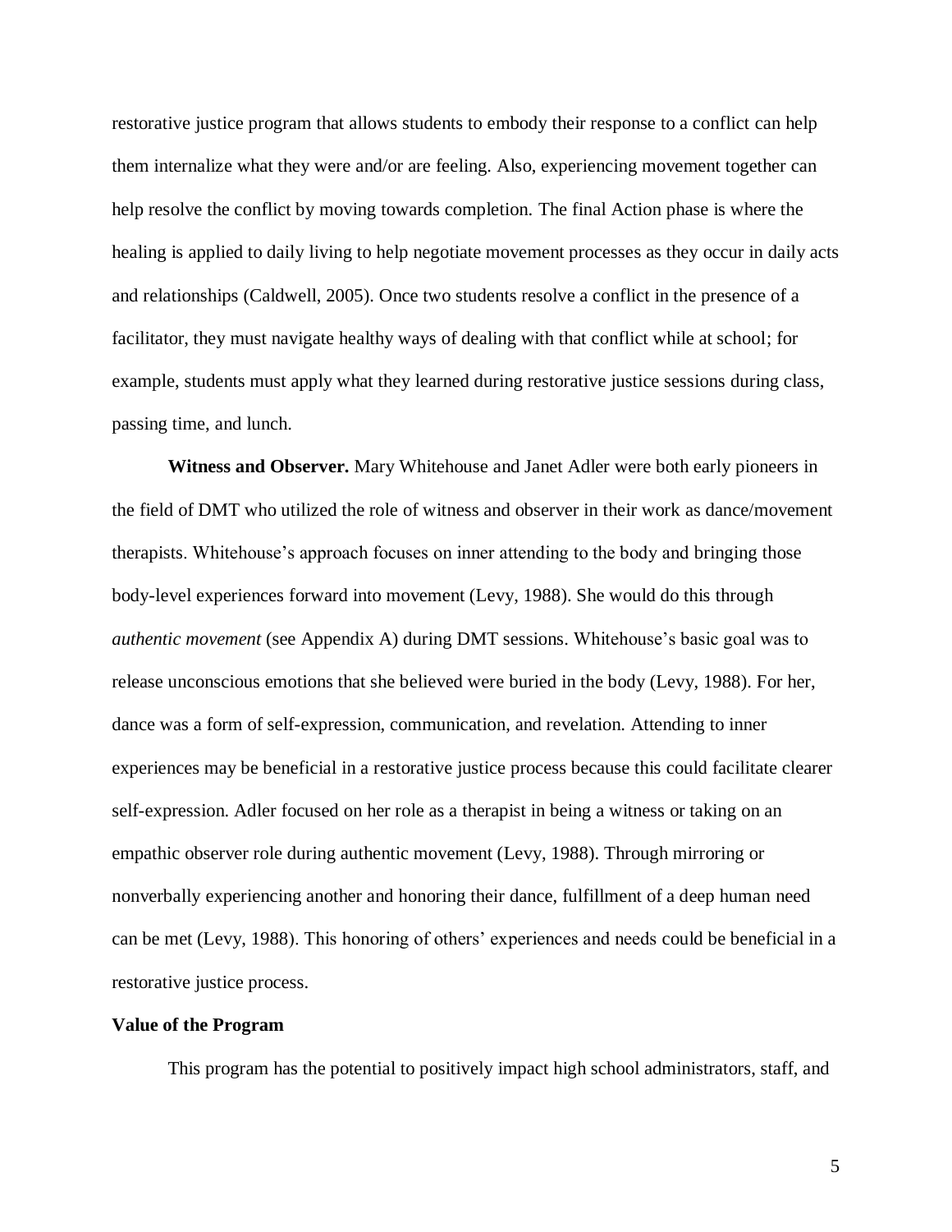restorative justice program that allows students to embody their response to a conflict can help them internalize what they were and/or are feeling. Also, experiencing movement together can help resolve the conflict by moving towards completion. The final Action phase is where the healing is applied to daily living to help negotiate movement processes as they occur in daily acts and relationships (Caldwell, 2005). Once two students resolve a conflict in the presence of a facilitator, they must navigate healthy ways of dealing with that conflict while at school; for example, students must apply what they learned during restorative justice sessions during class, passing time, and lunch.

**Witness and Observer.** Mary Whitehouse and Janet Adler were both early pioneers in the field of DMT who utilized the role of witness and observer in their work as dance/movement therapists. Whitehouse's approach focuses on inner attending to the body and bringing those body-level experiences forward into movement (Levy, 1988). She would do this through *authentic movement* (see Appendix A) during DMT sessions. Whitehouse's basic goal was to release unconscious emotions that she believed were buried in the body (Levy, 1988). For her, dance was a form of self-expression, communication, and revelation. Attending to inner experiences may be beneficial in a restorative justice process because this could facilitate clearer self-expression. Adler focused on her role as a therapist in being a witness or taking on an empathic observer role during authentic movement (Levy, 1988). Through mirroring or nonverbally experiencing another and honoring their dance, fulfillment of a deep human need can be met (Levy, 1988). This honoring of others' experiences and needs could be beneficial in a restorative justice process.

### Value of the Program

This program has the potential to positively impact high school administrators, staff, and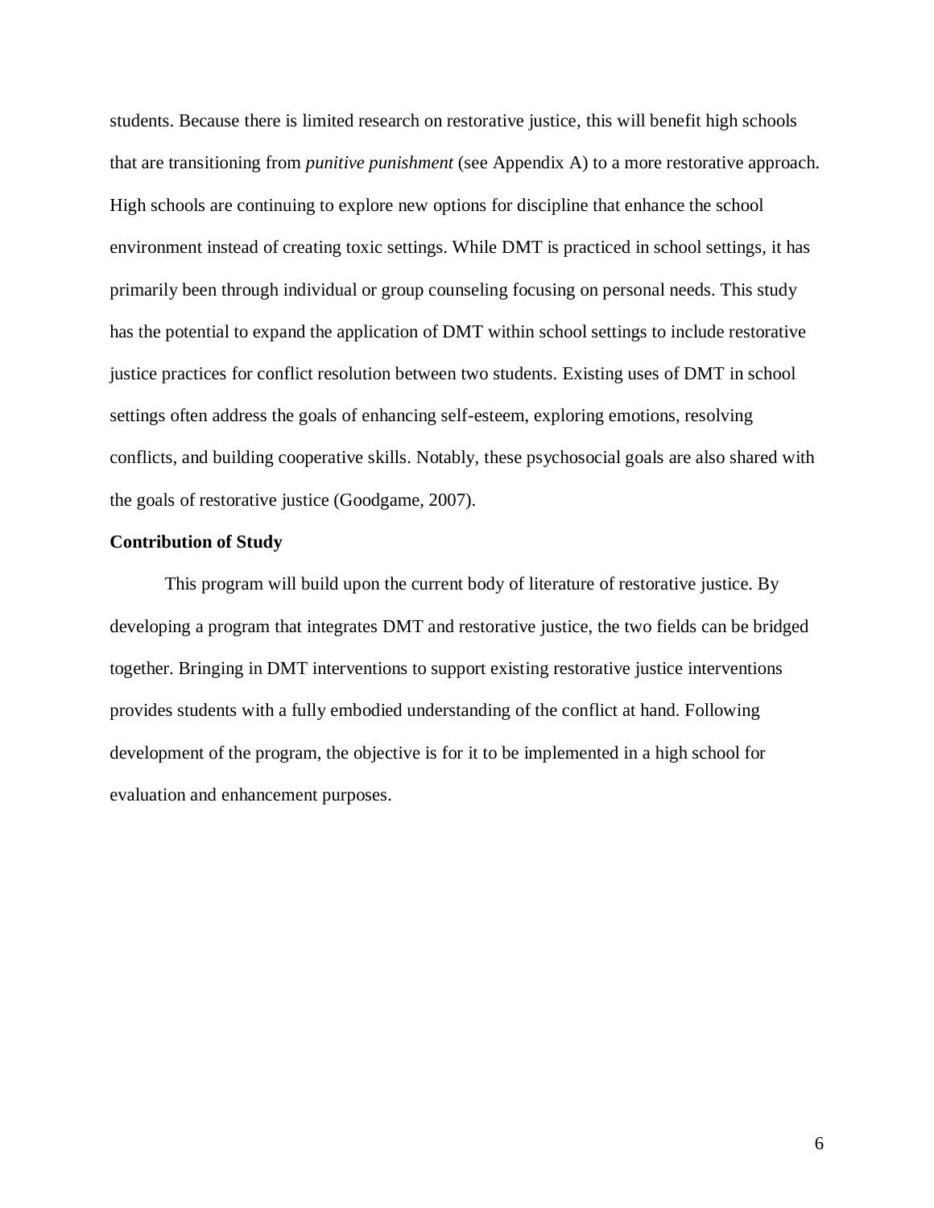students. Because there is limited research on restorative justice, this will benefit high schools that are transitioning from *punitive punishment* (see Appendix A) to a more restorative approach. High schools are continuing to explore new options for discipline that enhance the school environment instead of creating toxic settings. While DMT is practiced in school settings, it has primarily been through individual or group counseling focusing on personal needs. This study has the potential to expand the application of DMT within school settings to include restorative justice practices for conflict resolution between two students. Existing uses of DMT in school settings often address the goals of enhancing self-esteem, exploring emotions, resolving conflicts, and building cooperative skills. Notably, these psychosocial goals are also shared with the goals of restorative justice (Goodgame, 2007).

**Contribution of Study**

This program will build upon the current body of literature of restorative justice. By developing a program that integrates DMT and restorative justice, the two fields can be bridged together. Bringing in DMT interventions to support existing restorative justice interventions provides students with a fully embodied understanding of the conflict at hand. Following development of the program, the objective is for it to be implemented in a high school for evaluation and enhancement purposes.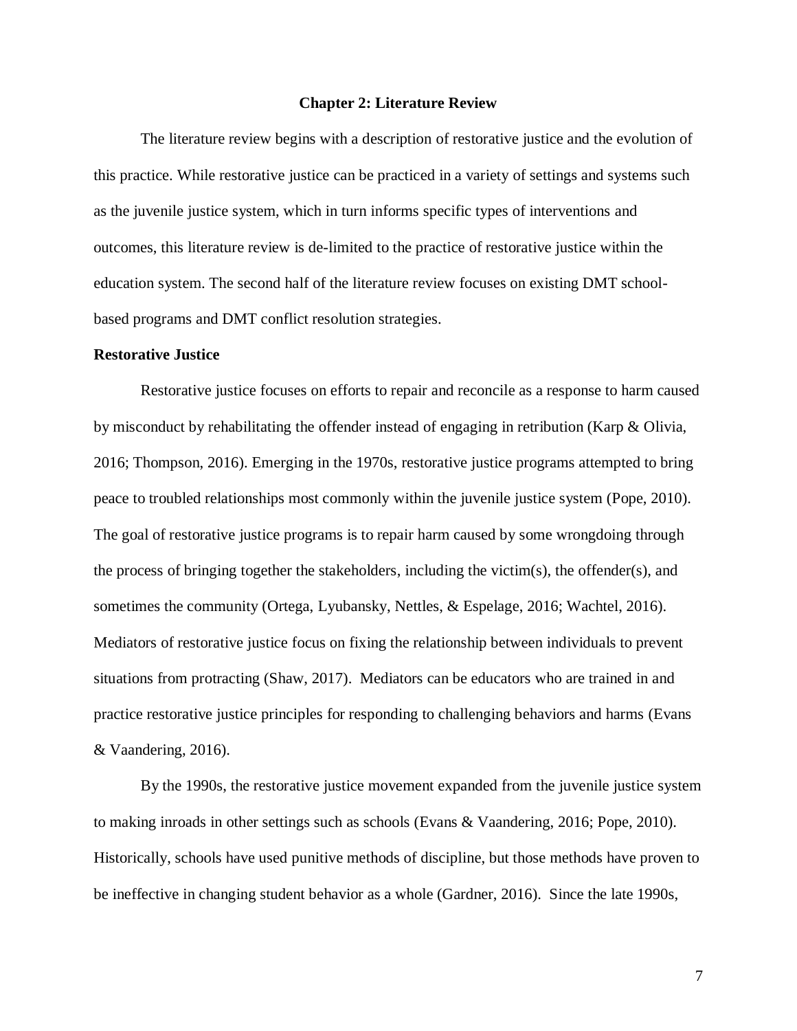# Chapter 2: Literature Review

The literature review begins with a description of restorative justice and the evolution of this practice. While restorative justice can be practiced in a variety of settings and systems such as the juvenile justice system, which in turn informs specific types of interventions and outcomes, this literature review is de-limited to the practice of restorative justice within the education system. The second half of the literature review focuses on existing DMT school-based programs and DMT conflict resolution strategies.

## Restorative Justice

Restorative justice focuses on efforts to repair and reconcile as a response to harm caused by misconduct by rehabilitating the offender instead of engaging in retribution (Karp & Olivia, 2016; Thompson, 2016). Emerging in the 1970s, restorative justice programs attempted to bring peace to troubled relationships most commonly within the juvenile justice system (Pope, 2010). The goal of restorative justice programs is to repair harm caused by some wrongdoing through the process of bringing together the stakeholders, including the victim(s), the offender(s), and sometimes the community (Ortega, Lyubansky, Nettles, & Espelage, 2016; Wachtel, 2016). Mediators of restorative justice focus on fixing the relationship between individuals to prevent situations from protracting (Shaw, 2017). Mediators can be educators who are trained in and practice restorative justice principles for responding to challenging behaviors and harms (Evans & Vaandering, 2016).

By the 1990s, the restorative justice movement expanded from the juvenile justice system to making inroads in other settings such as schools (Evans & Vaandering, 2016; Pope, 2010). Historically, schools have used punitive methods of discipline, but those methods have proven to be ineffective in changing student behavior as a whole (Gardner, 2016). Since the late 1990s,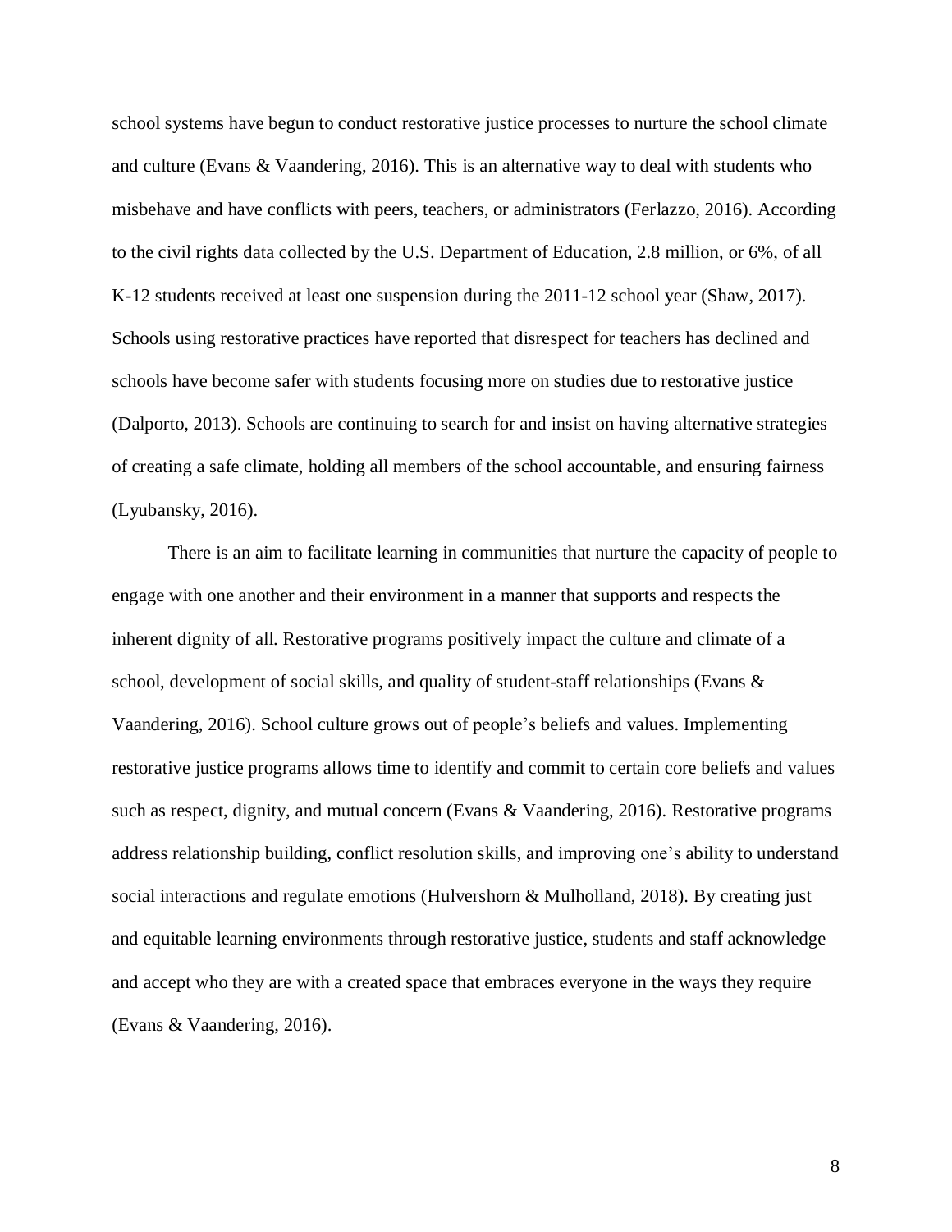school systems have begun to conduct restorative justice processes to nurture the school climate and culture (Evans & Vaandering, 2016). This is an alternative way to deal with students who misbehave and have conflicts with peers, teachers, or administrators (Ferlazzo, 2016). According to the civil rights data collected by the U.S. Department of Education, 2.8 million, or 6%, of all K-12 students received at least one suspension during the 2011-12 school year (Shaw, 2017). Schools using restorative practices have reported that disrespect for teachers has declined and schools have become safer with students focusing more on studies due to restorative justice (Dalporto, 2013). Schools are continuing to search for and insist on having alternative strategies of creating a safe climate, holding all members of the school accountable, and ensuring fairness (Lyubansky, 2016).

There is an aim to facilitate learning in communities that nurture the capacity of people to engage with one another and their environment in a manner that supports and respects the inherent dignity of all. Restorative programs positively impact the culture and climate of a school, development of social skills, and quality of student-staff relationships (Evans & Vaandering, 2016). School culture grows out of people's beliefs and values. Implementing restorative justice programs allows time to identify and commit to certain core beliefs and values such as respect, dignity, and mutual concern (Evans & Vaandering, 2016). Restorative programs address relationship building, conflict resolution skills, and improving one's ability to understand social interactions and regulate emotions (Hulvershorn & Mulholland, 2018). By creating just and equitable learning environments through restorative justice, students and staff acknowledge and accept who they are with a created space that embraces everyone in the ways they require (Evans & Vaandering, 2016).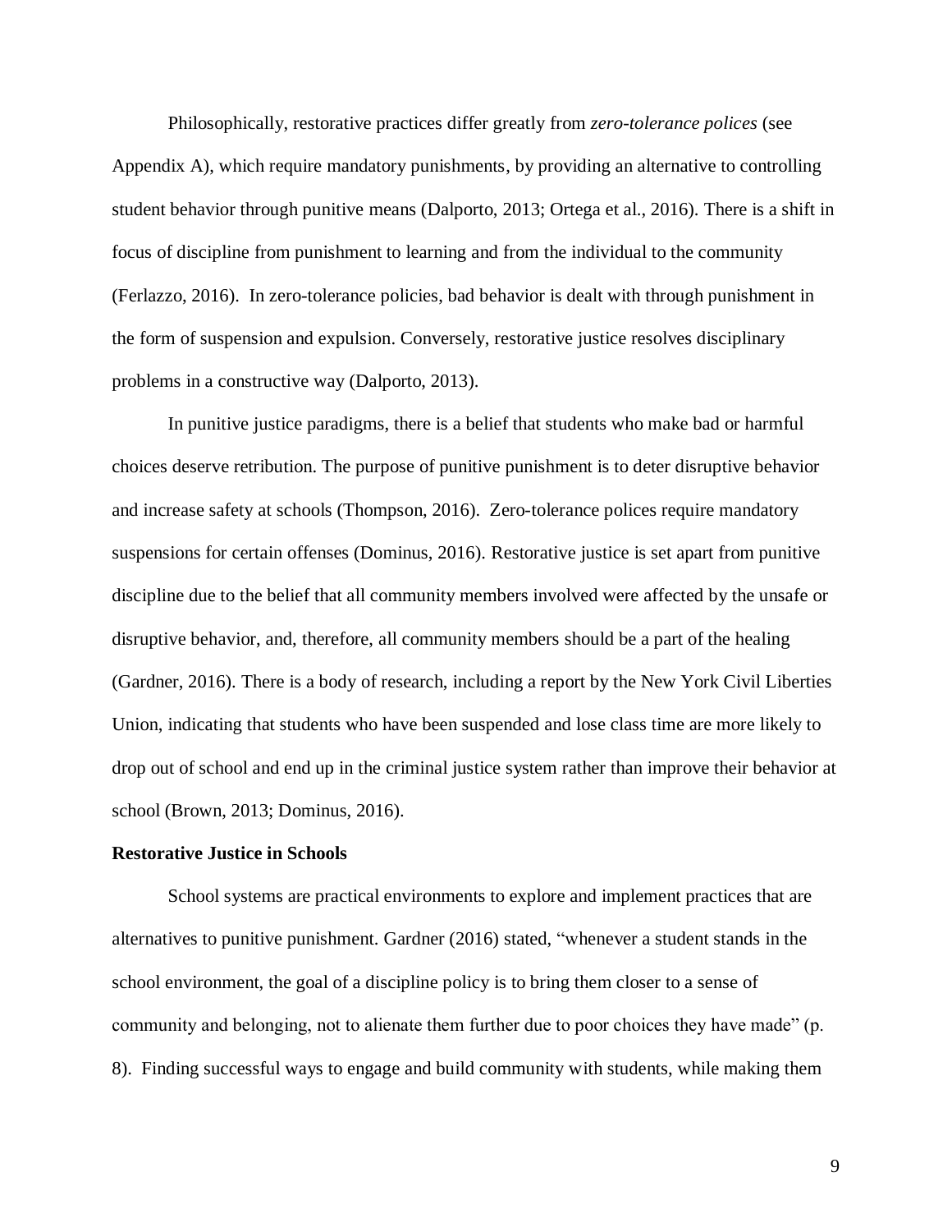Philosophically, restorative practices differ greatly from *zero-tolerance polices* (see Appendix A), which require mandatory punishments, by providing an alternative to controlling student behavior through punitive means (Dalporto, 2013; Ortega et al., 2016). There is a shift in focus of discipline from punishment to learning and from the individual to the community (Ferlazzo, 2016). In zero-tolerance policies, bad behavior is dealt with through punishment in the form of suspension and expulsion. Conversely, restorative justice resolves disciplinary problems in a constructive way (Dalporto, 2013).

In punitive justice paradigms, there is a belief that students who make bad or harmful choices deserve retribution. The purpose of punitive punishment is to deter disruptive behavior and increase safety at schools (Thompson, 2016). Zero-tolerance polices require mandatory suspensions for certain offenses (Dominus, 2016). Restorative justice is set apart from punitive discipline due to the belief that all community members involved were affected by the unsafe or disruptive behavior, and, therefore, all community members should be a part of the healing (Gardner, 2016). There is a body of research, including a report by the New York Civil Liberties Union, indicating that students who have been suspended and lose class time are more likely to drop out of school and end up in the criminal justice system rather than improve their behavior at school (Brown, 2013; Dominus, 2016).

**Restorative Justice in Schools**

School systems are practical environments to explore and implement practices that are alternatives to punitive punishment. Gardner (2016) stated, "whenever a student stands in the school environment, the goal of a discipline policy is to bring them closer to a sense of community and belonging, not to alienate them further due to poor choices they have made" (p. 8). Finding successful ways to engage and build community with students, while making them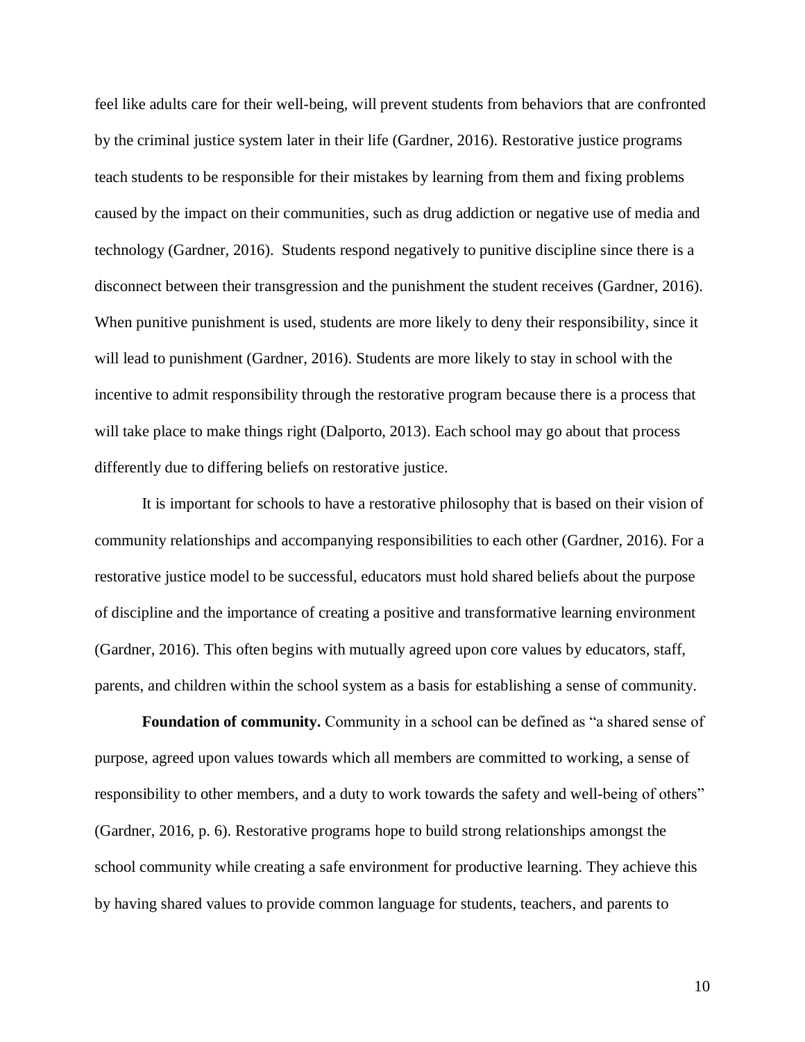feel like adults care for their well-being, will prevent students from behaviors that are confronted by the criminal justice system later in their life (Gardner, 2016). Restorative justice programs teach students to be responsible for their mistakes by learning from them and fixing problems caused by the impact on their communities, such as drug addiction or negative use of media and technology (Gardner, 2016). Students respond negatively to punitive discipline since there is a disconnect between their transgression and the punishment the student receives (Gardner, 2016). When punitive punishment is used, students are more likely to deny their responsibility, since it will lead to punishment (Gardner, 2016). Students are more likely to stay in school with the incentive to admit responsibility through the restorative program because there is a process that will take place to make things right (Dalporto, 2013). Each school may go about that process differently due to differing beliefs on restorative justice.

It is important for schools to have a restorative philosophy that is based on their vision of community relationships and accompanying responsibilities to each other (Gardner, 2016). For a restorative justice model to be successful, educators must hold shared beliefs about the purpose of discipline and the importance of creating a positive and transformative learning environment (Gardner, 2016). This often begins with mutually agreed upon core values by educators, staff, parents, and children within the school system as a basis for establishing a sense of community.

**Foundation of community.** Community in a school can be defined as "a shared sense of purpose, agreed upon values towards which all members are committed to working, a sense of responsibility to other members, and a duty to work towards the safety and well-being of others" (Gardner, 2016, p. 6). Restorative programs hope to build strong relationships amongst the school community while creating a safe environment for productive learning. They achieve this by having shared values to provide common language for students, teachers, and parents to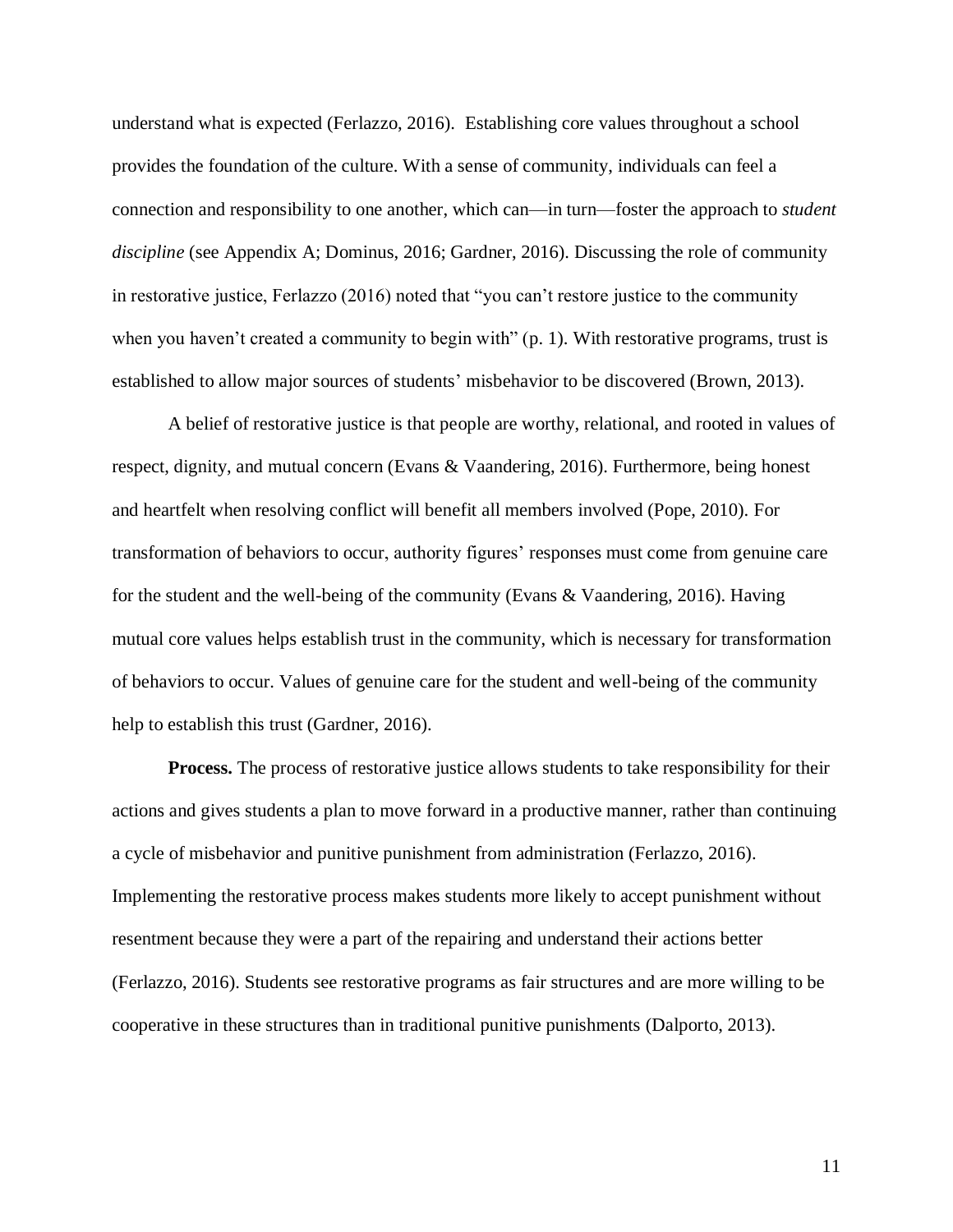understand what is expected (Ferlazzo, 2016). Establishing core values throughout a school provides the foundation of the culture. With a sense of community, individuals can feel a connection and responsibility to one another, which can—in turn—foster the approach to *student discipline* (see Appendix A; Dominus, 2016; Gardner, 2016). Discussing the role of community in restorative justice, Ferlazzo (2016) noted that "you can't restore justice to the community when you haven't created a community to begin with" (p. 1). With restorative programs, trust is established to allow major sources of students' misbehavior to be discovered (Brown, 2013).

A belief of restorative justice is that people are worthy, relational, and rooted in values of respect, dignity, and mutual concern (Evans & Vaandering, 2016). Furthermore, being honest and heartfelt when resolving conflict will benefit all members involved (Pope, 2010). For transformation of behaviors to occur, authority figures' responses must come from genuine care for the student and the well-being of the community (Evans & Vaandering, 2016). Having mutual core values helps establish trust in the community, which is necessary for transformation of behaviors to occur. Values of genuine care for the student and well-being of the community help to establish this trust (Gardner, 2016).

**Process.** The process of restorative justice allows students to take responsibility for their actions and gives students a plan to move forward in a productive manner, rather than continuing a cycle of misbehavior and punitive punishment from administration (Ferlazzo, 2016). Implementing the restorative process makes students more likely to accept punishment without resentment because they were a part of the repairing and understand their actions better (Ferlazzo, 2016). Students see restorative programs as fair structures and are more willing to be cooperative in these structures than in traditional punitive punishments (Dalporto, 2013).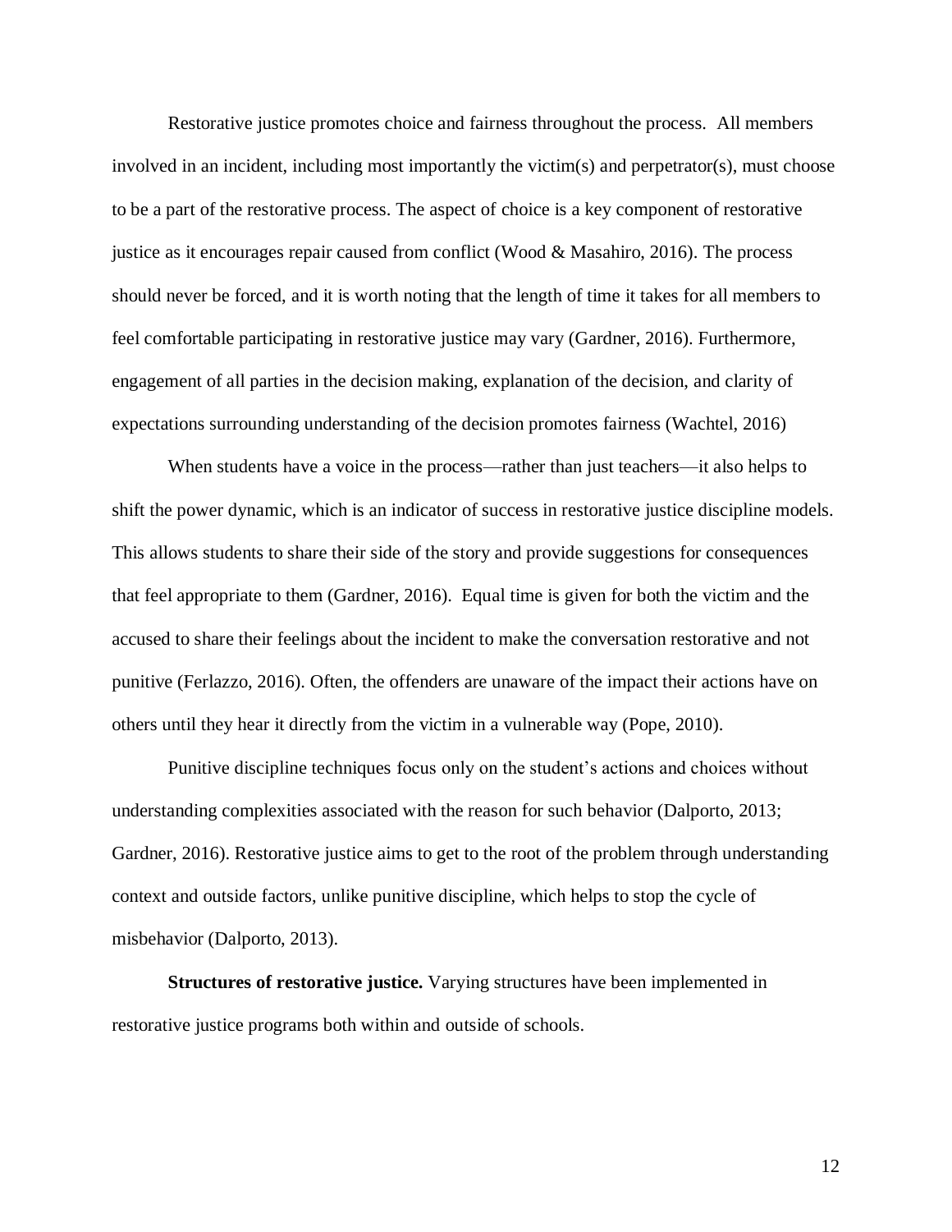Restorative justice promotes choice and fairness throughout the process. All members involved in an incident, including most importantly the victim(s) and perpetrator(s), must choose to be a part of the restorative process. The aspect of choice is a key component of restorative justice as it encourages repair caused from conflict (Wood & Masahiro, 2016). The process should never be forced, and it is worth noting that the length of time it takes for all members to feel comfortable participating in restorative justice may vary (Gardner, 2016). Furthermore, engagement of all parties in the decision making, explanation of the decision, and clarity of expectations surrounding understanding of the decision promotes fairness (Wachtel, 2016)

When students have a voice in the process—rather than just teachers—it also helps to shift the power dynamic, which is an indicator of success in restorative justice discipline models. This allows students to share their side of the story and provide suggestions for consequences that feel appropriate to them (Gardner, 2016). Equal time is given for both the victim and the accused to share their feelings about the incident to make the conversation restorative and not punitive (Ferlazzo, 2016). Often, the offenders are unaware of the impact their actions have on others until they hear it directly from the victim in a vulnerable way (Pope, 2010).

Punitive discipline techniques focus only on the student's actions and choices without understanding complexities associated with the reason for such behavior (Dalporto, 2013; Gardner, 2016). Restorative justice aims to get to the root of the problem through understanding context and outside factors, unlike punitive discipline, which helps to stop the cycle of misbehavior (Dalporto, 2013).

**Structures of restorative justice.** Varying structures have been implemented in restorative justice programs both within and outside of schools.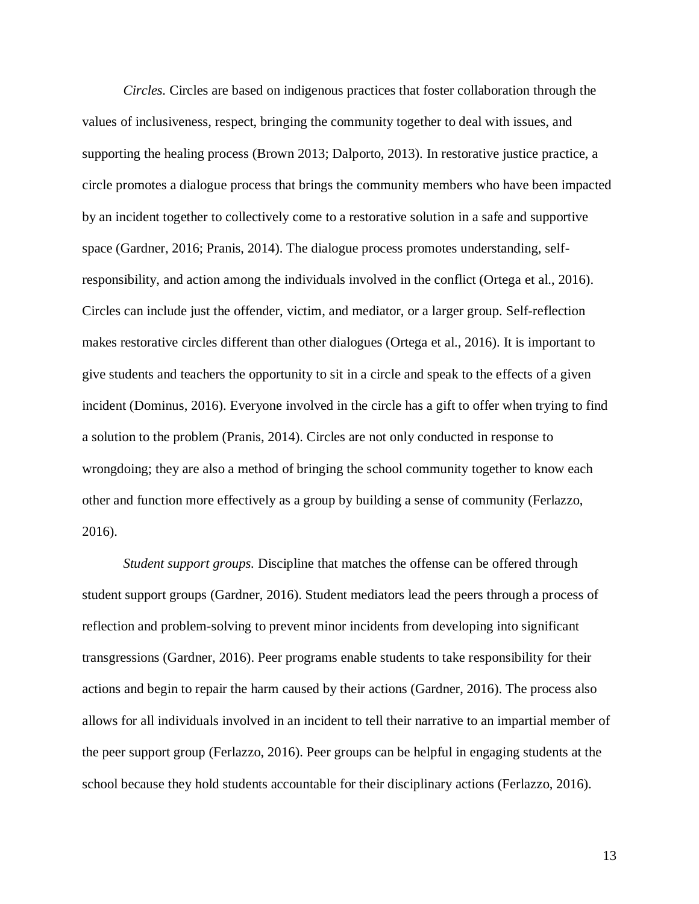*Circles.* Circles are based on indigenous practices that foster collaboration through the values of inclusiveness, respect, bringing the community together to deal with issues, and supporting the healing process (Brown 2013; Dalporto, 2013). In restorative justice practice, a circle promotes a dialogue process that brings the community members who have been impacted by an incident together to collectively come to a restorative solution in a safe and supportive space (Gardner, 2016; Pranis, 2014). The dialogue process promotes understanding, self-responsibility, and action among the individuals involved in the conflict (Ortega et al., 2016). Circles can include just the offender, victim, and mediator, or a larger group. Self-reflection makes restorative circles different than other dialogues (Ortega et al., 2016). It is important to give students and teachers the opportunity to sit in a circle and speak to the effects of a given incident (Dominus, 2016). Everyone involved in the circle has a gift to offer when trying to find a solution to the problem (Pranis, 2014). Circles are not only conducted in response to wrongdoing; they are also a method of bringing the school community together to know each other and function more effectively as a group by building a sense of community (Ferlazzo, 2016).

*Student support groups.* Discipline that matches the offense can be offered through student support groups (Gardner, 2016). Student mediators lead the peers through a process of reflection and problem-solving to prevent minor incidents from developing into significant transgressions (Gardner, 2016). Peer programs enable students to take responsibility for their actions and begin to repair the harm caused by their actions (Gardner, 2016). The process also allows for all individuals involved in an incident to tell their narrative to an impartial member of the peer support group (Ferlazzo, 2016). Peer groups can be helpful in engaging students at the school because they hold students accountable for their disciplinary actions (Ferlazzo, 2016).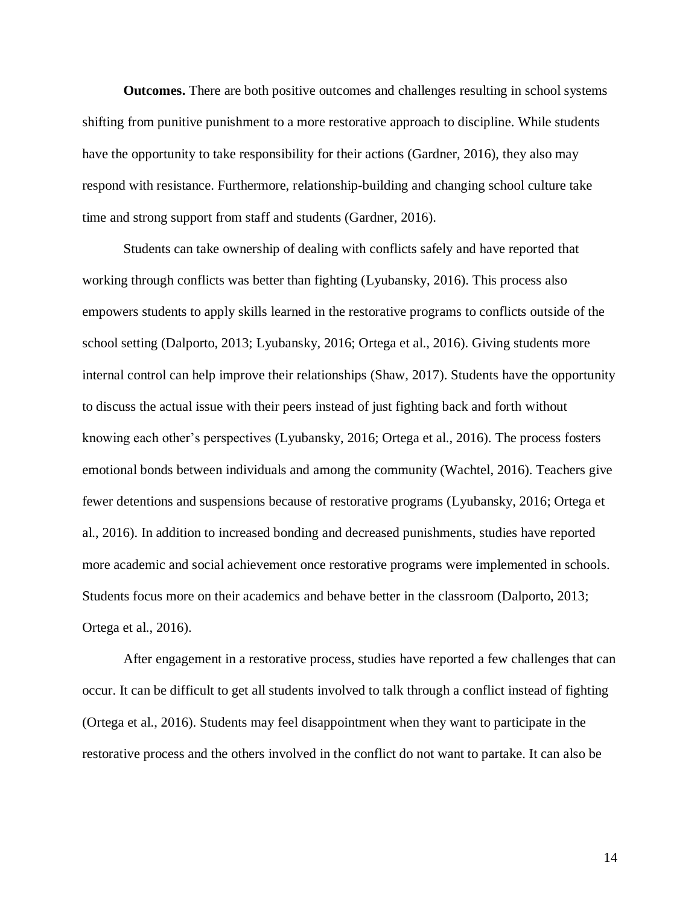**Outcomes.** There are both positive outcomes and challenges resulting in school systems shifting from punitive punishment to a more restorative approach to discipline. While students have the opportunity to take responsibility for their actions (Gardner, 2016), they also may respond with resistance. Furthermore, relationship-building and changing school culture take time and strong support from staff and students (Gardner, 2016).

Students can take ownership of dealing with conflicts safely and have reported that working through conflicts was better than fighting (Lyubansky, 2016). This process also empowers students to apply skills learned in the restorative programs to conflicts outside of the school setting (Dalporto, 2013; Lyubansky, 2016; Ortega et al., 2016). Giving students more internal control can help improve their relationships (Shaw, 2017). Students have the opportunity to discuss the actual issue with their peers instead of just fighting back and forth without knowing each other's perspectives (Lyubansky, 2016; Ortega et al., 2016). The process fosters emotional bonds between individuals and among the community (Wachtel, 2016). Teachers give fewer detentions and suspensions because of restorative programs (Lyubansky, 2016; Ortega et al., 2016). In addition to increased bonding and decreased punishments, studies have reported more academic and social achievement once restorative programs were implemented in schools. Students focus more on their academics and behave better in the classroom (Dalporto, 2013; Ortega et al., 2016).

After engagement in a restorative process, studies have reported a few challenges that can occur. It can be difficult to get all students involved to talk through a conflict instead of fighting (Ortega et al., 2016). Students may feel disappointment when they want to participate in the restorative process and the others involved in the conflict do not want to partake. It can also be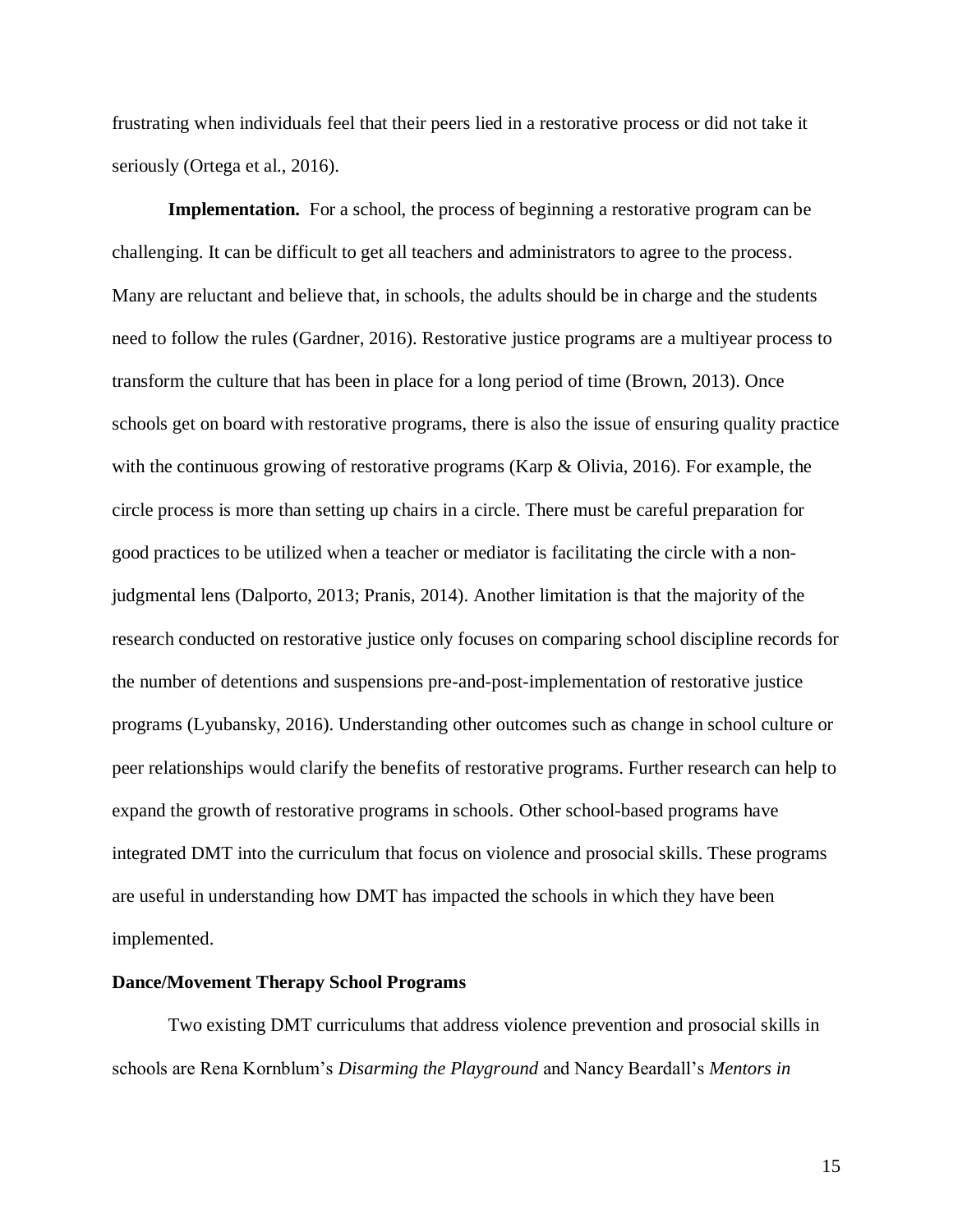frustrating when individuals feel that their peers lied in a restorative process or did not take it seriously (Ortega et al., 2016).

**Implementation.** For a school, the process of beginning a restorative program can be challenging. It can be difficult to get all teachers and administrators to agree to the process. Many are reluctant and believe that, in schools, the adults should be in charge and the students need to follow the rules (Gardner, 2016). Restorative justice programs are a multiyear process to transform the culture that has been in place for a long period of time (Brown, 2013). Once schools get on board with restorative programs, there is also the issue of ensuring quality practice with the continuous growing of restorative programs (Karp & Olivia, 2016). For example, the circle process is more than setting up chairs in a circle. There must be careful preparation for good practices to be utilized when a teacher or mediator is facilitating the circle with a non-judgmental lens (Dalporto, 2013; Pranis, 2014). Another limitation is that the majority of the research conducted on restorative justice only focuses on comparing school discipline records for the number of detentions and suspensions pre-and-post-implementation of restorative justice programs (Lyubansky, 2016). Understanding other outcomes such as change in school culture or peer relationships would clarify the benefits of restorative programs. Further research can help to expand the growth of restorative programs in schools. Other school-based programs have integrated DMT into the curriculum that focus on violence and prosocial skills. These programs are useful in understanding how DMT has impacted the schools in which they have been implemented.

**Dance/Movement Therapy School Programs**

Two existing DMT curriculums that address violence prevention and prosocial skills in schools are Rena Kornblum's *Disarming the Playground* and Nancy Beardall's *Mentors in*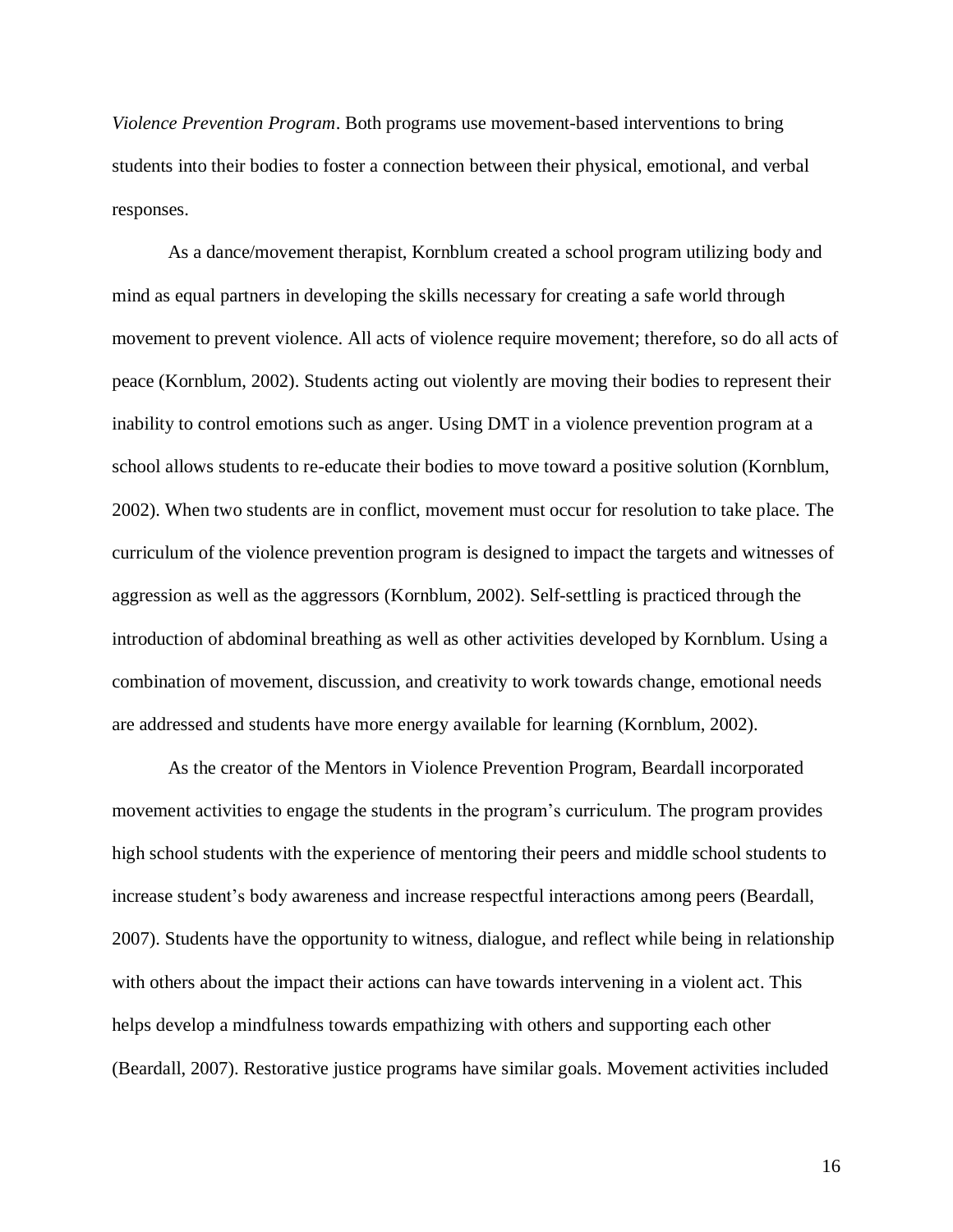*Violence Prevention Program*. Both programs use movement-based interventions to bring students into their bodies to foster a connection between their physical, emotional, and verbal responses.

As a dance/movement therapist, Kornblum created a school program utilizing body and mind as equal partners in developing the skills necessary for creating a safe world through movement to prevent violence. All acts of violence require movement; therefore, so do all acts of peace (Kornblum, 2002). Students acting out violently are moving their bodies to represent their inability to control emotions such as anger. Using DMT in a violence prevention program at a school allows students to re-educate their bodies to move toward a positive solution (Kornblum, 2002). When two students are in conflict, movement must occur for resolution to take place. The curriculum of the violence prevention program is designed to impact the targets and witnesses of aggression as well as the aggressors (Kornblum, 2002). Self-settling is practiced through the introduction of abdominal breathing as well as other activities developed by Kornblum. Using a combination of movement, discussion, and creativity to work towards change, emotional needs are addressed and students have more energy available for learning (Kornblum, 2002).

As the creator of the Mentors in Violence Prevention Program, Beardall incorporated movement activities to engage the students in the program's curriculum. The program provides high school students with the experience of mentoring their peers and middle school students to increase student's body awareness and increase respectful interactions among peers (Beardall, 2007). Students have the opportunity to witness, dialogue, and reflect while being in relationship with others about the impact their actions can have towards intervening in a violent act. This helps develop a mindfulness towards empathizing with others and supporting each other (Beardall, 2007). Restorative justice programs have similar goals. Movement activities included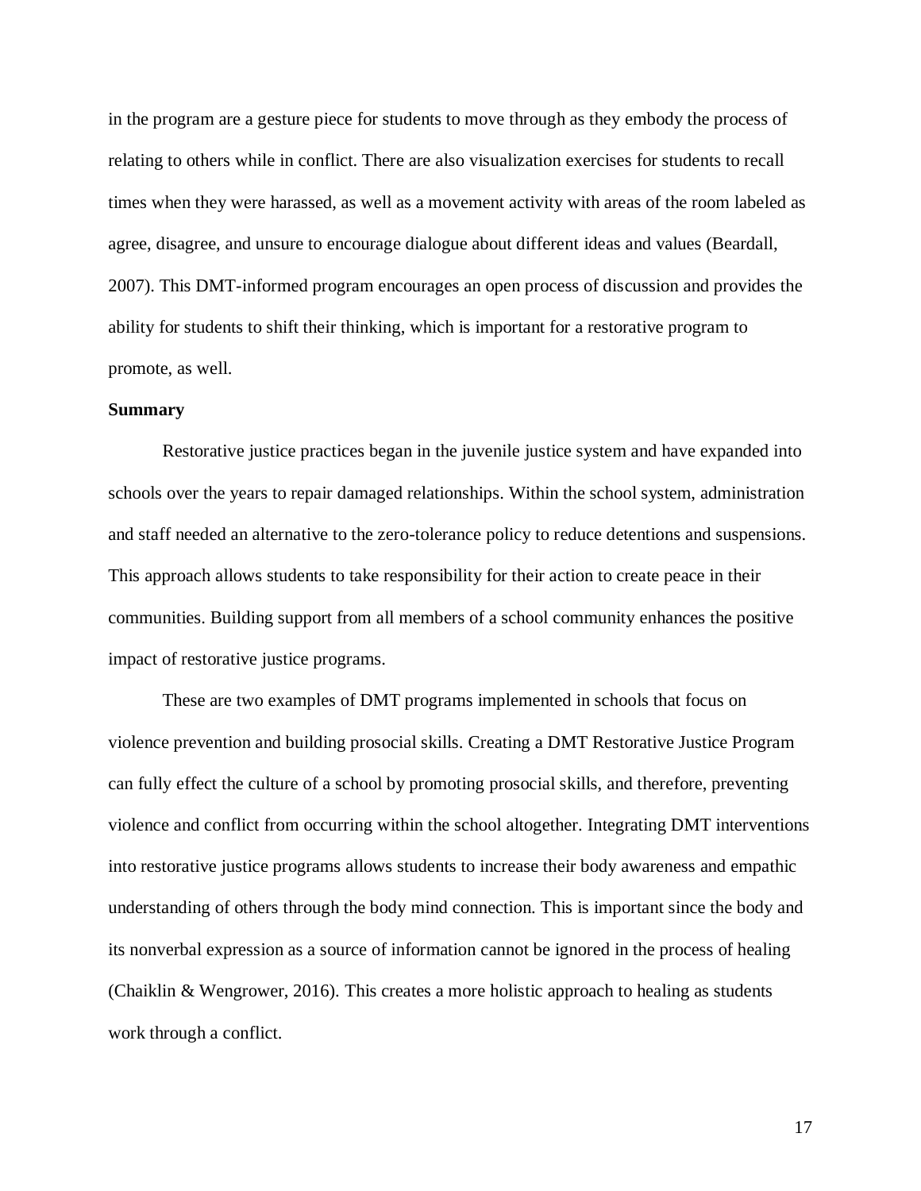in the program are a gesture piece for students to move through as they embody the process of relating to others while in conflict. There are also visualization exercises for students to recall times when they were harassed, as well as a movement activity with areas of the room labeled as agree, disagree, and unsure to encourage dialogue about different ideas and values (Beardall, 2007). This DMT-informed program encourages an open process of discussion and provides the ability for students to shift their thinking, which is important for a restorative program to promote, as well.

**Summary**

Restorative justice practices began in the juvenile justice system and have expanded into schools over the years to repair damaged relationships. Within the school system, administration and staff needed an alternative to the zero-tolerance policy to reduce detentions and suspensions. This approach allows students to take responsibility for their action to create peace in their communities. Building support from all members of a school community enhances the positive impact of restorative justice programs.

These are two examples of DMT programs implemented in schools that focus on violence prevention and building prosocial skills. Creating a DMT Restorative Justice Program can fully effect the culture of a school by promoting prosocial skills, and therefore, preventing violence and conflict from occurring within the school altogether. Integrating DMT interventions into restorative justice programs allows students to increase their body awareness and empathic understanding of others through the body mind connection. This is important since the body and its nonverbal expression as a source of information cannot be ignored in the process of healing (Chaiklin & Wengrower, 2016). This creates a more holistic approach to healing as students work through a conflict.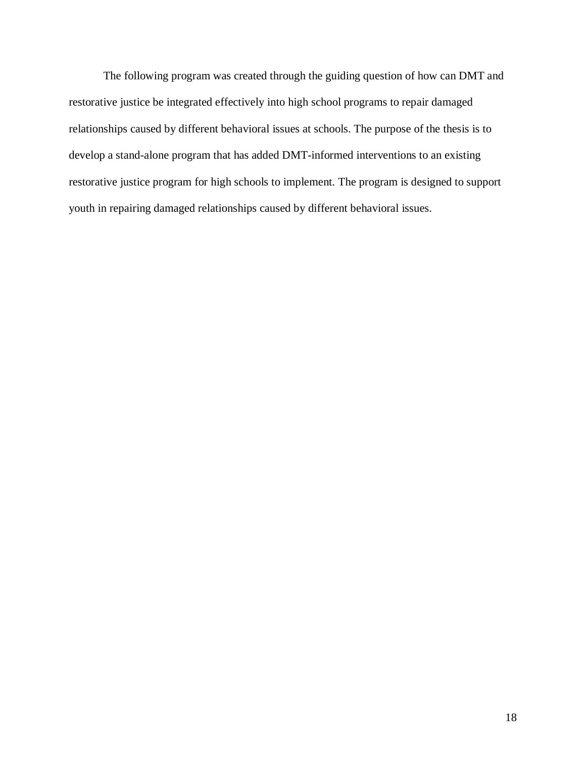The following program was created through the guiding question of how can DMT and restorative justice be integrated effectively into high school programs to repair damaged relationships caused by different behavioral issues at schools. The purpose of the thesis is to develop a stand-alone program that has added DMT-informed interventions to an existing restorative justice program for high schools to implement. The program is designed to support youth in repairing damaged relationships caused by different behavioral issues.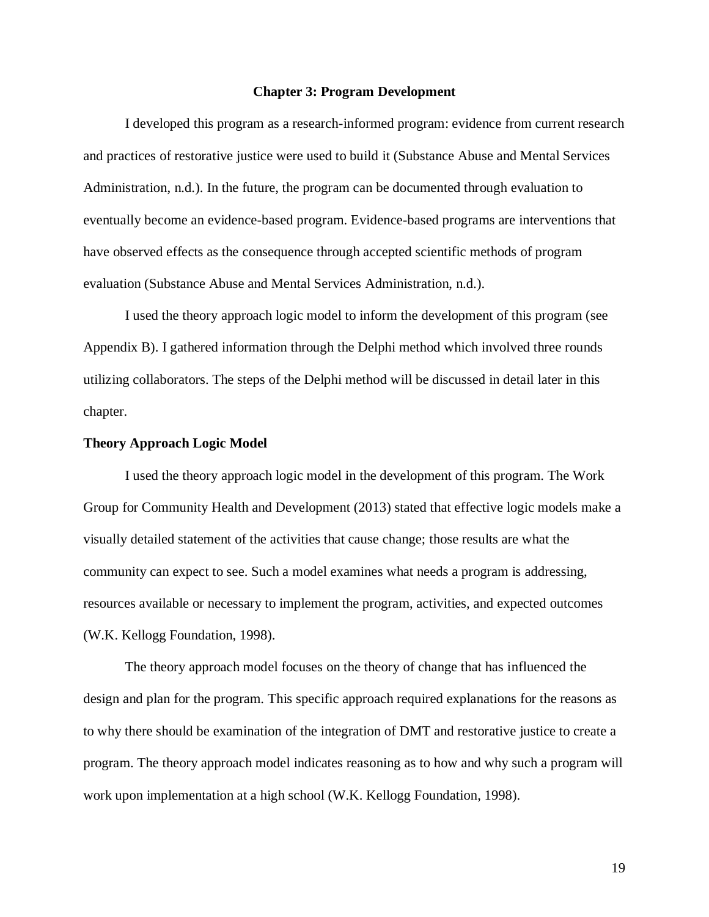# Chapter 3: Program Development

I developed this program as a research-informed program: evidence from current research and practices of restorative justice were used to build it (Substance Abuse and Mental Services Administration, n.d.). In the future, the program can be documented through evaluation to eventually become an evidence-based program. Evidence-based programs are interventions that have observed effects as the consequence through accepted scientific methods of program evaluation (Substance Abuse and Mental Services Administration, n.d.).

I used the theory approach logic model to inform the development of this program (see Appendix B). I gathered information through the Delphi method which involved three rounds utilizing collaborators. The steps of the Delphi method will be discussed in detail later in this chapter.

## Theory Approach Logic Model

I used the theory approach logic model in the development of this program. The Work Group for Community Health and Development (2013) stated that effective logic models make a visually detailed statement of the activities that cause change; those results are what the community can expect to see. Such a model examines what needs a program is addressing, resources available or necessary to implement the program, activities, and expected outcomes (W.K. Kellogg Foundation, 1998).

The theory approach model focuses on the theory of change that has influenced the design and plan for the program. This specific approach required explanations for the reasons as to why there should be examination of the integration of DMT and restorative justice to create a program. The theory approach model indicates reasoning as to how and why such a program will work upon implementation at a high school (W.K. Kellogg Foundation, 1998).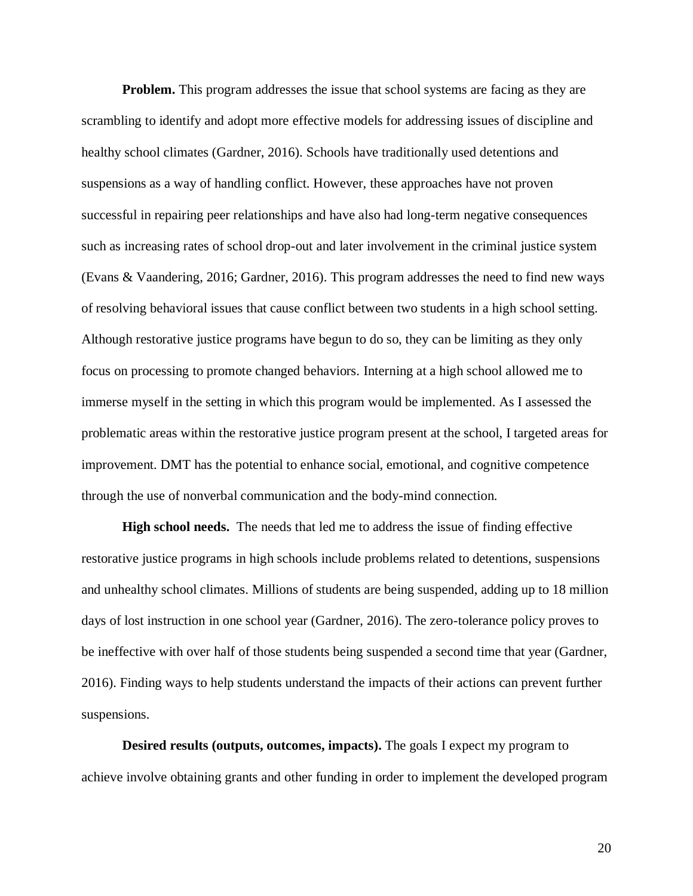**Problem.** This program addresses the issue that school systems are facing as they are scrambling to identify and adopt more effective models for addressing issues of discipline and healthy school climates (Gardner, 2016). Schools have traditionally used detentions and suspensions as a way of handling conflict. However, these approaches have not proven successful in repairing peer relationships and have also had long-term negative consequences such as increasing rates of school drop-out and later involvement in the criminal justice system (Evans & Vaandering, 2016; Gardner, 2016). This program addresses the need to find new ways of resolving behavioral issues that cause conflict between two students in a high school setting. Although restorative justice programs have begun to do so, they can be limiting as they only focus on processing to promote changed behaviors. Interning at a high school allowed me to immerse myself in the setting in which this program would be implemented. As I assessed the problematic areas within the restorative justice program present at the school, I targeted areas for improvement. DMT has the potential to enhance social, emotional, and cognitive competence through the use of nonverbal communication and the body-mind connection.

**High school needs.** The needs that led me to address the issue of finding effective restorative justice programs in high schools include problems related to detentions, suspensions and unhealthy school climates. Millions of students are being suspended, adding up to 18 million days of lost instruction in one school year (Gardner, 2016). The zero-tolerance policy proves to be ineffective with over half of those students being suspended a second time that year (Gardner, 2016). Finding ways to help students understand the impacts of their actions can prevent further suspensions.

**Desired results (outputs, outcomes, impacts).** The goals I expect my program to achieve involve obtaining grants and other funding in order to implement the developed program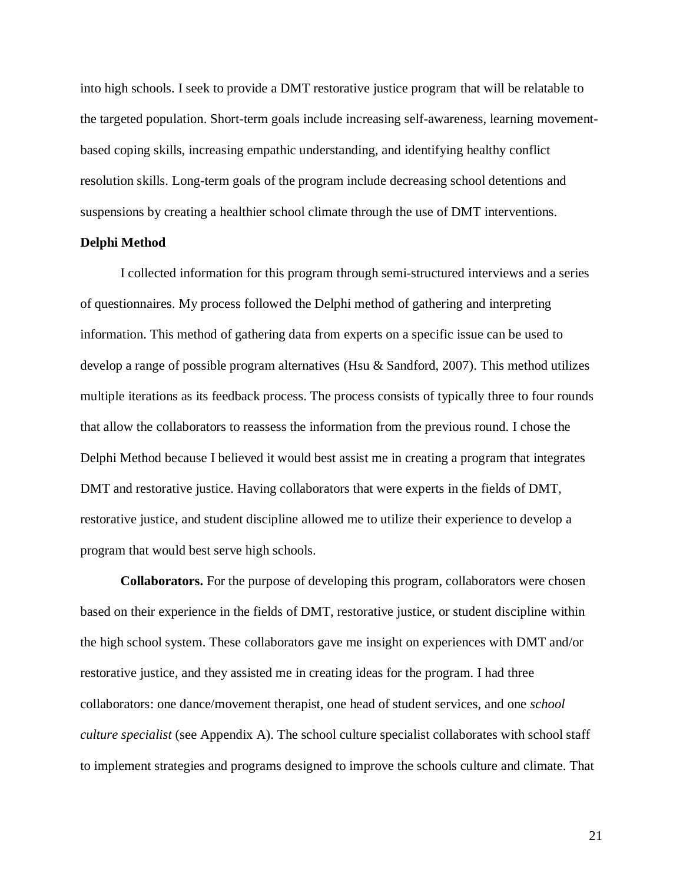into high schools. I seek to provide a DMT restorative justice program that will be relatable to the targeted population. Short-term goals include increasing self-awareness, learning movement-based coping skills, increasing empathic understanding, and identifying healthy conflict resolution skills. Long-term goals of the program include decreasing school detentions and suspensions by creating a healthier school climate through the use of DMT interventions.

**Delphi Method**

I collected information for this program through semi-structured interviews and a series of questionnaires. My process followed the Delphi method of gathering and interpreting information. This method of gathering data from experts on a specific issue can be used to develop a range of possible program alternatives (Hsu & Sandford, 2007). This method utilizes multiple iterations as its feedback process. The process consists of typically three to four rounds that allow the collaborators to reassess the information from the previous round. I chose the Delphi Method because I believed it would best assist me in creating a program that integrates DMT and restorative justice. Having collaborators that were experts in the fields of DMT, restorative justice, and student discipline allowed me to utilize their experience to develop a program that would best serve high schools.

**Collaborators.** For the purpose of developing this program, collaborators were chosen based on their experience in the fields of DMT, restorative justice, or student discipline within the high school system. These collaborators gave me insight on experiences with DMT and/or restorative justice, and they assisted me in creating ideas for the program. I had three collaborators: one dance/movement therapist, one head of student services, and one *school culture specialist* (see Appendix A). The school culture specialist collaborates with school staff to implement strategies and programs designed to improve the schools culture and climate. That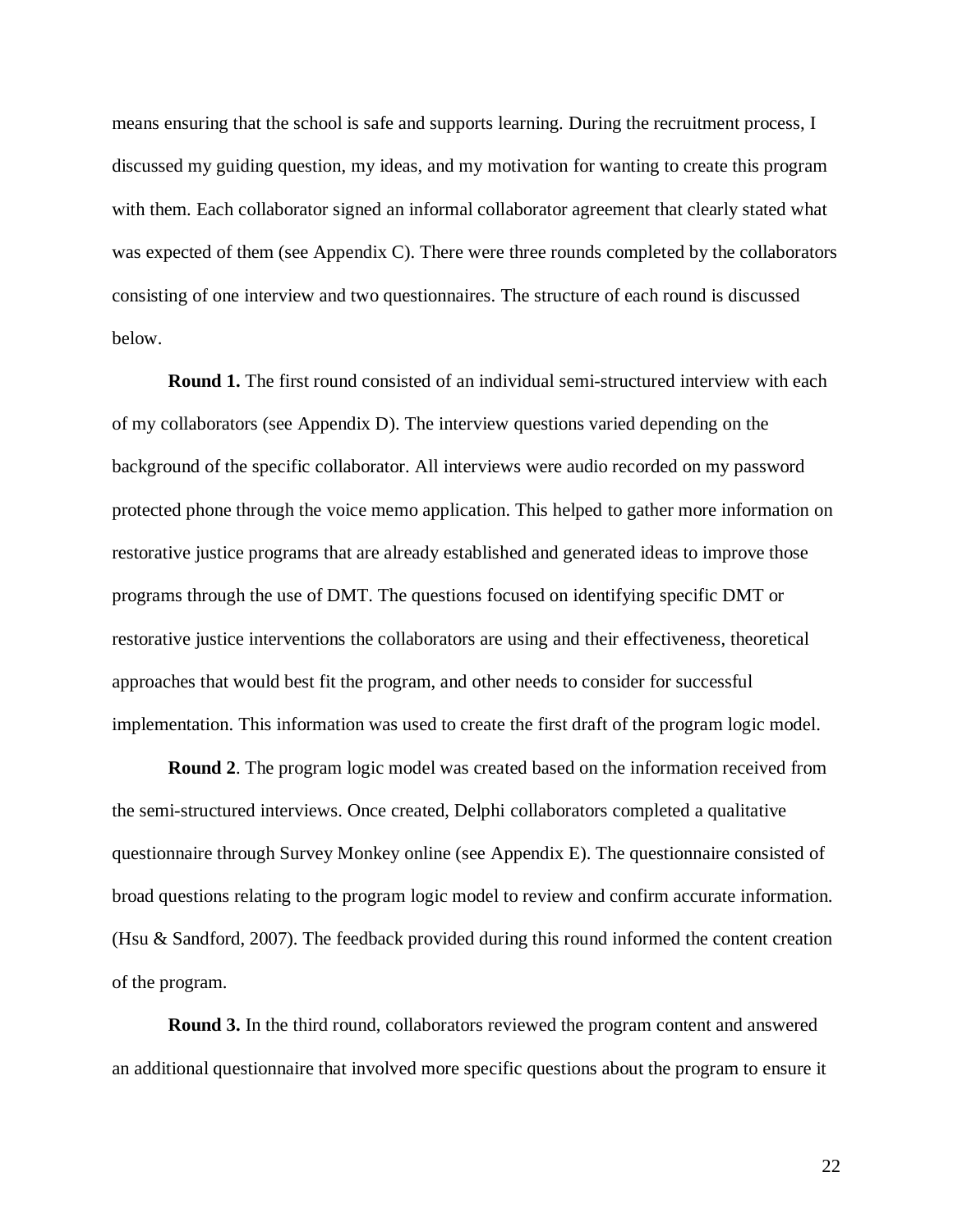means ensuring that the school is safe and supports learning. During the recruitment process, I discussed my guiding question, my ideas, and my motivation for wanting to create this program with them. Each collaborator signed an informal collaborator agreement that clearly stated what was expected of them (see Appendix C). There were three rounds completed by the collaborators consisting of one interview and two questionnaires. The structure of each round is discussed below.

**Round 1.** The first round consisted of an individual semi-structured interview with each of my collaborators (see Appendix D). The interview questions varied depending on the background of the specific collaborator. All interviews were audio recorded on my password protected phone through the voice memo application. This helped to gather more information on restorative justice programs that are already established and generated ideas to improve those programs through the use of DMT. The questions focused on identifying specific DMT or restorative justice interventions the collaborators are using and their effectiveness, theoretical approaches that would best fit the program, and other needs to consider for successful implementation. This information was used to create the first draft of the program logic model.

**Round 2**. The program logic model was created based on the information received from the semi-structured interviews. Once created, Delphi collaborators completed a qualitative questionnaire through Survey Monkey online (see Appendix E). The questionnaire consisted of broad questions relating to the program logic model to review and confirm accurate information. (Hsu & Sandford, 2007). The feedback provided during this round informed the content creation of the program.

**Round 3.** In the third round, collaborators reviewed the program content and answered an additional questionnaire that involved more specific questions about the program to ensure it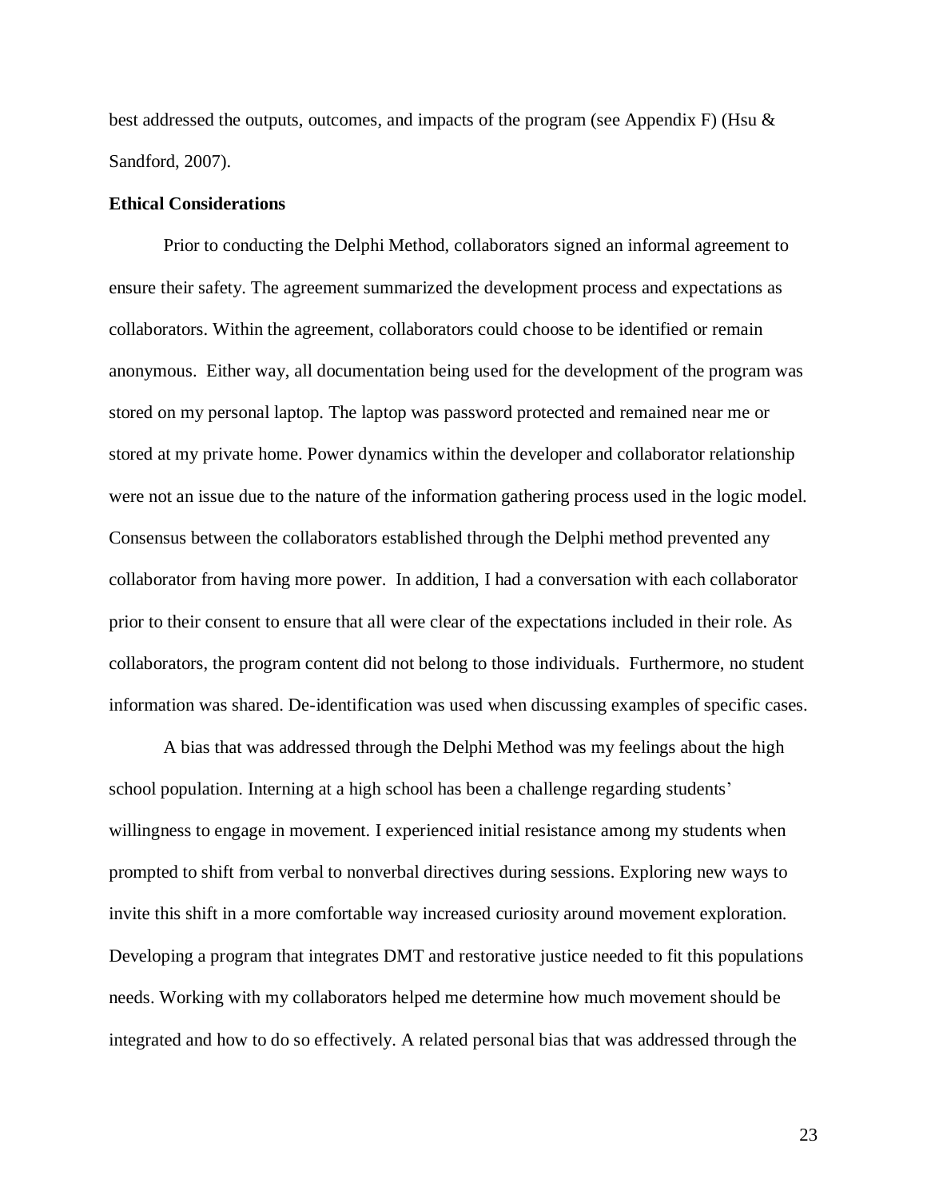best addressed the outputs, outcomes, and impacts of the program (see Appendix F) (Hsu & Sandford, 2007).

**Ethical Considerations**

Prior to conducting the Delphi Method, collaborators signed an informal agreement to ensure their safety. The agreement summarized the development process and expectations as collaborators. Within the agreement, collaborators could choose to be identified or remain anonymous. Either way, all documentation being used for the development of the program was stored on my personal laptop. The laptop was password protected and remained near me or stored at my private home. Power dynamics within the developer and collaborator relationship were not an issue due to the nature of the information gathering process used in the logic model. Consensus between the collaborators established through the Delphi method prevented any collaborator from having more power. In addition, I had a conversation with each collaborator prior to their consent to ensure that all were clear of the expectations included in their role. As collaborators, the program content did not belong to those individuals. Furthermore, no student information was shared. De-identification was used when discussing examples of specific cases.

A bias that was addressed through the Delphi Method was my feelings about the high school population. Interning at a high school has been a challenge regarding students' willingness to engage in movement. I experienced initial resistance among my students when prompted to shift from verbal to nonverbal directives during sessions. Exploring new ways to invite this shift in a more comfortable way increased curiosity around movement exploration. Developing a program that integrates DMT and restorative justice needed to fit this populations needs. Working with my collaborators helped me determine how much movement should be integrated and how to do so effectively. A related personal bias that was addressed through the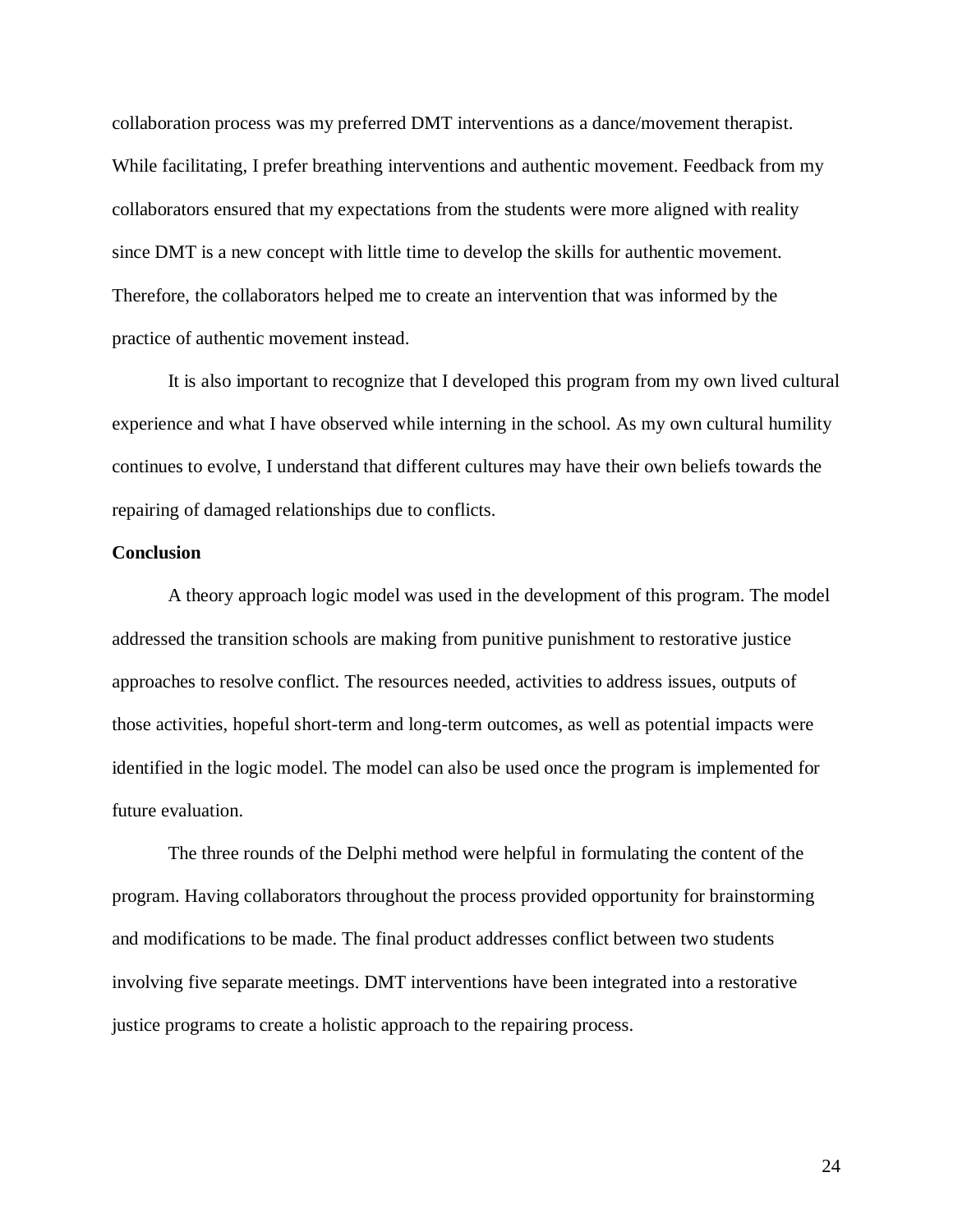collaboration process was my preferred DMT interventions as a dance/movement therapist. While facilitating, I prefer breathing interventions and authentic movement. Feedback from my collaborators ensured that my expectations from the students were more aligned with reality since DMT is a new concept with little time to develop the skills for authentic movement. Therefore, the collaborators helped me to create an intervention that was informed by the practice of authentic movement instead.

It is also important to recognize that I developed this program from my own lived cultural experience and what I have observed while interning in the school. As my own cultural humility continues to evolve, I understand that different cultures may have their own beliefs towards the repairing of damaged relationships due to conflicts.

**Conclusion**

A theory approach logic model was used in the development of this program. The model addressed the transition schools are making from punitive punishment to restorative justice approaches to resolve conflict. The resources needed, activities to address issues, outputs of those activities, hopeful short-term and long-term outcomes, as well as potential impacts were identified in the logic model. The model can also be used once the program is implemented for future evaluation.

The three rounds of the Delphi method were helpful in formulating the content of the program. Having collaborators throughout the process provided opportunity for brainstorming and modifications to be made. The final product addresses conflict between two students involving five separate meetings. DMT interventions have been integrated into a restorative justice programs to create a holistic approach to the repairing process.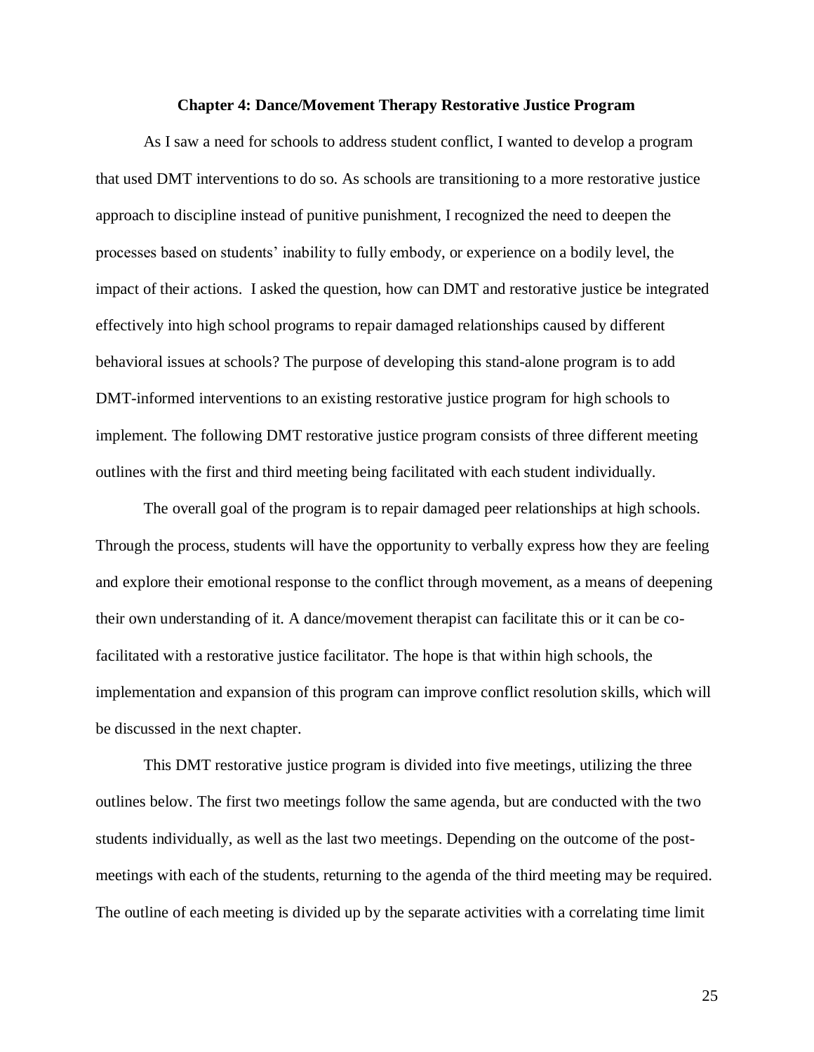## Chapter 4: Dance/Movement Therapy Restorative Justice Program

As I saw a need for schools to address student conflict, I wanted to develop a program that used DMT interventions to do so. As schools are transitioning to a more restorative justice approach to discipline instead of punitive punishment, I recognized the need to deepen the processes based on students' inability to fully embody, or experience on a bodily level, the impact of their actions. I asked the question, how can DMT and restorative justice be integrated effectively into high school programs to repair damaged relationships caused by different behavioral issues at schools? The purpose of developing this stand-alone program is to add DMT-informed interventions to an existing restorative justice program for high schools to implement. The following DMT restorative justice program consists of three different meeting outlines with the first and third meeting being facilitated with each student individually.

The overall goal of the program is to repair damaged peer relationships at high schools. Through the process, students will have the opportunity to verbally express how they are feeling and explore their emotional response to the conflict through movement, as a means of deepening their own understanding of it. A dance/movement therapist can facilitate this or it can be co-facilitated with a restorative justice facilitator. The hope is that within high schools, the implementation and expansion of this program can improve conflict resolution skills, which will be discussed in the next chapter.

This DMT restorative justice program is divided into five meetings, utilizing the three outlines below. The first two meetings follow the same agenda, but are conducted with the two students individually, as well as the last two meetings. Depending on the outcome of the post-meetings with each of the students, returning to the agenda of the third meeting may be required. The outline of each meeting is divided up by the separate activities with a correlating time limit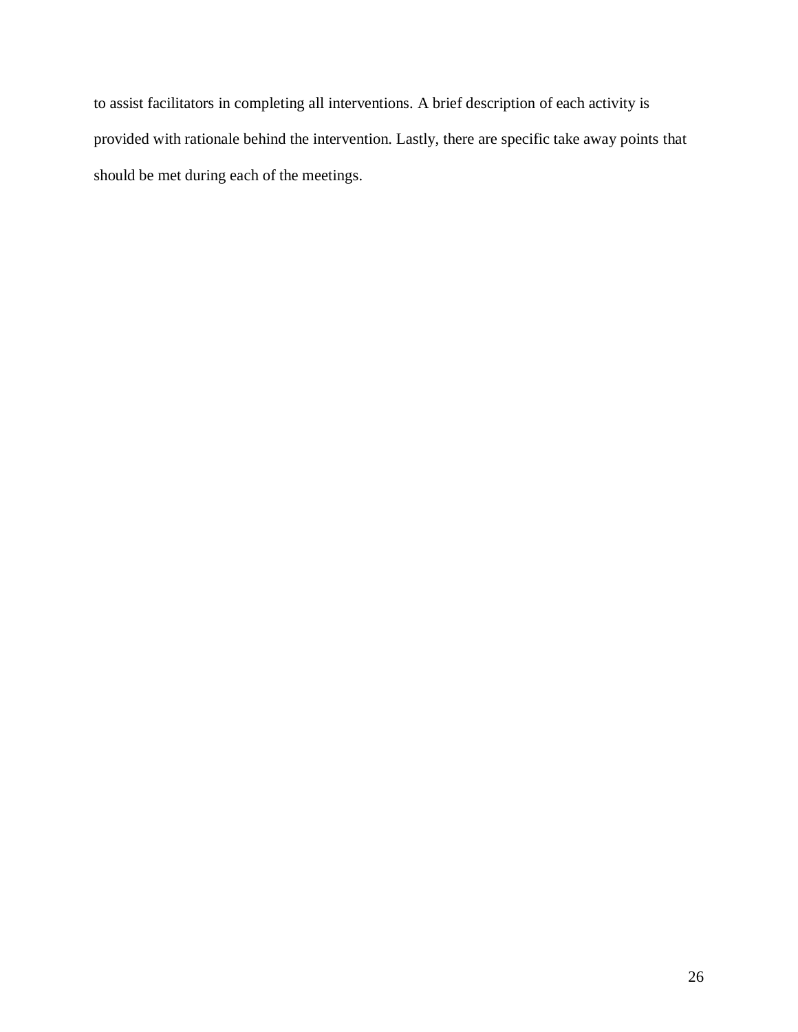to assist facilitators in completing all interventions. A brief description of each activity is provided with rationale behind the intervention. Lastly, there are specific take away points that should be met during each of the meetings.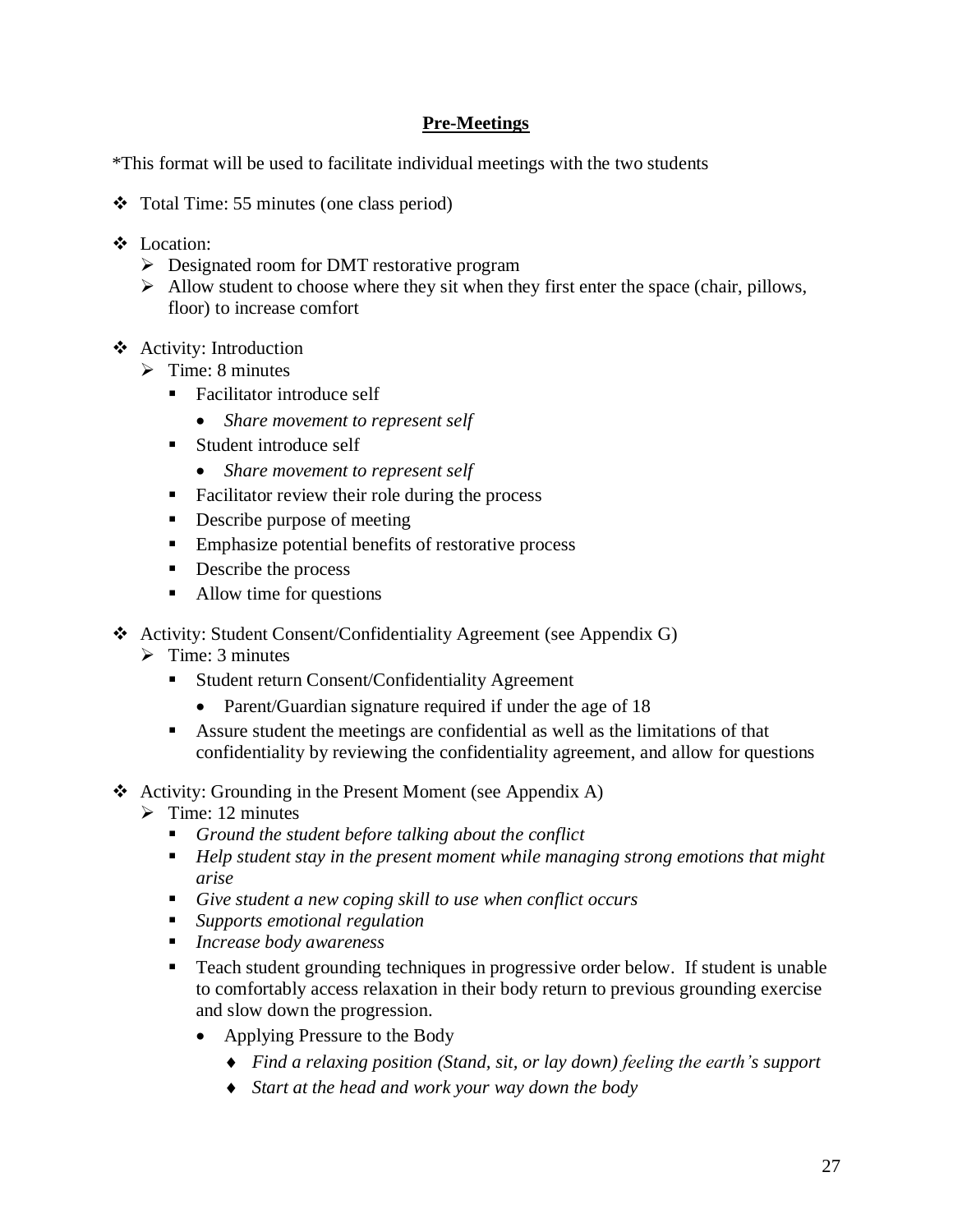## **Pre-Meetings**

*This format will be used to facilitate individual meetings with the two students

- Total Time: 55 minutes (one class period)
- Location:
  - Designated room for DMT restorative program
  - Allow student to choose where they sit when they first enter the space (chair, pillows, floor) to increase comfort
- Activity: Introduction
  - Time: 8 minutes
    - Facilitator introduce self
      - *Share movement to represent self*
    - Student introduce self
      - *Share movement to represent self*
    - Facilitator review their role during the process
    - Describe purpose of meeting
    - Emphasize potential benefits of restorative process
    - Describe the process
    - Allow time for questions
- Activity: Student Consent/Confidentiality Agreement (see Appendix G)
  - Time: 3 minutes
    - Student return Consent/Confidentiality Agreement
      - Parent/Guardian signature required if under the age of 18
    - Assure student the meetings are confidential as well as the limitations of that confidentiality by reviewing the confidentiality agreement, and allow for questions
- Activity: Grounding in the Present Moment (see Appendix A)
  - Time: 12 minutes
    - *Ground the student before talking about the conflict*
    - *Help student stay in the present moment while managing strong emotions that might arise*
    - *Give student a new coping skill to use when conflict occurs*
    - *Supports emotional regulation*
    - *Increase body awareness*
    - Teach student grounding techniques in progressive order below. If student is unable to comfortably access relaxation in their body return to previous grounding exercise and slow down the progression.
      - Applying Pressure to the Body
        - *Find a relaxing position (Stand, sit, or lay down) feeling the earth's support*
        - *Start at the head and work your way down the body*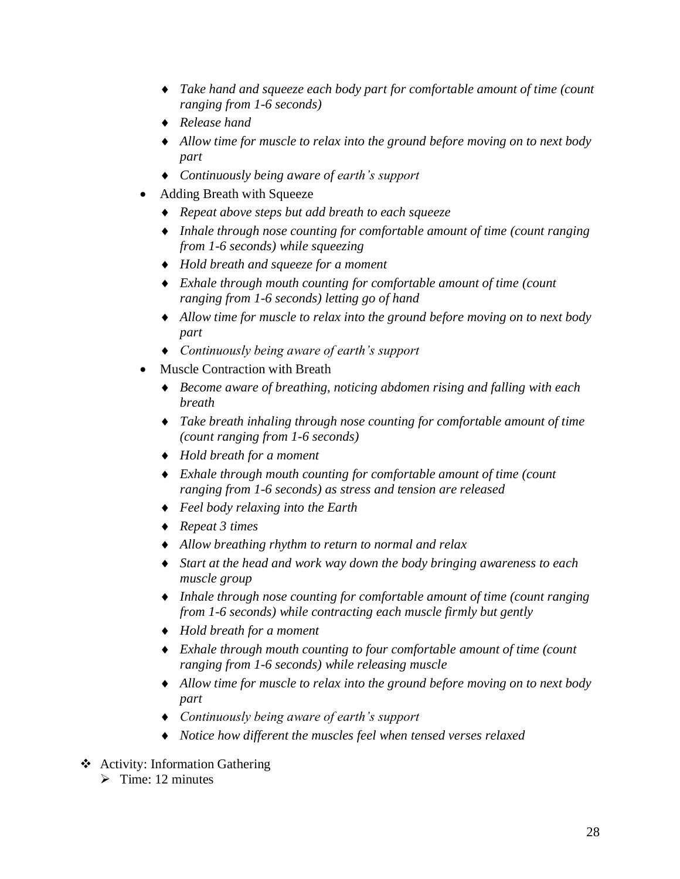- *Take hand and squeeze each body part for comfortable amount of time (count ranging from 1-6 seconds)*
    - *Release hand*
    - *Allow time for muscle to relax into the ground before moving on to next body part*
    - *Continuously being aware of earth's support*
  - Adding Breath with Squeeze
    - *Repeat above steps but add breath to each squeeze*
    - *Inhale through nose counting for comfortable amount of time (count ranging from 1-6 seconds) while squeezing*
    - *Hold breath and squeeze for a moment*
    - *Exhale through mouth counting for comfortable amount of time (count ranging from 1-6 seconds) letting go of hand*
    - *Allow time for muscle to relax into the ground before moving on to next body part*
    - *Continuously being aware of earth's support*
  - Muscle Contraction with Breath
    - *Become aware of breathing, noticing abdomen rising and falling with each breath*
    - *Take breath inhaling through nose counting for comfortable amount of time (count ranging from 1-6 seconds)*
    - *Hold breath for a moment*
    - *Exhale through mouth counting for comfortable amount of time (count ranging from 1-6 seconds) as stress and tension are released*
    - *Feel body relaxing into the Earth*
    - *Repeat 3 times*
    - *Allow breathing rhythm to return to normal and relax*
    - *Start at the head and work way down the body bringing awareness to each muscle group*
    - *Inhale through nose counting for comfortable amount of time (count ranging from 1-6 seconds) while contracting each muscle firmly but gently*
    - *Hold breath for a moment*
    - *Exhale through mouth counting to four comfortable amount of time (count ranging from 1-6 seconds) while releasing muscle*
    - *Allow time for muscle to relax into the ground before moving on to next body part*
    - *Continuously being aware of earth's support*
    - *Notice how different the muscles feel when tensed verses relaxed*

- Activity: Information Gathering
  - Time: 12 minutes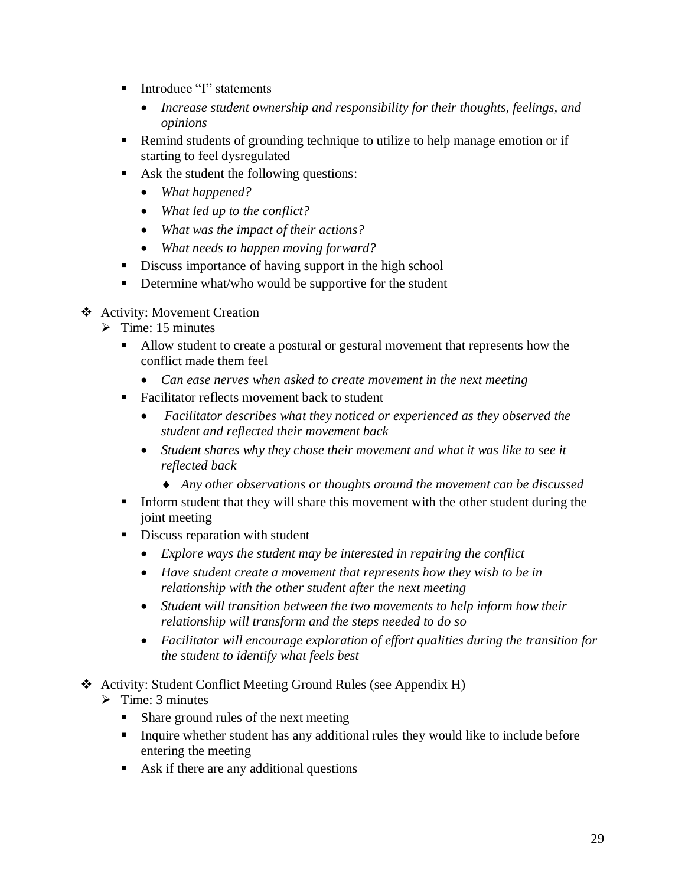- Introduce "I" statements
  - *Increase student ownership and responsibility for their thoughts, feelings, and opinions*
- Remind students of grounding technique to utilize to help manage emotion or if starting to feel dysregulated
- Ask the student the following questions:
  - *What happened?*
  - *What led up to the conflict?*
  - *What was the impact of their actions?*
  - *What needs to happen moving forward?*
- Discuss importance of having support in the high school
- Determine what/who would be supportive for the student

- Activity: Movement Creation
  - Time: 15 minutes
    - Allow student to create a postural or gestural movement that represents how the conflict made them feel
      - *Can ease nerves when asked to create movement in the next meeting*
    - Facilitator reflects movement back to student
      - *Facilitator describes what they noticed or experienced as they observed the student and reflected their movement back*
      - *Student shares why they chose their movement and what it was like to see it reflected back*
        - *Any other observations or thoughts around the movement can be discussed*
    - Inform student that they will share this movement with the other student during the joint meeting
    - Discuss reparation with student
      - *Explore ways the student may be interested in repairing the conflict*
      - *Have student create a movement that represents how they wish to be in relationship with the other student after the next meeting*
      - *Student will transition between the two movements to help inform how their relationship will transform and the steps needed to do so*
      - *Facilitator will encourage exploration of effort qualities during the transition for the student to identify what feels best*

- Activity: Student Conflict Meeting Ground Rules (see Appendix H)
  - Time: 3 minutes
    - Share ground rules of the next meeting
    - Inquire whether student has any additional rules they would like to include before entering the meeting
    - Ask if there are any additional questions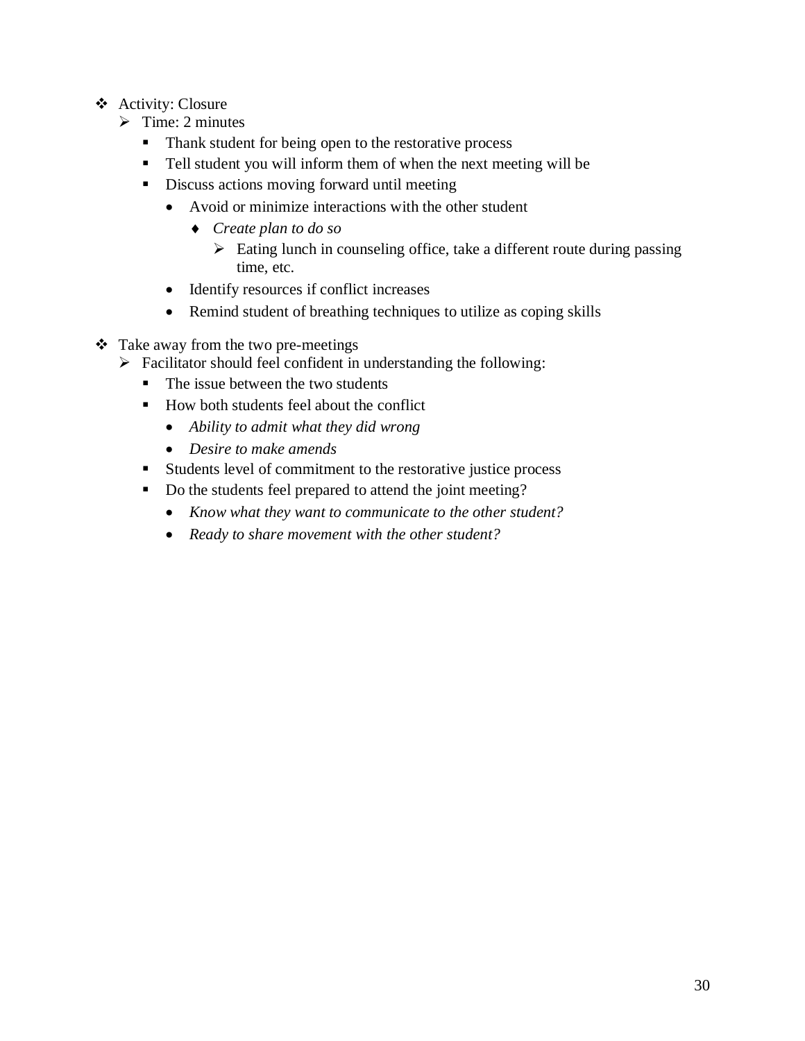- Activity: Closure
  - Time: 2 minutes
    - Thank student for being open to the restorative process
    - Tell student you will inform them of when the next meeting will be
    - Discuss actions moving forward until meeting
      - Avoid or minimize interactions with the other student
        - *Create plan to do so*
          - Eating lunch in counseling office, take a different route during passing time, etc.
      - Identify resources if conflict increases
      - Remind student of breathing techniques to utilize as coping skills

- Take away from the two pre-meetings
  - Facilitator should feel confident in understanding the following:
    - The issue between the two students
    - How both students feel about the conflict
      - *Ability to admit what they did wrong*
      - *Desire to make amends*
    - Students level of commitment to the restorative justice process
    - Do the students feel prepared to attend the joint meeting?
      - *Know what they want to communicate to the other student?*
      - *Ready to share movement with the other student?*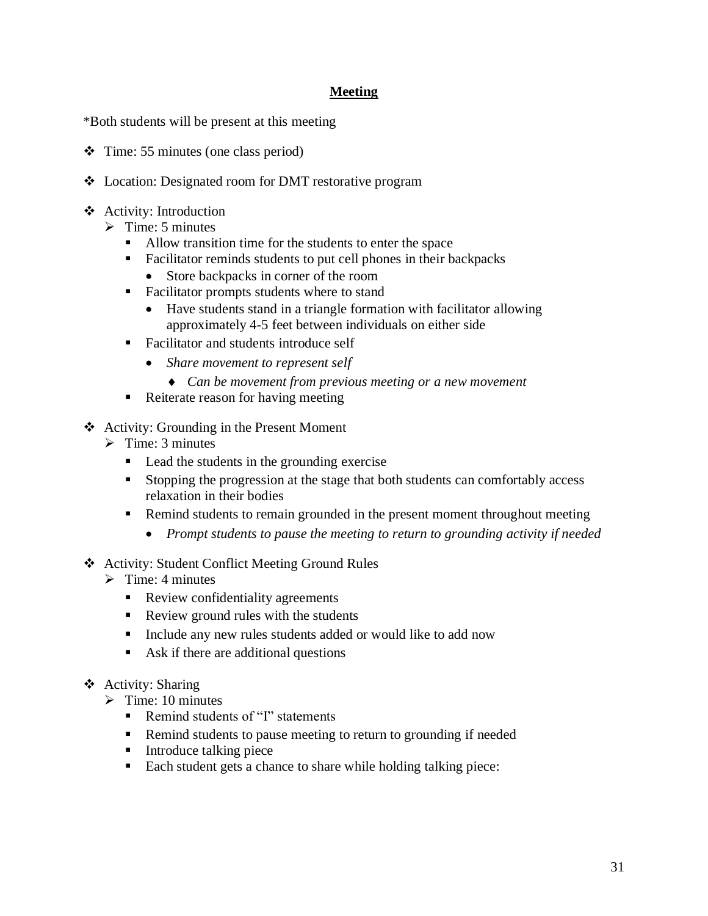## Meeting

*Both students will be present at this meeting

- Time: 55 minutes (one class period)
- Location: Designated room for DMT restorative program
- Activity: Introduction
  - Time: 5 minutes
    - Allow transition time for the students to enter the space
    - Facilitator reminds students to put cell phones in their backpacks
      - Store backpacks in corner of the room
    - Facilitator prompts students where to stand
      - Have students stand in a triangle formation with facilitator allowing approximately 4-5 feet between individuals on either side
    - Facilitator and students introduce self
      - *Share movement to represent self*
        - *Can be movement from previous meeting or a new movement*
    - Reiterate reason for having meeting
- Activity: Grounding in the Present Moment
  - Time: 3 minutes
    - Lead the students in the grounding exercise
    - Stopping the progression at the stage that both students can comfortably access relaxation in their bodies
    - Remind students to remain grounded in the present moment throughout meeting
      - *Prompt students to pause the meeting to return to grounding activity if needed*
- Activity: Student Conflict Meeting Ground Rules
  - Time: 4 minutes
    - Review confidentiality agreements
    - Review ground rules with the students
    - Include any new rules students added or would like to add now
    - Ask if there are additional questions
- Activity: Sharing
  - Time: 10 minutes
    - Remind students of "I" statements
    - Remind students to pause meeting to return to grounding if needed
    - Introduce talking piece
    - Each student gets a chance to share while holding talking piece: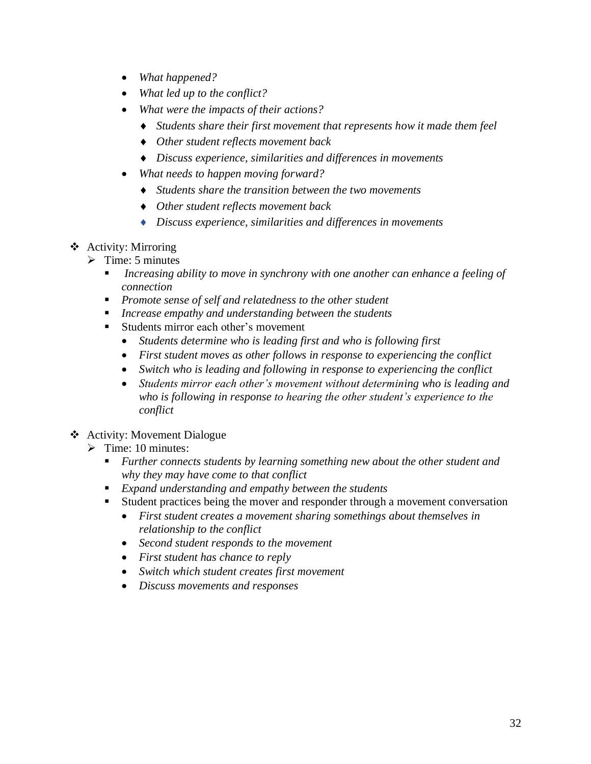- *What happened?*
- *What led up to the conflict?*
- *What were the impacts of their actions?*
  - *Students share their first movement that represents how it made them feel*
  - *Other student reflects movement back*
  - *Discuss experience, similarities and differences in movements*
- *What needs to happen moving forward?*
  - *Students share the transition between the two movements*
  - *Other student reflects movement back*
  - *Discuss experience, similarities and differences in movements*

- Activity: Mirroring
  - Time: 5 minutes
    - *Increasing ability to move in synchrony with one another can enhance a feeling of connection*
    - *Promote sense of self and relatedness to the other student*
    - *Increase empathy and understanding between the students*
    - Students mirror each other's movement
      - *Students determine who is leading first and who is following first*
      - *First student moves as other follows in response to experiencing the conflict*
      - *Switch who is leading and following in response to experiencing the conflict*
      - *Students mirror each other's movement without determining who is leading and who is following in response to hearing the other student's experience to the conflict*

- Activity: Movement Dialogue
  - Time: 10 minutes:
    - *Further connects students by learning something new about the other student and why they may have come to that conflict*
    - *Expand understanding and empathy between the students*
    - Student practices being the mover and responder through a movement conversation
      - *First student creates a movement sharing somethings about themselves in relationship to the conflict*
      - *Second student responds to the movement*
      - *First student has chance to reply*
      - *Switch which student creates first movement*
      - *Discuss movements and responses*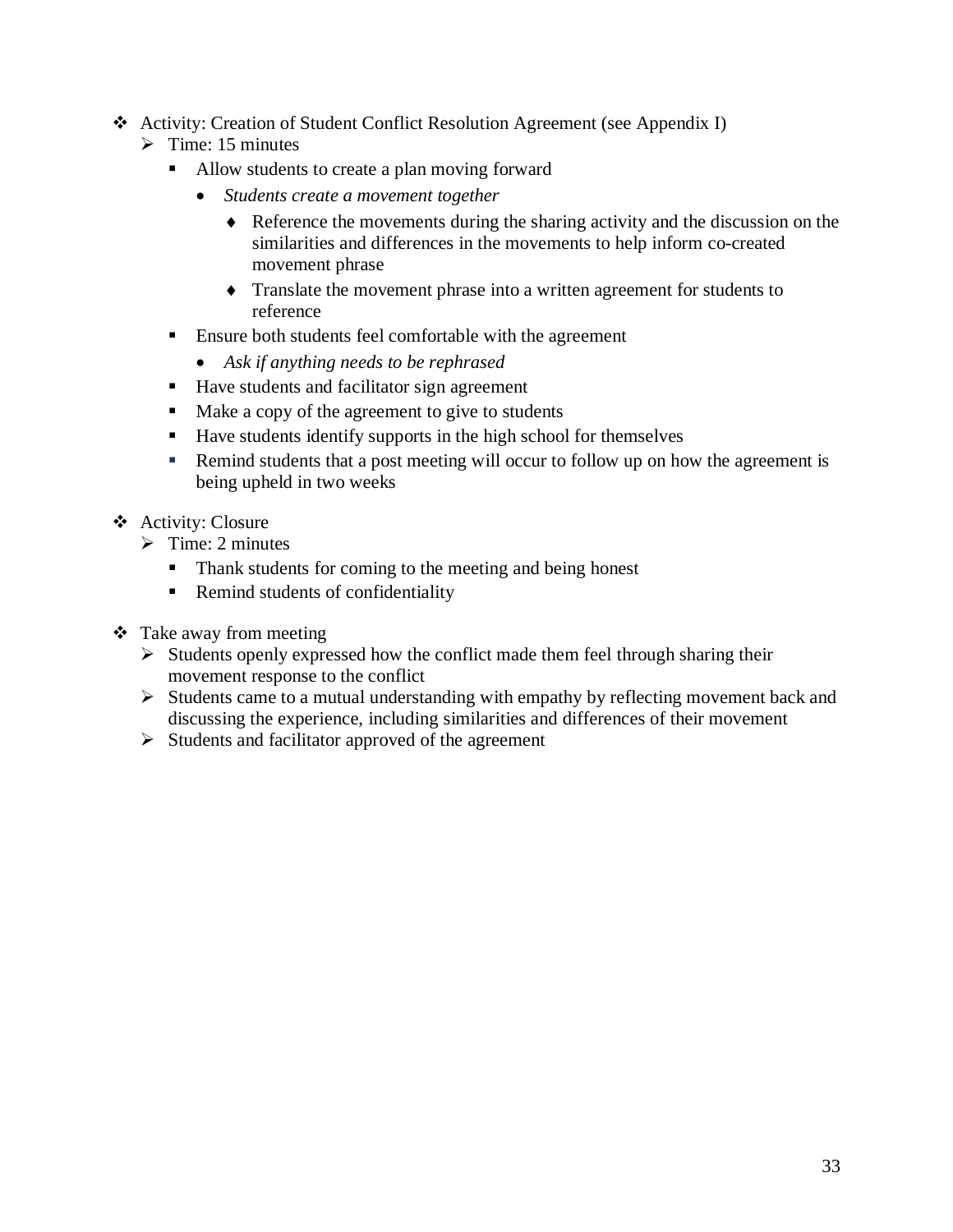- Activity: Creation of Student Conflict Resolution Agreement (see Appendix I)
  - Time: 15 minutes
    - Allow students to create a plan moving forward
      - *Students create a movement together*
        - Reference the movements during the sharing activity and the discussion on the similarities and differences in the movements to help inform co-created movement phrase
        - Translate the movement phrase into a written agreement for students to reference
    - Ensure both students feel comfortable with the agreement
      - *Ask if anything needs to be rephrased*
    - Have students and facilitator sign agreement
    - Make a copy of the agreement to give to students
    - Have students identify supports in the high school for themselves
    - Remind students that a post meeting will occur to follow up on how the agreement is being upheld in two weeks

- Activity: Closure
  - Time: 2 minutes
    - Thank students for coming to the meeting and being honest
    - Remind students of confidentiality

- Take away from meeting
  - Students openly expressed how the conflict made them feel through sharing their movement response to the conflict
  - Students came to a mutual understanding with empathy by reflecting movement back and discussing the experience, including similarities and differences of their movement
  - Students and facilitator approved of the agreement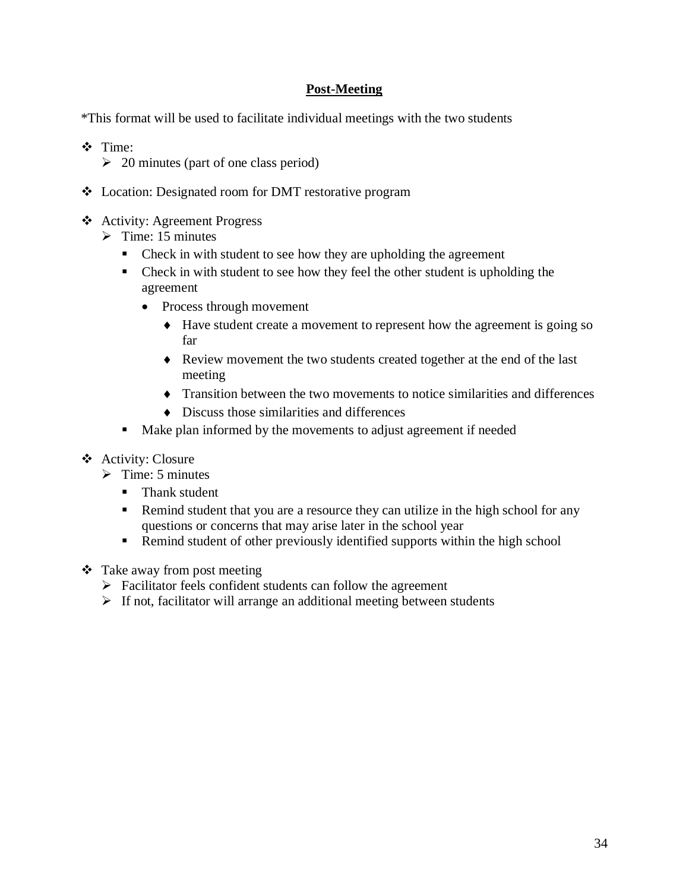## Post-Meeting

*This format will be used to facilitate individual meetings with the two students

- Time:
  - 20 minutes (part of one class period)
- Location: Designated room for DMT restorative program
- Activity: Agreement Progress
  - Time: 15 minutes
    - Check in with student to see how they are upholding the agreement
    - Check in with student to see how they feel the other student is upholding the agreement
      - Process through movement
        - Have student create a movement to represent how the agreement is going so far
        - Review movement the two students created together at the end of the last meeting
        - Transition between the two movements to notice similarities and differences
        - Discuss those similarities and differences
    - Make plan informed by the movements to adjust agreement if needed
- Activity: Closure
  - Time: 5 minutes
    - Thank student
    - Remind student that you are a resource they can utilize in the high school for any questions or concerns that may arise later in the school year
    - Remind student of other previously identified supports within the high school
- Take away from post meeting
  - Facilitator feels confident students can follow the agreement
  - If not, facilitator will arrange an additional meeting between students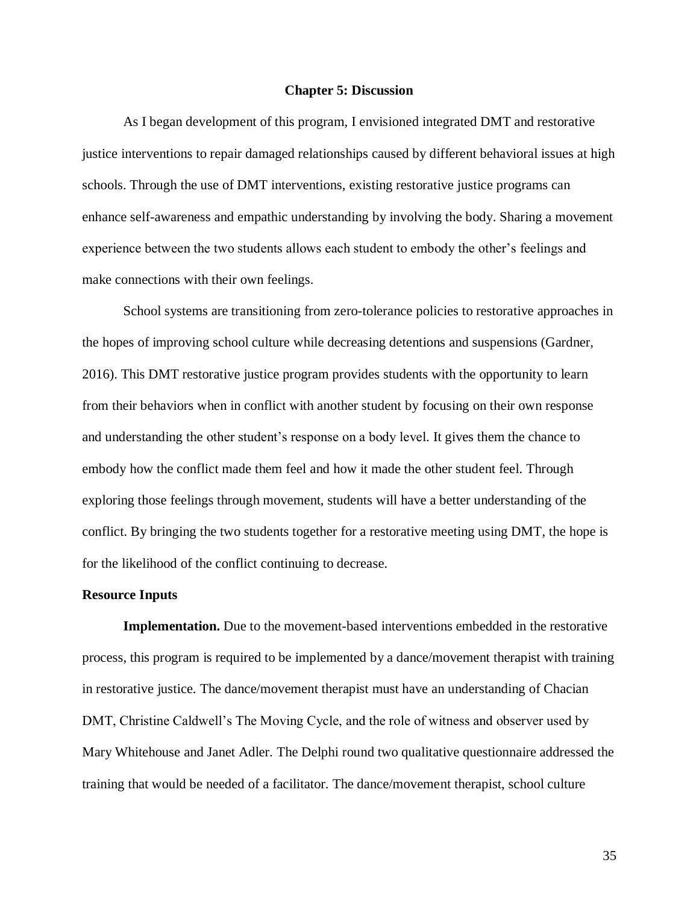# Chapter 5: Discussion

As I began development of this program, I envisioned integrated DMT and restorative justice interventions to repair damaged relationships caused by different behavioral issues at high schools. Through the use of DMT interventions, existing restorative justice programs can enhance self-awareness and empathic understanding by involving the body. Sharing a movement experience between the two students allows each student to embody the other's feelings and make connections with their own feelings.

School systems are transitioning from zero-tolerance policies to restorative approaches in the hopes of improving school culture while decreasing detentions and suspensions (Gardner, 2016). This DMT restorative justice program provides students with the opportunity to learn from their behaviors when in conflict with another student by focusing on their own response and understanding the other student's response on a body level. It gives them the chance to embody how the conflict made them feel and how it made the other student feel. Through exploring those feelings through movement, students will have a better understanding of the conflict. By bringing the two students together for a restorative meeting using DMT, the hope is for the likelihood of the conflict continuing to decrease.

## Resource Inputs

**Implementation.** Due to the movement-based interventions embedded in the restorative process, this program is required to be implemented by a dance/movement therapist with training in restorative justice. The dance/movement therapist must have an understanding of Chacian DMT, Christine Caldwell's The Moving Cycle, and the role of witness and observer used by Mary Whitehouse and Janet Adler. The Delphi round two qualitative questionnaire addressed the training that would be needed of a facilitator. The dance/movement therapist, school culture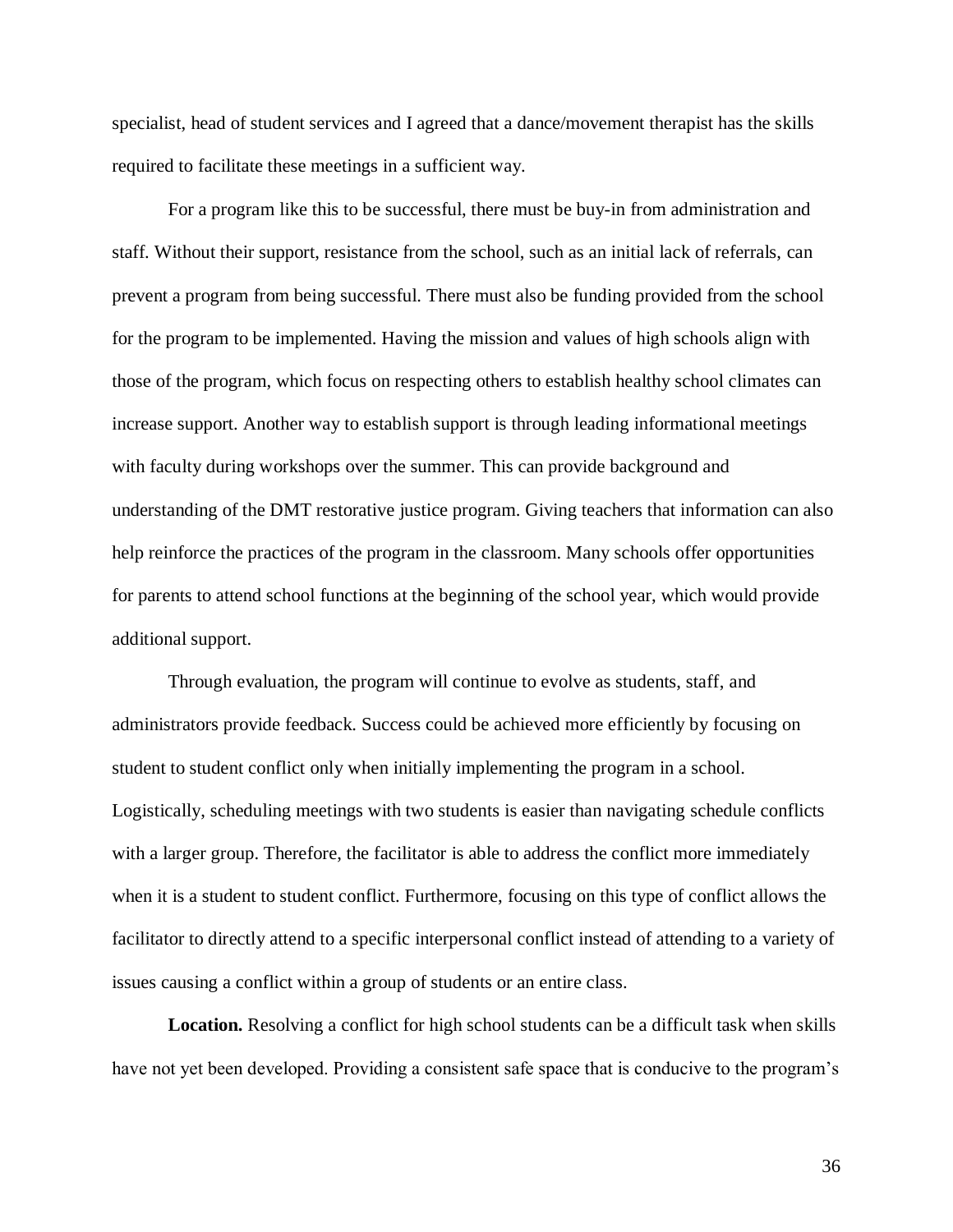specialist, head of student services and I agreed that a dance/movement therapist has the skills required to facilitate these meetings in a sufficient way.

For a program like this to be successful, there must be buy-in from administration and staff. Without their support, resistance from the school, such as an initial lack of referrals, can prevent a program from being successful. There must also be funding provided from the school for the program to be implemented. Having the mission and values of high schools align with those of the program, which focus on respecting others to establish healthy school climates can increase support. Another way to establish support is through leading informational meetings with faculty during workshops over the summer. This can provide background and understanding of the DMT restorative justice program. Giving teachers that information can also help reinforce the practices of the program in the classroom. Many schools offer opportunities for parents to attend school functions at the beginning of the school year, which would provide additional support.

Through evaluation, the program will continue to evolve as students, staff, and administrators provide feedback. Success could be achieved more efficiently by focusing on student to student conflict only when initially implementing the program in a school. Logistically, scheduling meetings with two students is easier than navigating schedule conflicts with a larger group. Therefore, the facilitator is able to address the conflict more immediately when it is a student to student conflict. Furthermore, focusing on this type of conflict allows the facilitator to directly attend to a specific interpersonal conflict instead of attending to a variety of issues causing a conflict within a group of students or an entire class.

**Location.** Resolving a conflict for high school students can be a difficult task when skills have not yet been developed. Providing a consistent safe space that is conducive to the program's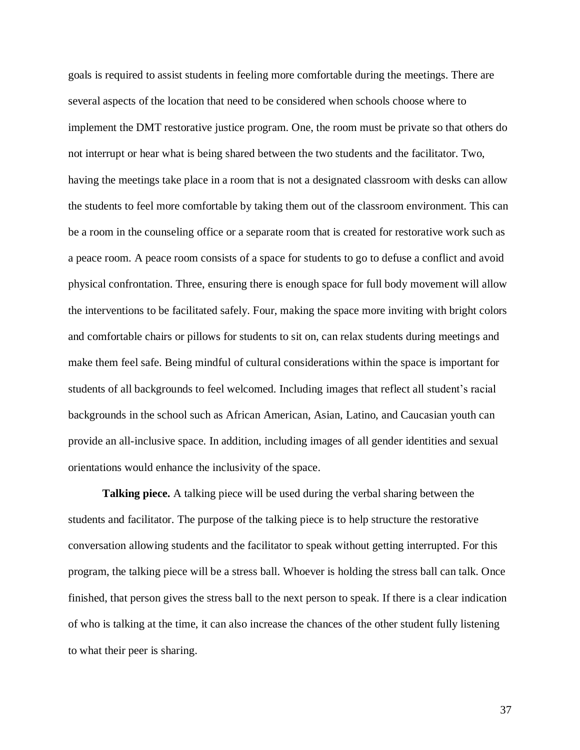goals is required to assist students in feeling more comfortable during the meetings. There are several aspects of the location that need to be considered when schools choose where to implement the DMT restorative justice program. One, the room must be private so that others do not interrupt or hear what is being shared between the two students and the facilitator. Two, having the meetings take place in a room that is not a designated classroom with desks can allow the students to feel more comfortable by taking them out of the classroom environment. This can be a room in the counseling office or a separate room that is created for restorative work such as a peace room. A peace room consists of a space for students to go to defuse a conflict and avoid physical confrontation. Three, ensuring there is enough space for full body movement will allow the interventions to be facilitated safely. Four, making the space more inviting with bright colors and comfortable chairs or pillows for students to sit on, can relax students during meetings and make them feel safe. Being mindful of cultural considerations within the space is important for students of all backgrounds to feel welcomed. Including images that reflect all student's racial backgrounds in the school such as African American, Asian, Latino, and Caucasian youth can provide an all-inclusive space. In addition, including images of all gender identities and sexual orientations would enhance the inclusivity of the space.

**Talking piece.** A talking piece will be used during the verbal sharing between the students and facilitator. The purpose of the talking piece is to help structure the restorative conversation allowing students and the facilitator to speak without getting interrupted. For this program, the talking piece will be a stress ball. Whoever is holding the stress ball can talk. Once finished, that person gives the stress ball to the next person to speak. If there is a clear indication of who is talking at the time, it can also increase the chances of the other student fully listening to what their peer is sharing.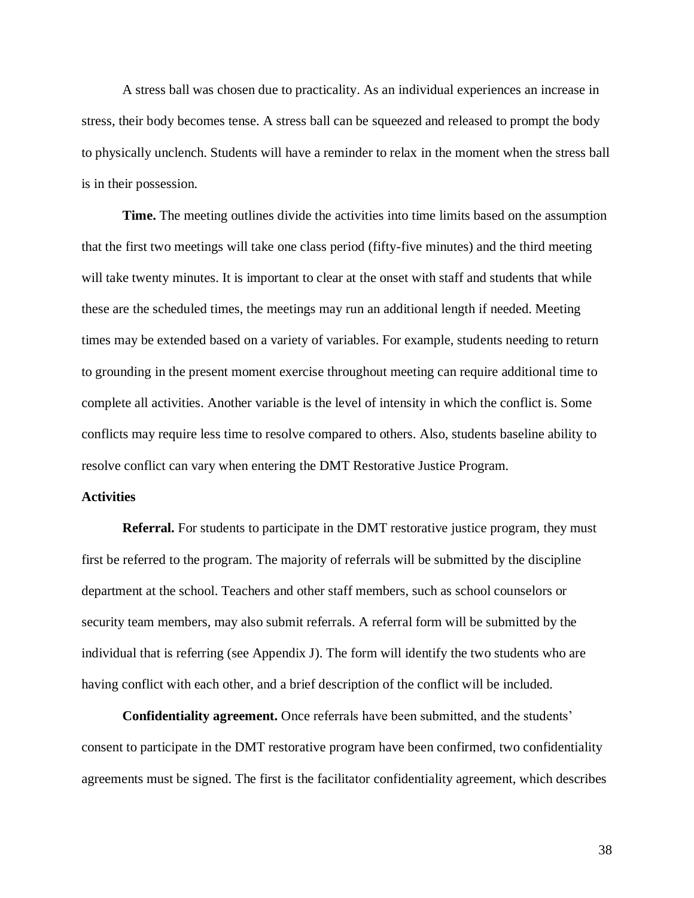A stress ball was chosen due to practicality. As an individual experiences an increase in stress, their body becomes tense. A stress ball can be squeezed and released to prompt the body to physically unclench. Students will have a reminder to relax in the moment when the stress ball is in their possession.

**Time.** The meeting outlines divide the activities into time limits based on the assumption that the first two meetings will take one class period (fifty-five minutes) and the third meeting will take twenty minutes. It is important to clear at the onset with staff and students that while these are the scheduled times, the meetings may run an additional length if needed. Meeting times may be extended based on a variety of variables. For example, students needing to return to grounding in the present moment exercise throughout meeting can require additional time to complete all activities. Another variable is the level of intensity in which the conflict is. Some conflicts may require less time to resolve compared to others. Also, students baseline ability to resolve conflict can vary when entering the DMT Restorative Justice Program.

### Activities

**Referral.** For students to participate in the DMT restorative justice program, they must first be referred to the program. The majority of referrals will be submitted by the discipline department at the school. Teachers and other staff members, such as school counselors or security team members, may also submit referrals. A referral form will be submitted by the individual that is referring (see Appendix J). The form will identify the two students who are having conflict with each other, and a brief description of the conflict will be included.

**Confidentiality agreement.** Once referrals have been submitted, and the students' consent to participate in the DMT restorative program have been confirmed, two confidentiality agreements must be signed. The first is the facilitator confidentiality agreement, which describes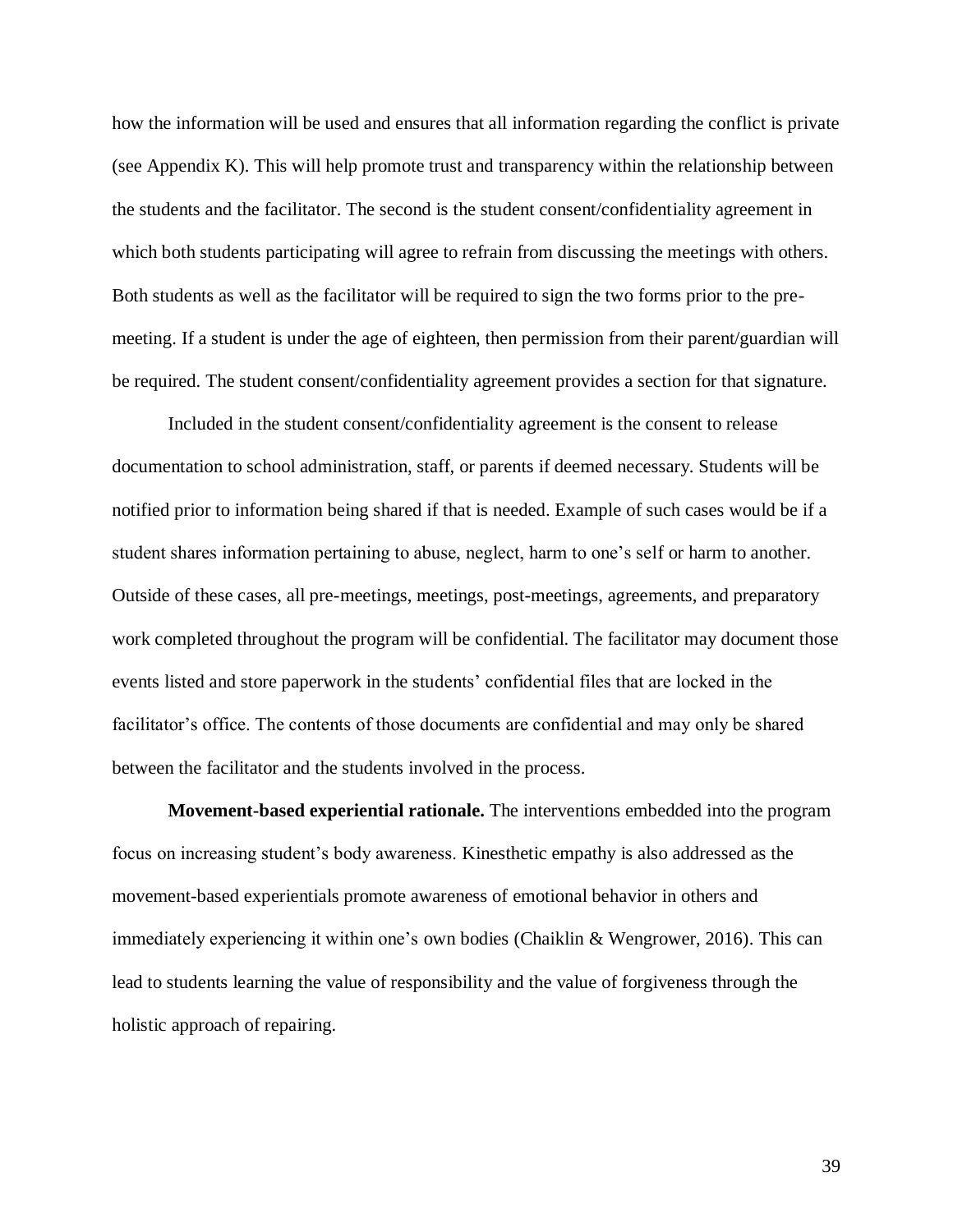how the information will be used and ensures that all information regarding the conflict is private (see Appendix K). This will help promote trust and transparency within the relationship between the students and the facilitator. The second is the student consent/confidentiality agreement in which both students participating will agree to refrain from discussing the meetings with others. Both students as well as the facilitator will be required to sign the two forms prior to the pre-meeting. If a student is under the age of eighteen, then permission from their parent/guardian will be required. The student consent/confidentiality agreement provides a section for that signature.

Included in the student consent/confidentiality agreement is the consent to release documentation to school administration, staff, or parents if deemed necessary. Students will be notified prior to information being shared if that is needed. Example of such cases would be if a student shares information pertaining to abuse, neglect, harm to one's self or harm to another. Outside of these cases, all pre-meetings, meetings, post-meetings, agreements, and preparatory work completed throughout the program will be confidential. The facilitator may document those events listed and store paperwork in the students' confidential files that are locked in the facilitator's office. The contents of those documents are confidential and may only be shared between the facilitator and the students involved in the process.

**Movement-based experiential rationale.** The interventions embedded into the program focus on increasing student's body awareness. Kinesthetic empathy is also addressed as the movement-based experientials promote awareness of emotional behavior in others and immediately experiencing it within one's own bodies (Chaiklin & Wengrower, 2016). This can lead to students learning the value of responsibility and the value of forgiveness through the holistic approach of repairing.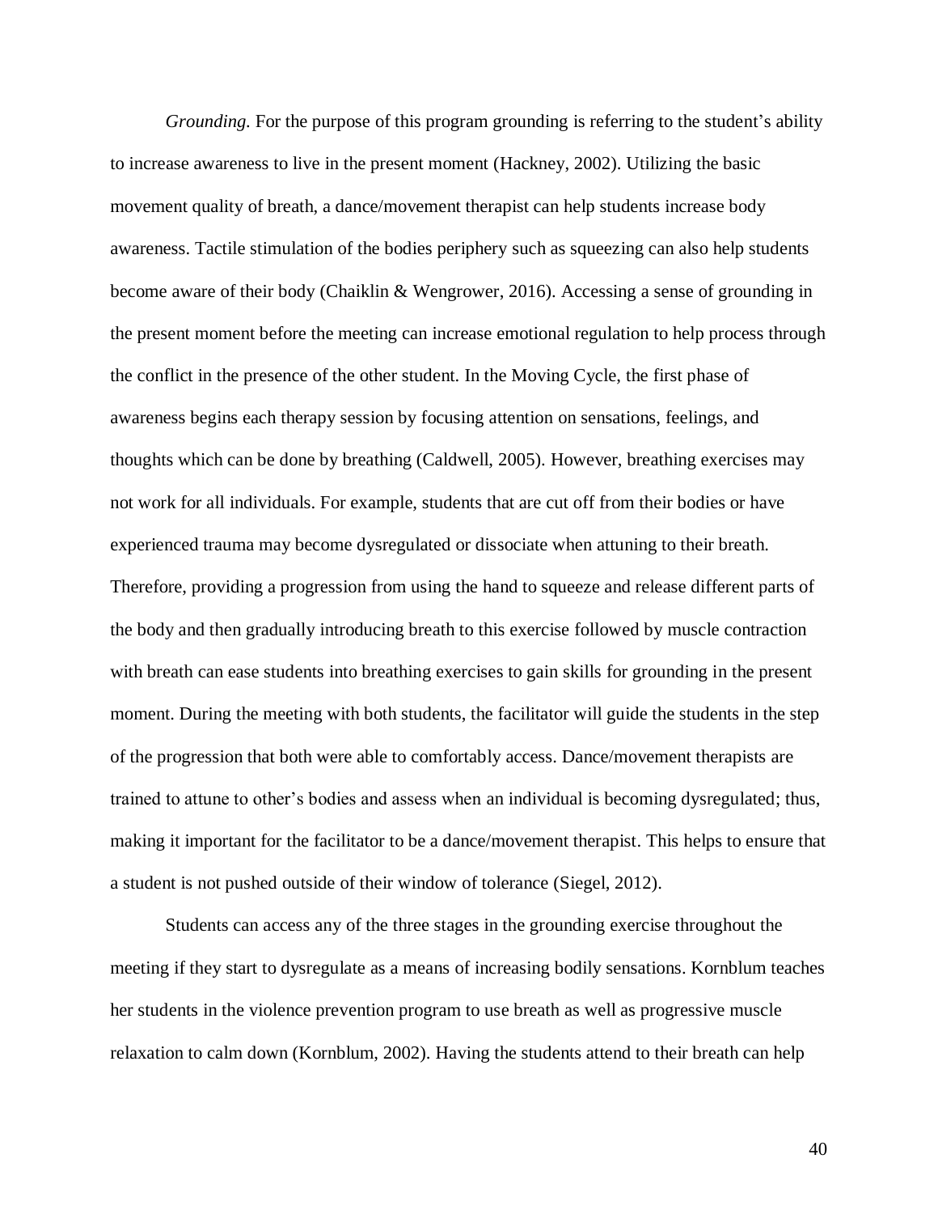*Grounding.* For the purpose of this program grounding is referring to the student's ability to increase awareness to live in the present moment (Hackney, 2002). Utilizing the basic movement quality of breath, a dance/movement therapist can help students increase body awareness. Tactile stimulation of the bodies periphery such as squeezing can also help students become aware of their body (Chaiklin & Wengrower, 2016). Accessing a sense of grounding in the present moment before the meeting can increase emotional regulation to help process through the conflict in the presence of the other student. In the Moving Cycle, the first phase of awareness begins each therapy session by focusing attention on sensations, feelings, and thoughts which can be done by breathing (Caldwell, 2005). However, breathing exercises may not work for all individuals. For example, students that are cut off from their bodies or have experienced trauma may become dysregulated or dissociate when attuning to their breath. Therefore, providing a progression from using the hand to squeeze and release different parts of the body and then gradually introducing breath to this exercise followed by muscle contraction with breath can ease students into breathing exercises to gain skills for grounding in the present moment. During the meeting with both students, the facilitator will guide the students in the step of the progression that both were able to comfortably access. Dance/movement therapists are trained to attune to other's bodies and assess when an individual is becoming dysregulated; thus, making it important for the facilitator to be a dance/movement therapist. This helps to ensure that a student is not pushed outside of their window of tolerance (Siegel, 2012).

Students can access any of the three stages in the grounding exercise throughout the meeting if they start to dysregulate as a means of increasing bodily sensations. Kornblum teaches her students in the violence prevention program to use breath as well as progressive muscle relaxation to calm down (Kornblum, 2002). Having the students attend to their breath can help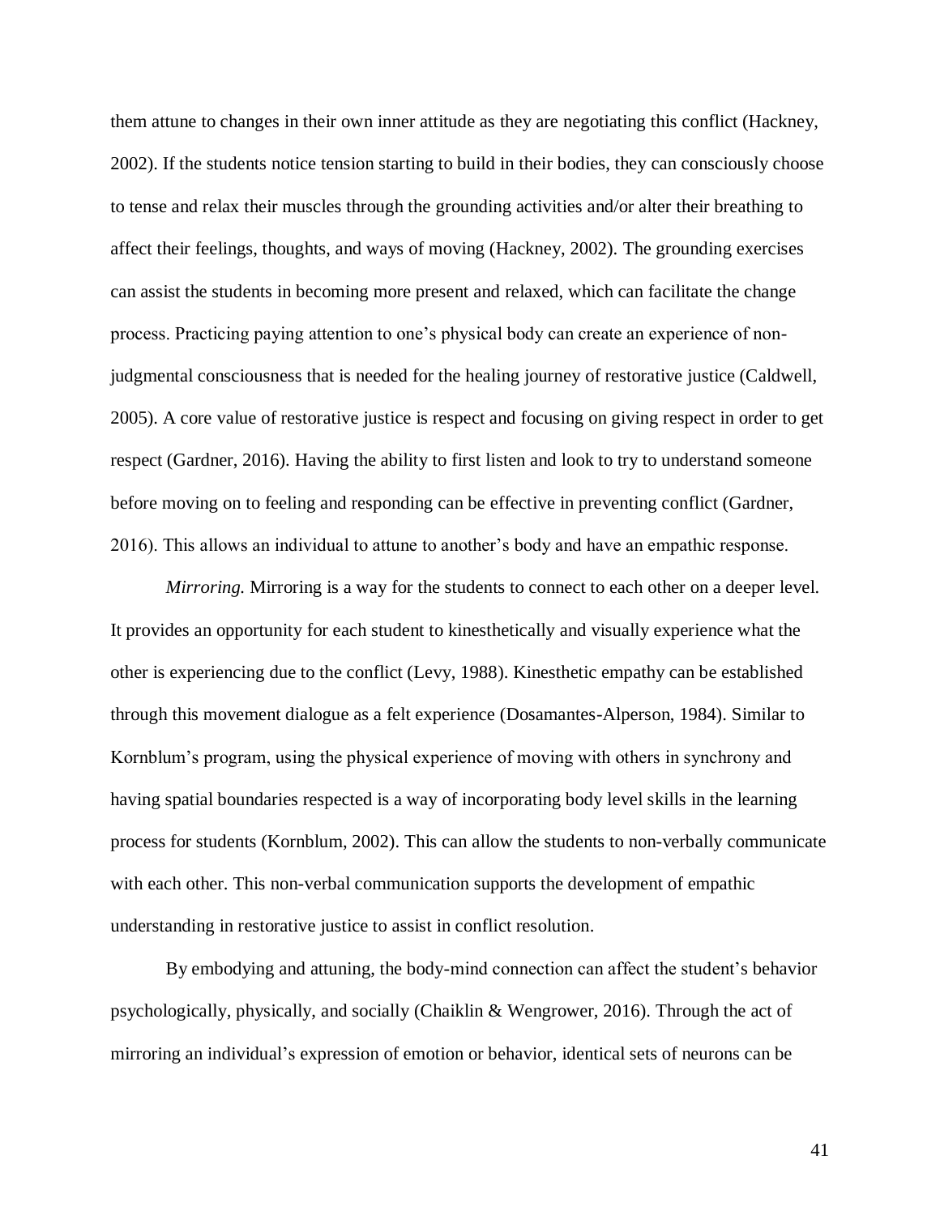them attune to changes in their own inner attitude as they are negotiating this conflict (Hackney, 2002). If the students notice tension starting to build in their bodies, they can consciously choose to tense and relax their muscles through the grounding activities and/or alter their breathing to affect their feelings, thoughts, and ways of moving (Hackney, 2002). The grounding exercises can assist the students in becoming more present and relaxed, which can facilitate the change process. Practicing paying attention to one's physical body can create an experience of non-judgmental consciousness that is needed for the healing journey of restorative justice (Caldwell, 2005). A core value of restorative justice is respect and focusing on giving respect in order to get respect (Gardner, 2016). Having the ability to first listen and look to try to understand someone before moving on to feeling and responding can be effective in preventing conflict (Gardner, 2016). This allows an individual to attune to another's body and have an empathic response.

*Mirroring.* Mirroring is a way for the students to connect to each other on a deeper level. It provides an opportunity for each student to kinesthetically and visually experience what the other is experiencing due to the conflict (Levy, 1988). Kinesthetic empathy can be established through this movement dialogue as a felt experience (Dosamantes-Alperson, 1984). Similar to Kornblum's program, using the physical experience of moving with others in synchrony and having spatial boundaries respected is a way of incorporating body level skills in the learning process for students (Kornblum, 2002). This can allow the students to non-verbally communicate with each other. This non-verbal communication supports the development of empathic understanding in restorative justice to assist in conflict resolution.

By embodying and attuning, the body-mind connection can affect the student's behavior psychologically, physically, and socially (Chaiklin & Wengrower, 2016). Through the act of mirroring an individual's expression of emotion or behavior, identical sets of neurons can be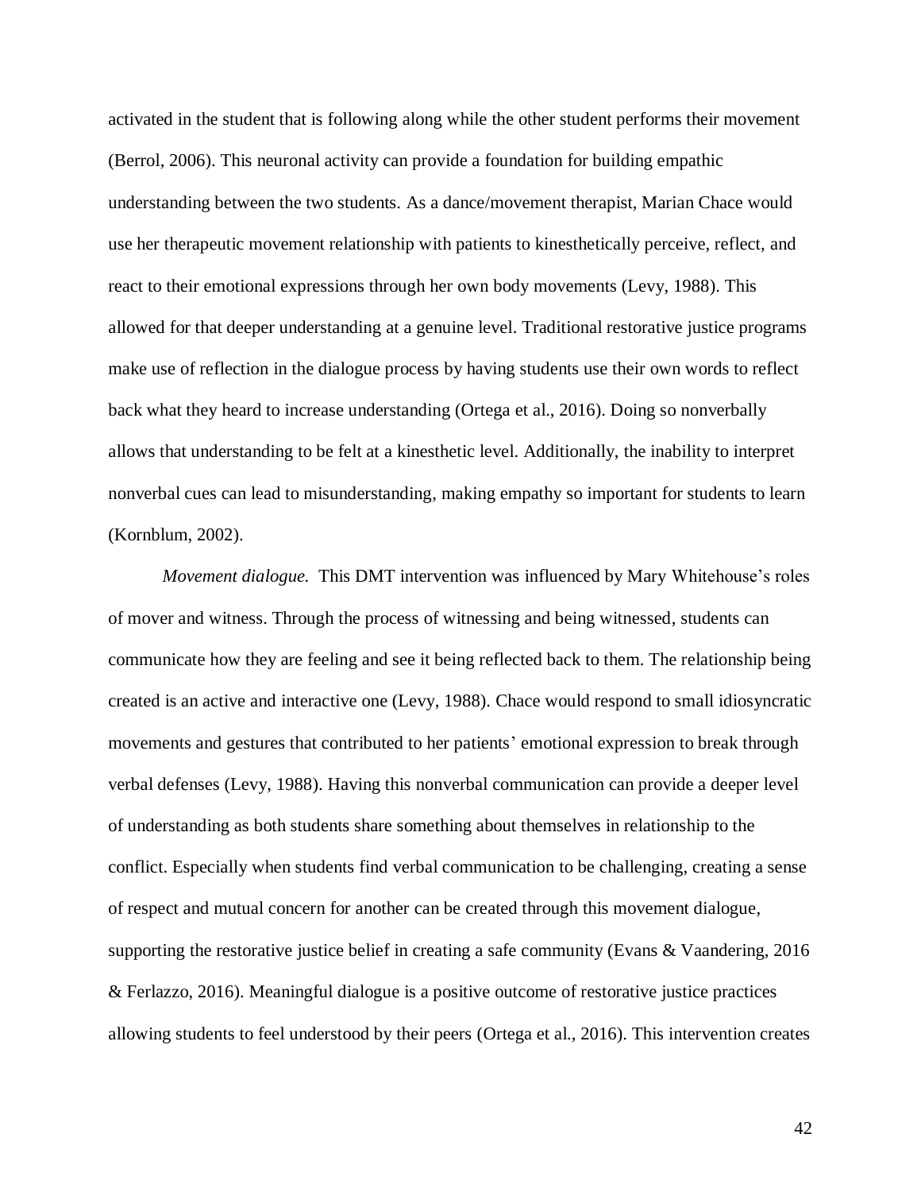activated in the student that is following along while the other student performs their movement (Berrol, 2006). This neuronal activity can provide a foundation for building empathic understanding between the two students. As a dance/movement therapist, Marian Chace would use her therapeutic movement relationship with patients to kinesthetically perceive, reflect, and react to their emotional expressions through her own body movements (Levy, 1988). This allowed for that deeper understanding at a genuine level. Traditional restorative justice programs make use of reflection in the dialogue process by having students use their own words to reflect back what they heard to increase understanding (Ortega et al., 2016). Doing so nonverbally allows that understanding to be felt at a kinesthetic level. Additionally, the inability to interpret nonverbal cues can lead to misunderstanding, making empathy so important for students to learn (Kornblum, 2002).

*Movement dialogue.* This DMT intervention was influenced by Mary Whitehouse's roles of mover and witness. Through the process of witnessing and being witnessed, students can communicate how they are feeling and see it being reflected back to them. The relationship being created is an active and interactive one (Levy, 1988). Chace would respond to small idiosyncratic movements and gestures that contributed to her patients' emotional expression to break through verbal defenses (Levy, 1988). Having this nonverbal communication can provide a deeper level of understanding as both students share something about themselves in relationship to the conflict. Especially when students find verbal communication to be challenging, creating a sense of respect and mutual concern for another can be created through this movement dialogue, supporting the restorative justice belief in creating a safe community (Evans & Vaandering, 2016 & Ferlazzo, 2016). Meaningful dialogue is a positive outcome of restorative justice practices allowing students to feel understood by their peers (Ortega et al., 2016). This intervention creates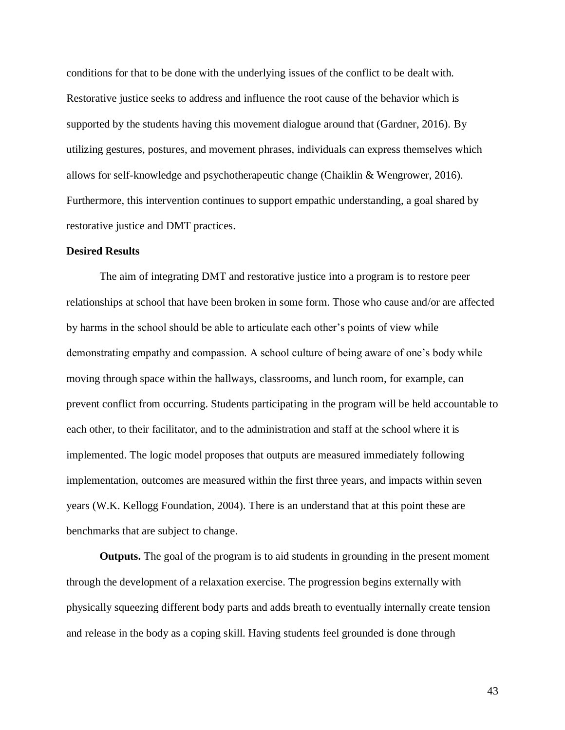conditions for that to be done with the underlying issues of the conflict to be dealt with. Restorative justice seeks to address and influence the root cause of the behavior which is supported by the students having this movement dialogue around that (Gardner, 2016). By utilizing gestures, postures, and movement phrases, individuals can express themselves which allows for self-knowledge and psychotherapeutic change (Chaiklin & Wengrower, 2016). Furthermore, this intervention continues to support empathic understanding, a goal shared by restorative justice and DMT practices.

**Desired Results**

The aim of integrating DMT and restorative justice into a program is to restore peer relationships at school that have been broken in some form. Those who cause and/or are affected by harms in the school should be able to articulate each other's points of view while demonstrating empathy and compassion. A school culture of being aware of one's body while moving through space within the hallways, classrooms, and lunch room, for example, can prevent conflict from occurring. Students participating in the program will be held accountable to each other, to their facilitator, and to the administration and staff at the school where it is implemented. The logic model proposes that outputs are measured immediately following implementation, outcomes are measured within the first three years, and impacts within seven years (W.K. Kellogg Foundation, 2004). There is an understand that at this point these are benchmarks that are subject to change.

**Outputs.** The goal of the program is to aid students in grounding in the present moment through the development of a relaxation exercise. The progression begins externally with physically squeezing different body parts and adds breath to eventually internally create tension and release in the body as a coping skill. Having students feel grounded is done through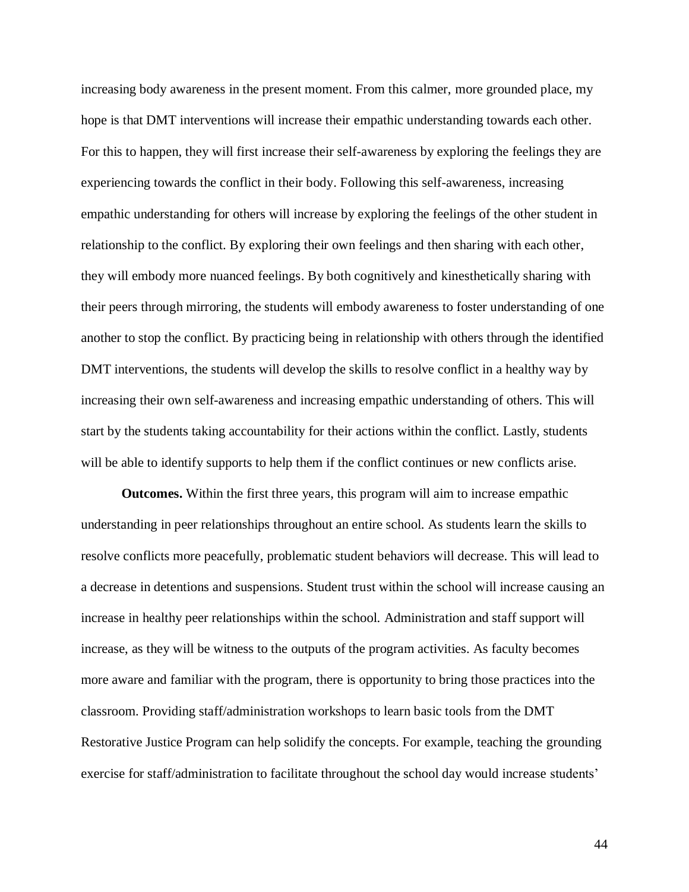increasing body awareness in the present moment. From this calmer, more grounded place, my hope is that DMT interventions will increase their empathic understanding towards each other. For this to happen, they will first increase their self-awareness by exploring the feelings they are experiencing towards the conflict in their body. Following this self-awareness, increasing empathic understanding for others will increase by exploring the feelings of the other student in relationship to the conflict. By exploring their own feelings and then sharing with each other, they will embody more nuanced feelings. By both cognitively and kinesthetically sharing with their peers through mirroring, the students will embody awareness to foster understanding of one another to stop the conflict. By practicing being in relationship with others through the identified DMT interventions, the students will develop the skills to resolve conflict in a healthy way by increasing their own self-awareness and increasing empathic understanding of others. This will start by the students taking accountability for their actions within the conflict. Lastly, students will be able to identify supports to help them if the conflict continues or new conflicts arise.

**Outcomes.** Within the first three years, this program will aim to increase empathic understanding in peer relationships throughout an entire school. As students learn the skills to resolve conflicts more peacefully, problematic student behaviors will decrease. This will lead to a decrease in detentions and suspensions. Student trust within the school will increase causing an increase in healthy peer relationships within the school. Administration and staff support will increase, as they will be witness to the outputs of the program activities. As faculty becomes more aware and familiar with the program, there is opportunity to bring those practices into the classroom. Providing staff/administration workshops to learn basic tools from the DMT Restorative Justice Program can help solidify the concepts. For example, teaching the grounding exercise for staff/administration to facilitate throughout the school day would increase students'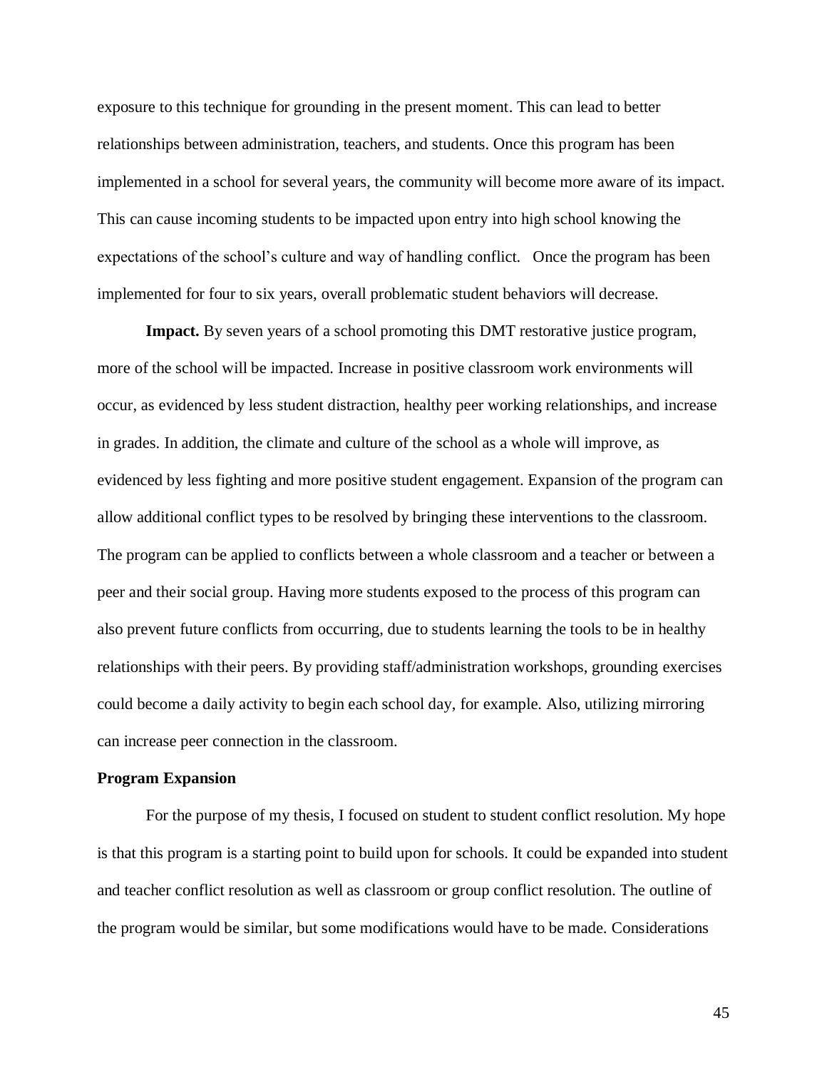exposure to this technique for grounding in the present moment. This can lead to better relationships between administration, teachers, and students. Once this program has been implemented in a school for several years, the community will become more aware of its impact. This can cause incoming students to be impacted upon entry into high school knowing the expectations of the school's culture and way of handling conflict. Once the program has been implemented for four to six years, overall problematic student behaviors will decrease.

**Impact.** By seven years of a school promoting this DMT restorative justice program, more of the school will be impacted. Increase in positive classroom work environments will occur, as evidenced by less student distraction, healthy peer working relationships, and increase in grades. In addition, the climate and culture of the school as a whole will improve, as evidenced by less fighting and more positive student engagement. Expansion of the program can allow additional conflict types to be resolved by bringing these interventions to the classroom. The program can be applied to conflicts between a whole classroom and a teacher or between a peer and their social group. Having more students exposed to the process of this program can also prevent future conflicts from occurring, due to students learning the tools to be in healthy relationships with their peers. By providing staff/administration workshops, grounding exercises could become a daily activity to begin each school day, for example. Also, utilizing mirroring can increase peer connection in the classroom.

**Program Expansion**

For the purpose of my thesis, I focused on student to student conflict resolution. My hope is that this program is a starting point to build upon for schools. It could be expanded into student and teacher conflict resolution as well as classroom or group conflict resolution. The outline of the program would be similar, but some modifications would have to be made. Considerations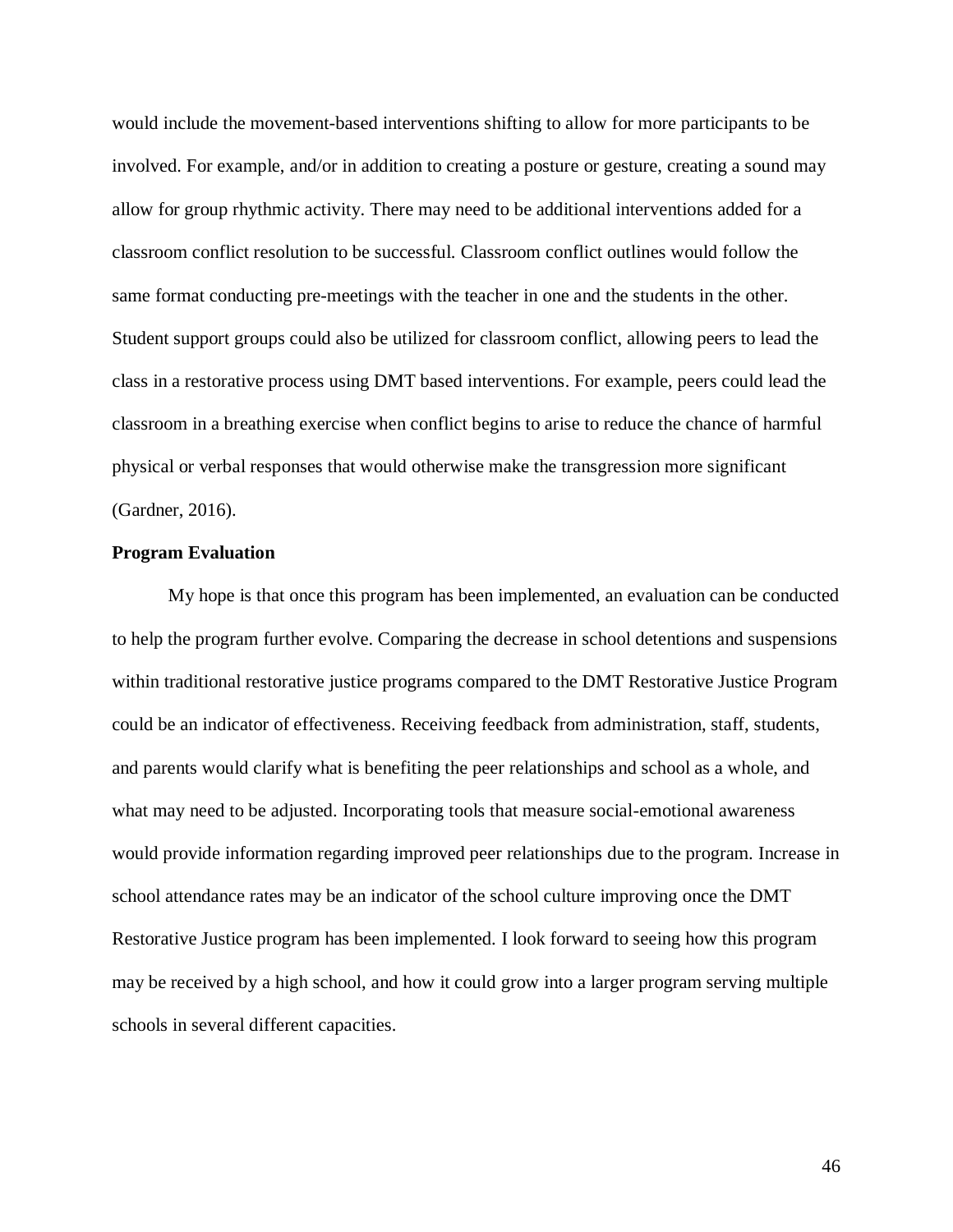would include the movement-based interventions shifting to allow for more participants to be involved. For example, and/or in addition to creating a posture or gesture, creating a sound may allow for group rhythmic activity. There may need to be additional interventions added for a classroom conflict resolution to be successful. Classroom conflict outlines would follow the same format conducting pre-meetings with the teacher in one and the students in the other. Student support groups could also be utilized for classroom conflict, allowing peers to lead the class in a restorative process using DMT based interventions. For example, peers could lead the classroom in a breathing exercise when conflict begins to arise to reduce the chance of harmful physical or verbal responses that would otherwise make the transgression more significant (Gardner, 2016).

**Program Evaluation**

My hope is that once this program has been implemented, an evaluation can be conducted to help the program further evolve. Comparing the decrease in school detentions and suspensions within traditional restorative justice programs compared to the DMT Restorative Justice Program could be an indicator of effectiveness. Receiving feedback from administration, staff, students, and parents would clarify what is benefiting the peer relationships and school as a whole, and what may need to be adjusted. Incorporating tools that measure social-emotional awareness would provide information regarding improved peer relationships due to the program. Increase in school attendance rates may be an indicator of the school culture improving once the DMT Restorative Justice program has been implemented. I look forward to seeing how this program may be received by a high school, and how it could grow into a larger program serving multiple schools in several different capacities.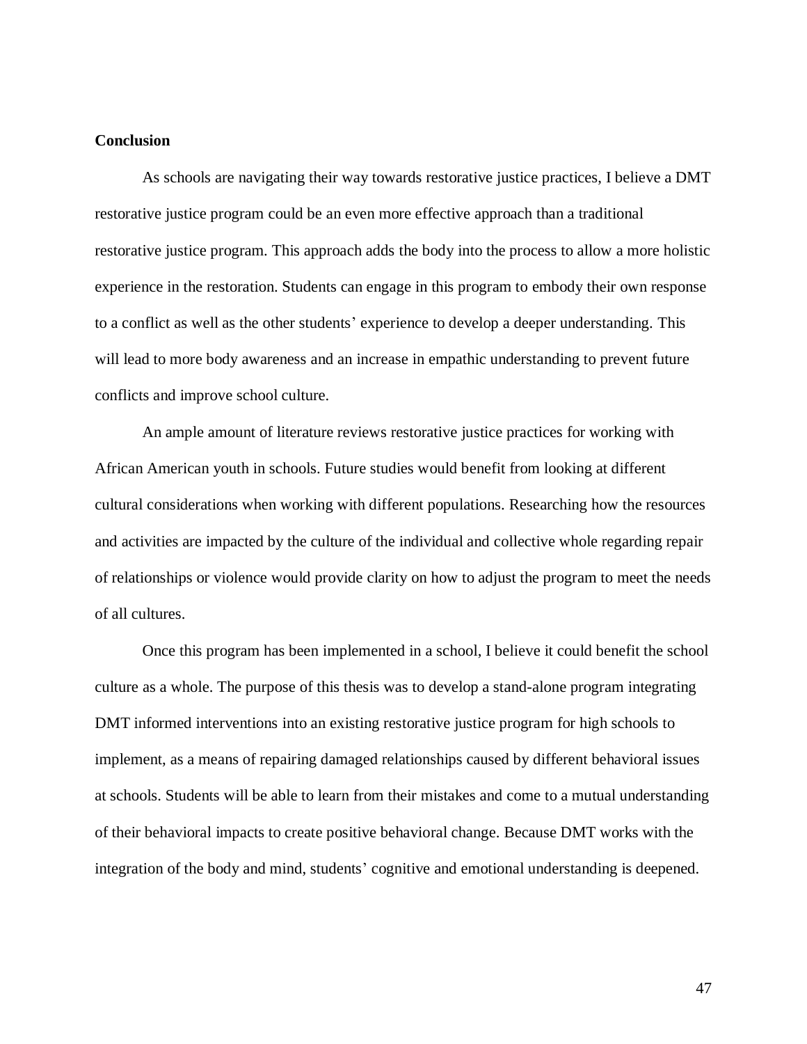**Conclusion**

As schools are navigating their way towards restorative justice practices, I believe a DMT restorative justice program could be an even more effective approach than a traditional restorative justice program. This approach adds the body into the process to allow a more holistic experience in the restoration. Students can engage in this program to embody their own response to a conflict as well as the other students' experience to develop a deeper understanding. This will lead to more body awareness and an increase in empathic understanding to prevent future conflicts and improve school culture.

An ample amount of literature reviews restorative justice practices for working with African American youth in schools. Future studies would benefit from looking at different cultural considerations when working with different populations. Researching how the resources and activities are impacted by the culture of the individual and collective whole regarding repair of relationships or violence would provide clarity on how to adjust the program to meet the needs of all cultures.

Once this program has been implemented in a school, I believe it could benefit the school culture as a whole. The purpose of this thesis was to develop a stand-alone program integrating DMT informed interventions into an existing restorative justice program for high schools to implement, as a means of repairing damaged relationships caused by different behavioral issues at schools. Students will be able to learn from their mistakes and come to a mutual understanding of their behavioral impacts to create positive behavioral change. Because DMT works with the integration of the body and mind, students' cognitive and emotional understanding is deepened.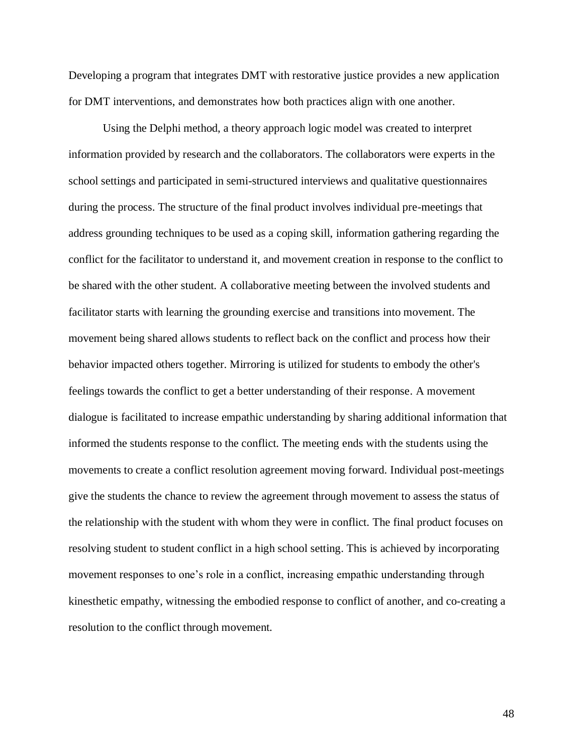Developing a program that integrates DMT with restorative justice provides a new application for DMT interventions, and demonstrates how both practices align with one another.

Using the Delphi method, a theory approach logic model was created to interpret information provided by research and the collaborators. The collaborators were experts in the school settings and participated in semi-structured interviews and qualitative questionnaires during the process. The structure of the final product involves individual pre-meetings that address grounding techniques to be used as a coping skill, information gathering regarding the conflict for the facilitator to understand it, and movement creation in response to the conflict to be shared with the other student. A collaborative meeting between the involved students and facilitator starts with learning the grounding exercise and transitions into movement. The movement being shared allows students to reflect back on the conflict and process how their behavior impacted others together. Mirroring is utilized for students to embody the other's feelings towards the conflict to get a better understanding of their response. A movement dialogue is facilitated to increase empathic understanding by sharing additional information that informed the students response to the conflict. The meeting ends with the students using the movements to create a conflict resolution agreement moving forward. Individual post-meetings give the students the chance to review the agreement through movement to assess the status of the relationship with the student with whom they were in conflict. The final product focuses on resolving student to student conflict in a high school setting. This is achieved by incorporating movement responses to one's role in a conflict, increasing empathic understanding through kinesthetic empathy, witnessing the embodied response to conflict of another, and co-creating a resolution to the conflict through movement.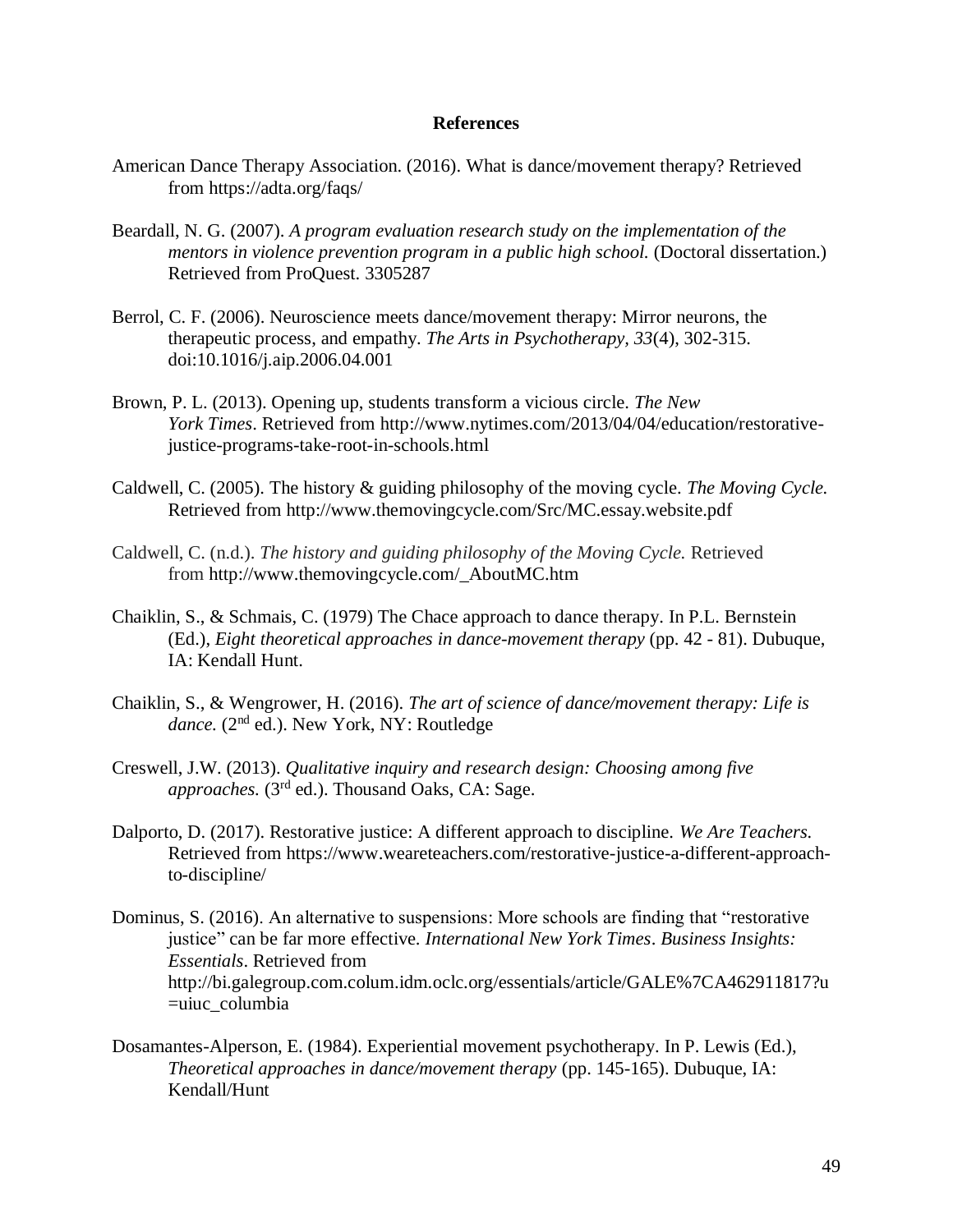## References

American Dance Therapy Association. (2016). What is dance/movement therapy? Retrieved from https://adta.org/faqs/

Beardall, N. G. (2007). *A program evaluation research study on the implementation of the mentors in violence prevention program in a public high school.* (Doctoral dissertation.) Retrieved from ProQuest. 3305287

Berrol, C. F. (2006). Neuroscience meets dance/movement therapy: Mirror neurons, the therapeutic process, and empathy. *The Arts in Psychotherapy, 33*(4), 302-315. doi:10.1016/j.aip.2006.04.001

Brown, P. L. (2013). Opening up, students transform a vicious circle. *The New York Times*. Retrieved from http://www.nytimes.com/2013/04/04/education/restorative-justice-programs-take-root-in-schools.html

Caldwell, C. (2005). The history & guiding philosophy of the moving cycle. *The Moving Cycle.* Retrieved from http://www.themovingcycle.com/Src/MC.essay.website.pdf

Caldwell, C. (n.d.). *The history and guiding philosophy of the Moving Cycle.* Retrieved from http://www.themovingcycle.com/_AboutMC.htm

Chaiklin, S., & Schmais, C. (1979) The Chace approach to dance therapy. In P.L. Bernstein (Ed.), *Eight theoretical approaches in dance-movement therapy* (pp. 42 - 81). Dubuque, IA: Kendall Hunt.

Chaiklin, S., & Wengrower, H. (2016). *The art of science of dance/movement therapy: Life is dance.* (2nd ed.). New York, NY: Routledge

Creswell, J.W. (2013). *Qualitative inquiry and research design: Choosing among five approaches.* (3rd ed.). Thousand Oaks, CA: Sage.

Dalporto, D. (2017). Restorative justice: A different approach to discipline. *We Are Teachers.* Retrieved from https://www.weareteachers.com/restorative-justice-a-different-approach-to-discipline/

Dominus, S. (2016). An alternative to suspensions: More schools are finding that "restorative justice" can be far more effective. *International New York Times*. *Business Insights: Essentials*. Retrieved from http://bi.galegroup.com.colum.idm.oclc.org/essentials/article/GALE%7CA462911817?u=uiuc_columbia

Dosamantes-Alperson, E. (1984). Experiential movement psychotherapy. In P. Lewis (Ed.), *Theoretical approaches in dance/movement therapy* (pp. 145-165). Dubuque, IA: Kendall/Hunt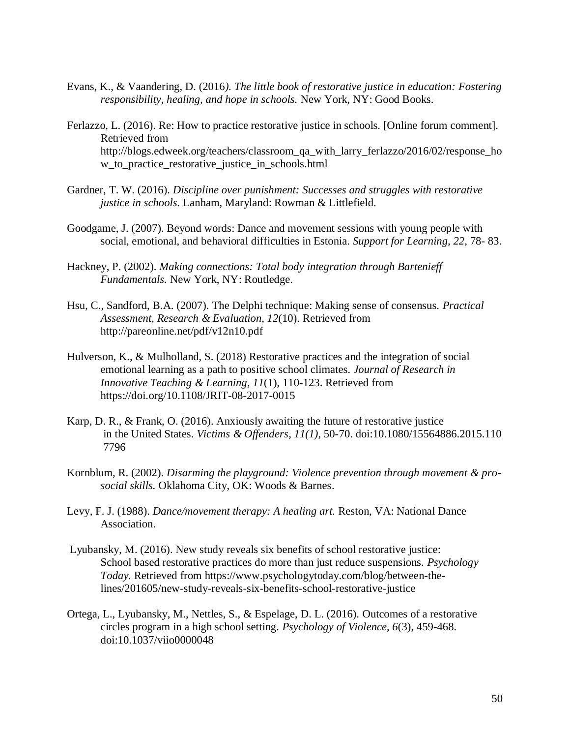Evans, K., & Vaandering, D. (2016*). The little book of restorative justice in education: Fostering responsibility, healing, and hope in schools.* New York, NY: Good Books.

Ferlazzo, L. (2016). Re: How to practice restorative justice in schools. [Online forum comment]. Retrieved from http://blogs.edweek.org/teachers/classroom_qa_with_larry_ferlazzo/2016/02/response_how_to_practice_restorative_justice_in_schools.html

Gardner, T. W. (2016). *Discipline over punishment: Successes and struggles with restorative justice in schools.* Lanham, Maryland: Rowman & Littlefield.

Goodgame, J. (2007). Beyond words: Dance and movement sessions with young people with social, emotional, and behavioral difficulties in Estonia. *Support for Learning, 22*, 78- 83.

Hackney, P. (2002). *Making connections: Total body integration through Bartenieff Fundamentals.* New York, NY: Routledge.

Hsu, C., Sandford, B.A. (2007). The Delphi technique: Making sense of consensus. *Practical Assessment, Research & Evaluation, 12*(10). Retrieved from http://pareonline.net/pdf/v12n10.pdf

Hulverson, K., & Mulholland, S. (2018) Restorative practices and the integration of social emotional learning as a path to positive school climates. *Journal of Research in Innovative Teaching & Learning, 11*(1), 110-123. Retrieved from https://doi.org/10.1108/JRIT-08-2017-0015

Karp, D. R., & Frank, O. (2016). Anxiously awaiting the future of restorative justice in the United States. *Victims & Offenders, 11(1)*, 50-70. doi:10.1080/15564886.2015.1107796

Kornblum, R. (2002). *Disarming the playground: Violence prevention through movement & pro-social skills.* Oklahoma City, OK: Woods & Barnes.

Levy, F. J. (1988). *Dance/movement therapy: A healing art.* Reston, VA: National Dance Association.

Lyubansky, M. (2016). New study reveals six benefits of school restorative justice: School based restorative practices do more than just reduce suspensions. *Psychology Today.* Retrieved from https://www.psychologytoday.com/blog/between-the-lines/201605/new-study-reveals-six-benefits-school-restorative-justice

Ortega, L., Lyubansky, M., Nettles, S., & Espelage, D. L. (2016). Outcomes of a restorative circles program in a high school setting. *Psychology of Violence, 6*(3), 459-468. doi:10.1037/viio0000048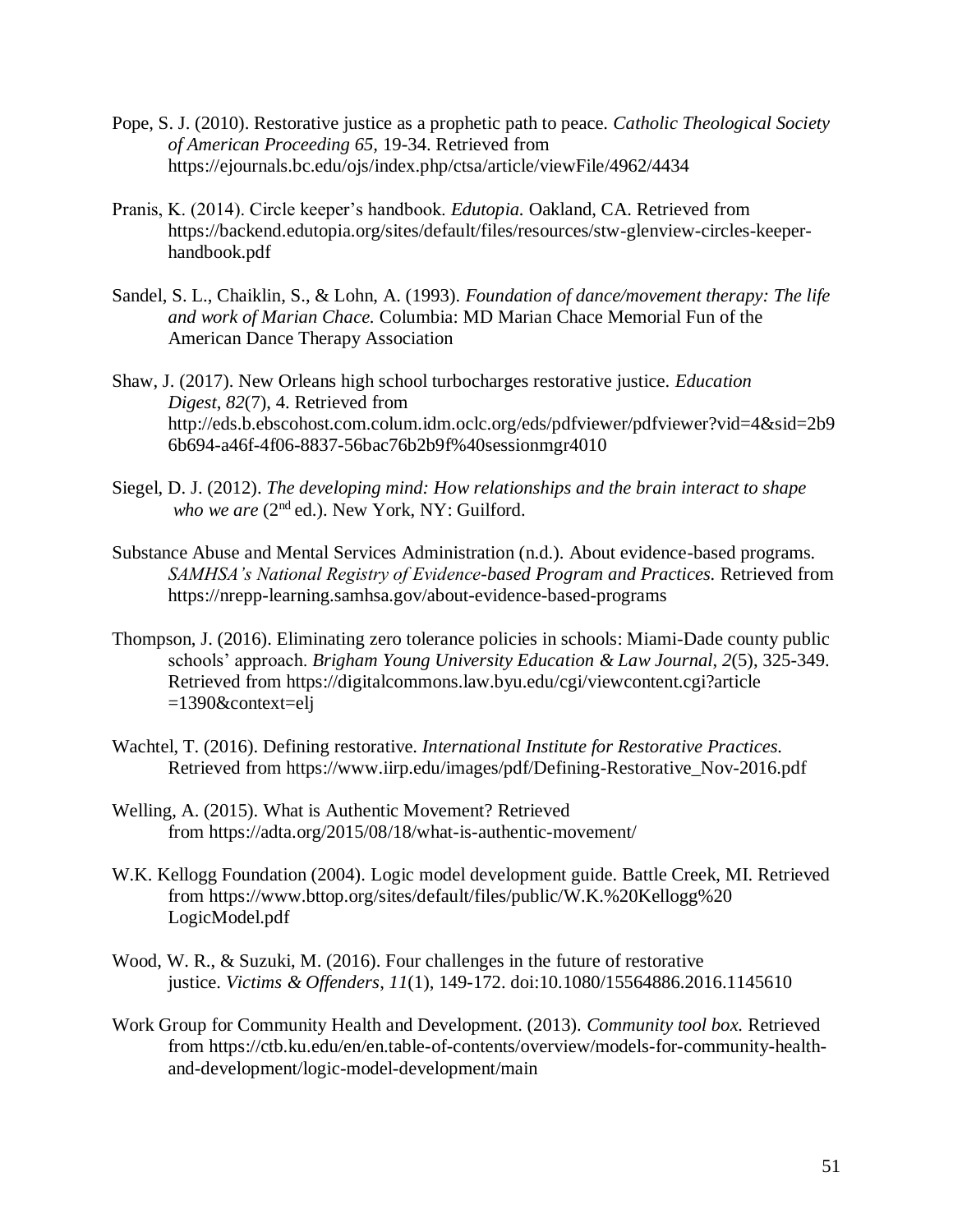Pope, S. J. (2010). Restorative justice as a prophetic path to peace. *Catholic Theological Society of American Proceeding 65*, 19-34. Retrieved from https://ejournals.bc.edu/ojs/index.php/ctsa/article/viewFile/4962/4434

Pranis, K. (2014). Circle keeper's handbook. *Edutopia.* Oakland, CA. Retrieved from https://backend.edutopia.org/sites/default/files/resources/stw-glenview-circles-keeper-handbook.pdf

Sandel, S. L., Chaiklin, S., & Lohn, A. (1993). *Foundation of dance/movement therapy: The life and work of Marian Chace.* Columbia: MD Marian Chace Memorial Fun of the American Dance Therapy Association

Shaw, J. (2017). New Orleans high school turbocharges restorative justice. *Education Digest, 82*(7), 4. Retrieved from http://eds.b.ebscohost.com.colum.idm.oclc.org/eds/pdfviewer/pdfviewer?vid=4&sid=2b96b694-a46f-4f06-8837-56bac76b2b9f%40sessionmgr4010

Siegel, D. J. (2012). *The developing mind: How relationships and the brain interact to shape who we are* (2nd ed.). New York, NY: Guilford.

Substance Abuse and Mental Services Administration (n.d.). About evidence-based programs. *SAMHSA's National Registry of Evidence-based Program and Practices.* Retrieved from https://nrepp-learning.samhsa.gov/about-evidence-based-programs

Thompson, J. (2016). Eliminating zero tolerance policies in schools: Miami-Dade county public schools' approach. *Brigham Young University Education & Law Journal*, *2*(5), 325-349. Retrieved from https://digitalcommons.law.byu.edu/cgi/viewcontent.cgi?article=1390&context=elj

Wachtel, T. (2016). Defining restorative. *International Institute for Restorative Practices.* Retrieved from https://www.iirp.edu/images/pdf/Defining-Restorative_Nov-2016.pdf

Welling, A. (2015). What is Authentic Movement? Retrieved from https://adta.org/2015/08/18/what-is-authentic-movement/

W.K. Kellogg Foundation (2004). Logic model development guide. Battle Creek, MI. Retrieved from https://www.bttop.org/sites/default/files/public/W.K.%20Kellogg%20LogicModel.pdf

Wood, W. R., & Suzuki, M. (2016). Four challenges in the future of restorative justice. *Victims & Offenders, 11*(1), 149-172. doi:10.1080/15564886.2016.1145610

Work Group for Community Health and Development. (2013). *Community tool box.* Retrieved from https://ctb.ku.edu/en/en.table-of-contents/overview/models-for-community-health-and-development/logic-model-development/main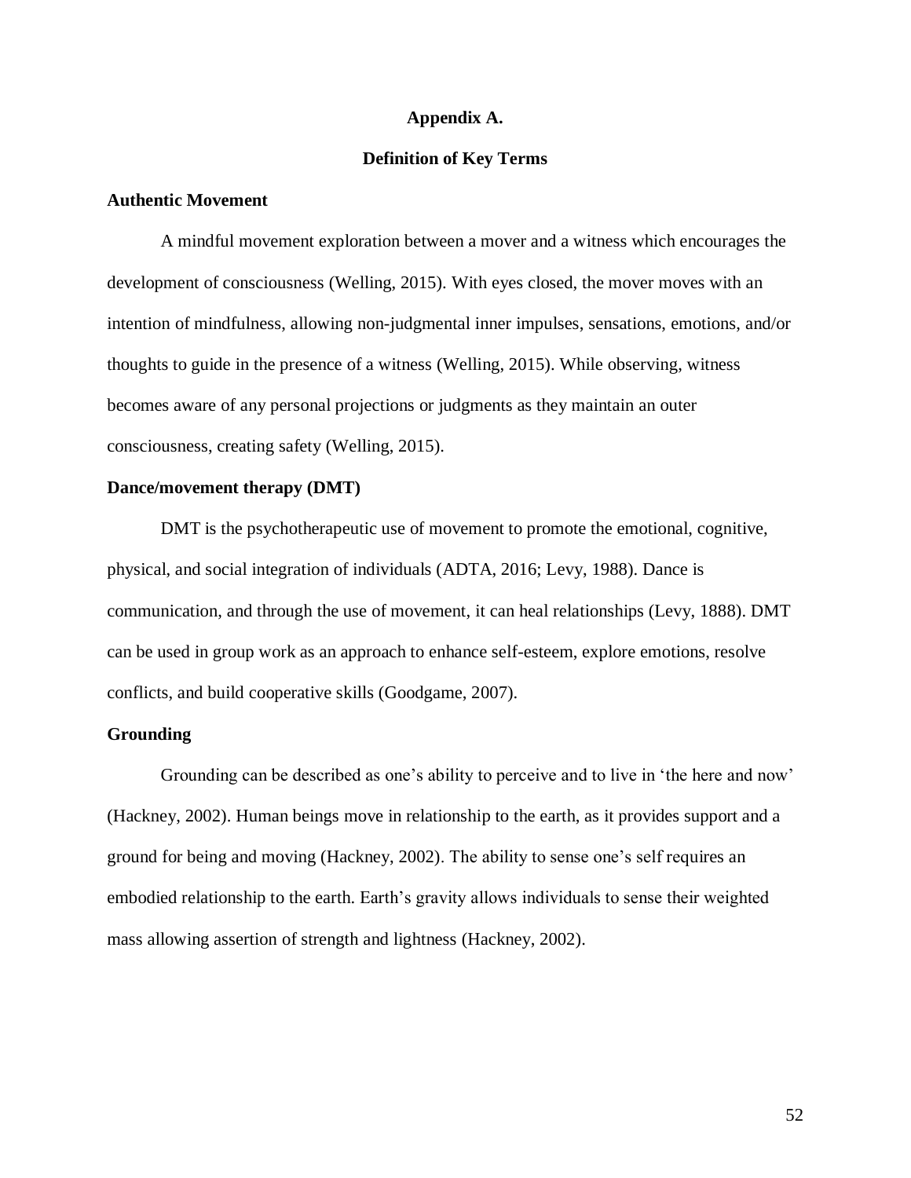# Appendix A.

## Definition of Key Terms

### Authentic Movement

A mindful movement exploration between a mover and a witness which encourages the development of consciousness (Welling, 2015). With eyes closed, the mover moves with an intention of mindfulness, allowing non-judgmental inner impulses, sensations, emotions, and/or thoughts to guide in the presence of a witness (Welling, 2015). While observing, witness becomes aware of any personal projections or judgments as they maintain an outer consciousness, creating safety (Welling, 2015).

### Dance/movement therapy (DMT)

DMT is the psychotherapeutic use of movement to promote the emotional, cognitive, physical, and social integration of individuals (ADTA, 2016; Levy, 1988). Dance is communication, and through the use of movement, it can heal relationships (Levy, 1888). DMT can be used in group work as an approach to enhance self-esteem, explore emotions, resolve conflicts, and build cooperative skills (Goodgame, 2007).

### Grounding

Grounding can be described as one's ability to perceive and to live in 'the here and now' (Hackney, 2002). Human beings move in relationship to the earth, as it provides support and a ground for being and moving (Hackney, 2002). The ability to sense one's self requires an embodied relationship to the earth. Earth's gravity allows individuals to sense their weighted mass allowing assertion of strength and lightness (Hackney, 2002).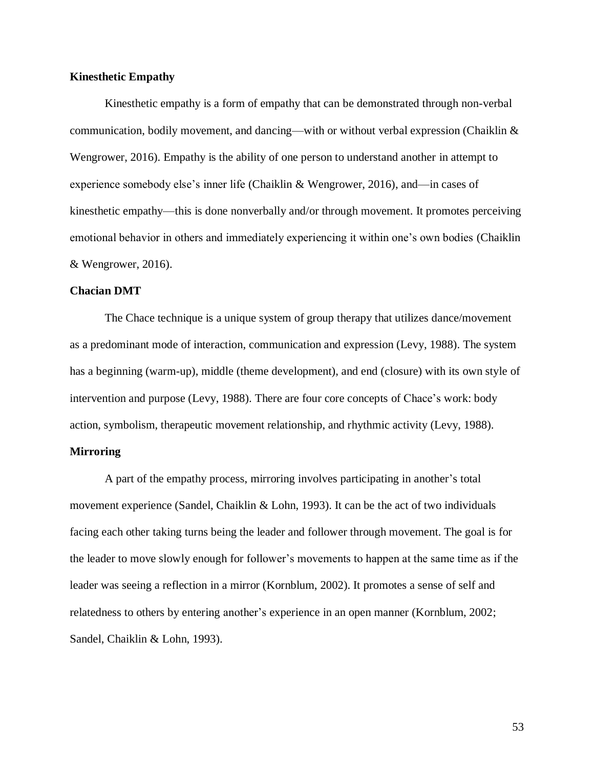**Kinesthetic Empathy**

Kinesthetic empathy is a form of empathy that can be demonstrated through non-verbal communication, bodily movement, and dancing—with or without verbal expression (Chaiklin & Wengrower, 2016). Empathy is the ability of one person to understand another in attempt to experience somebody else's inner life (Chaiklin & Wengrower, 2016), and—in cases of kinesthetic empathy—this is done nonverbally and/or through movement. It promotes perceiving emotional behavior in others and immediately experiencing it within one's own bodies (Chaiklin & Wengrower, 2016).

**Chacian DMT**

The Chace technique is a unique system of group therapy that utilizes dance/movement as a predominant mode of interaction, communication and expression (Levy, 1988). The system has a beginning (warm-up), middle (theme development), and end (closure) with its own style of intervention and purpose (Levy, 1988). There are four core concepts of Chace's work: body action, symbolism, therapeutic movement relationship, and rhythmic activity (Levy, 1988).

**Mirroring**

A part of the empathy process, mirroring involves participating in another's total movement experience (Sandel, Chaiklin & Lohn, 1993). It can be the act of two individuals facing each other taking turns being the leader and follower through movement. The goal is for the leader to move slowly enough for follower's movements to happen at the same time as if the leader was seeing a reflection in a mirror (Kornblum, 2002). It promotes a sense of self and relatedness to others by entering another's experience in an open manner (Kornblum, 2002; Sandel, Chaiklin & Lohn, 1993).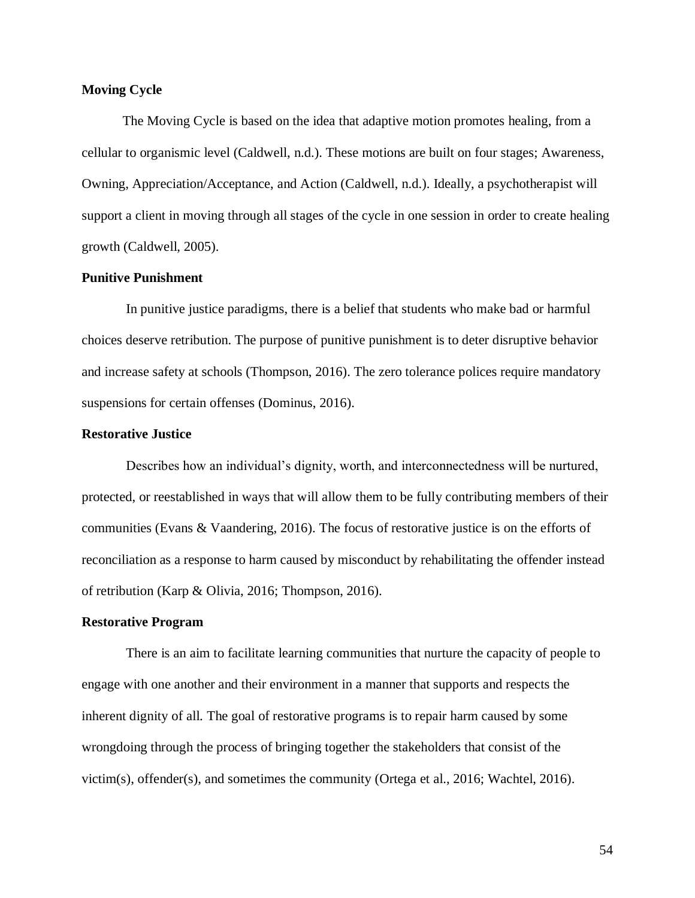**Moving Cycle**

The Moving Cycle is based on the idea that adaptive motion promotes healing, from a cellular to organismic level (Caldwell, n.d.). These motions are built on four stages; Awareness, Owning, Appreciation/Acceptance, and Action (Caldwell, n.d.). Ideally, a psychotherapist will support a client in moving through all stages of the cycle in one session in order to create healing growth (Caldwell, 2005).

**Punitive Punishment**

In punitive justice paradigms, there is a belief that students who make bad or harmful choices deserve retribution. The purpose of punitive punishment is to deter disruptive behavior and increase safety at schools (Thompson, 2016). The zero tolerance polices require mandatory suspensions for certain offenses (Dominus, 2016).

**Restorative Justice**

Describes how an individual's dignity, worth, and interconnectedness will be nurtured, protected, or reestablished in ways that will allow them to be fully contributing members of their communities (Evans & Vaandering, 2016). The focus of restorative justice is on the efforts of reconciliation as a response to harm caused by misconduct by rehabilitating the offender instead of retribution (Karp & Olivia, 2016; Thompson, 2016).

**Restorative Program**

There is an aim to facilitate learning communities that nurture the capacity of people to engage with one another and their environment in a manner that supports and respects the inherent dignity of all. The goal of restorative programs is to repair harm caused by some wrongdoing through the process of bringing together the stakeholders that consist of the victim(s), offender(s), and sometimes the community (Ortega et al., 2016; Wachtel, 2016).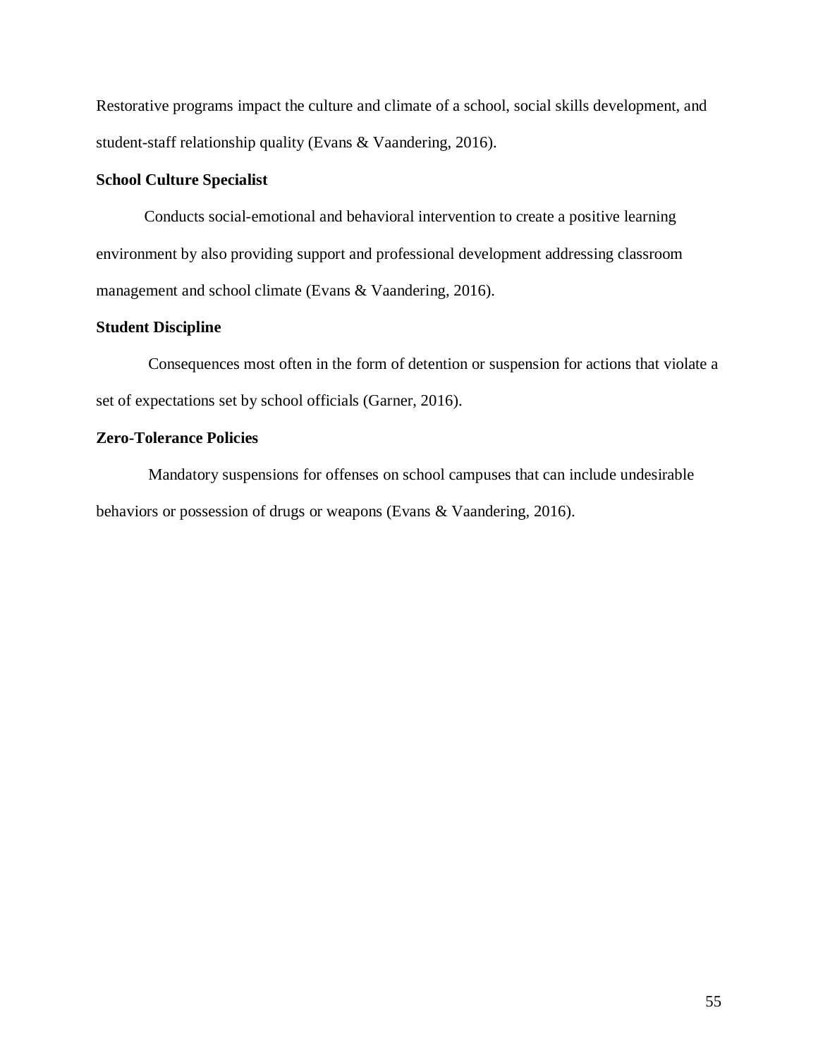Restorative programs impact the culture and climate of a school, social skills development, and student-staff relationship quality (Evans & Vaandering, 2016).

**School Culture Specialist**

Conducts social-emotional and behavioral intervention to create a positive learning environment by also providing support and professional development addressing classroom management and school climate (Evans & Vaandering, 2016).

**Student Discipline**

Consequences most often in the form of detention or suspension for actions that violate a set of expectations set by school officials (Garner, 2016).

**Zero-Tolerance Policies**

Mandatory suspensions for offenses on school campuses that can include undesirable behaviors or possession of drugs or weapons (Evans & Vaandering, 2016).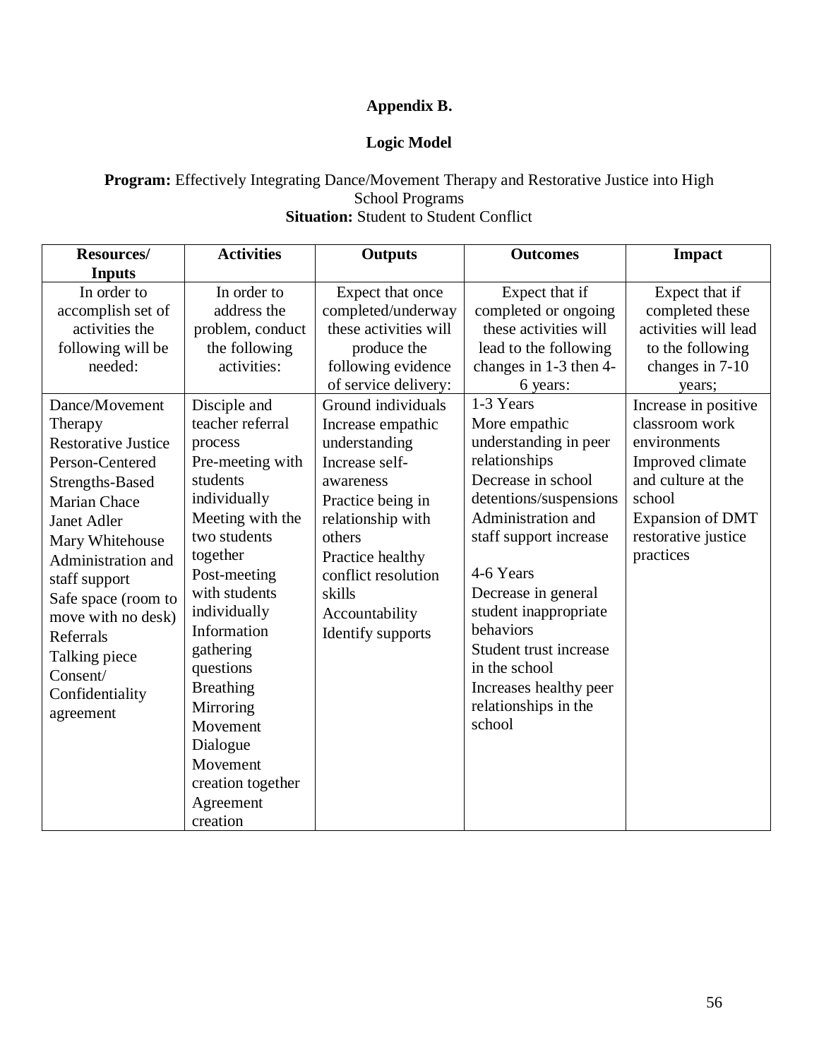**Appendix B.**

**Logic Model**

**Program:** Effectively Integrating Dance/Movement Therapy and Restorative Justice into High School Programs
**Situation:** Student to Student Conflict

| Resources/ Inputs | Activities | Outputs | Outcomes | Impact |
|---|---|---|---|---|
| In order to accomplish set of activities the following will be needed: | In order to address the problem, conduct the following activities: | Expect that once completed/underway these activities will produce the following evidence of service delivery: | Expect that if completed or ongoing these activities will lead to the following changes in 1-3 then 4-6 years: | Expect that if completed these activities will lead to the following changes in 7-10 years; |
| Dance/Movement Therapy<br>Restorative Justice<br>Person-Centered<br>Strengths-Based<br>Marian Chace<br>Janet Adler<br>Mary Whitehouse<br>Administration and staff support<br>Safe space (room to move with no desk)<br>Referrals<br>Talking piece<br>Consent/ Confidentiality agreement | Disciple and teacher referral process<br>Pre-meeting with students individually<br>Meeting with the two students together<br>Post-meeting with students individually<br>Information gathering questions<br>Breathing<br>Mirroring<br>Movement Dialogue<br>Movement creation together<br>Agreement creation | Ground individuals<br>Increase empathic understanding<br>Increase self-awareness<br>Practice being in relationship with others<br>Practice healthy conflict resolution skills<br>Accountability<br>Identify supports | 1-3 Years<br>More empathic understanding in peer relationships<br>Decrease in school detentions/suspensions<br>Administration and staff support increase<br><br>4-6 Years<br>Decrease in general student inappropriate behaviors<br>Student trust increase in the school<br>Increases healthy peer relationships in the school | Increase in positive classroom work environments<br>Improved climate and culture at the school<br>Expansion of DMT restorative justice practices |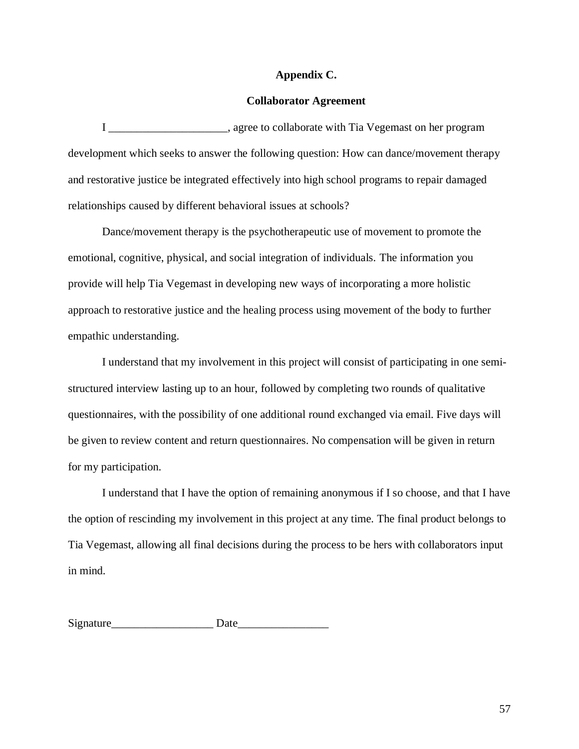## Appendix C.

## Collaborator Agreement

I _____________________, agree to collaborate with Tia Vegemast on her program development which seeks to answer the following question: How can dance/movement therapy and restorative justice be integrated effectively into high school programs to repair damaged relationships caused by different behavioral issues at schools?

Dance/movement therapy is the psychotherapeutic use of movement to promote the emotional, cognitive, physical, and social integration of individuals. The information you provide will help Tia Vegemast in developing new ways of incorporating a more holistic approach to restorative justice and the healing process using movement of the body to further empathic understanding.

I understand that my involvement in this project will consist of participating in one semi-structured interview lasting up to an hour, followed by completing two rounds of qualitative questionnaires, with the possibility of one additional round exchanged via email. Five days will be given to review content and return questionnaires. No compensation will be given in return for my participation.

I understand that I have the option of remaining anonymous if I so choose, and that I have the option of rescinding my involvement in this project at any time. The final product belongs to Tia Vegemast, allowing all final decisions during the process to be hers with collaborators input in mind.

Signature__________________ Date________________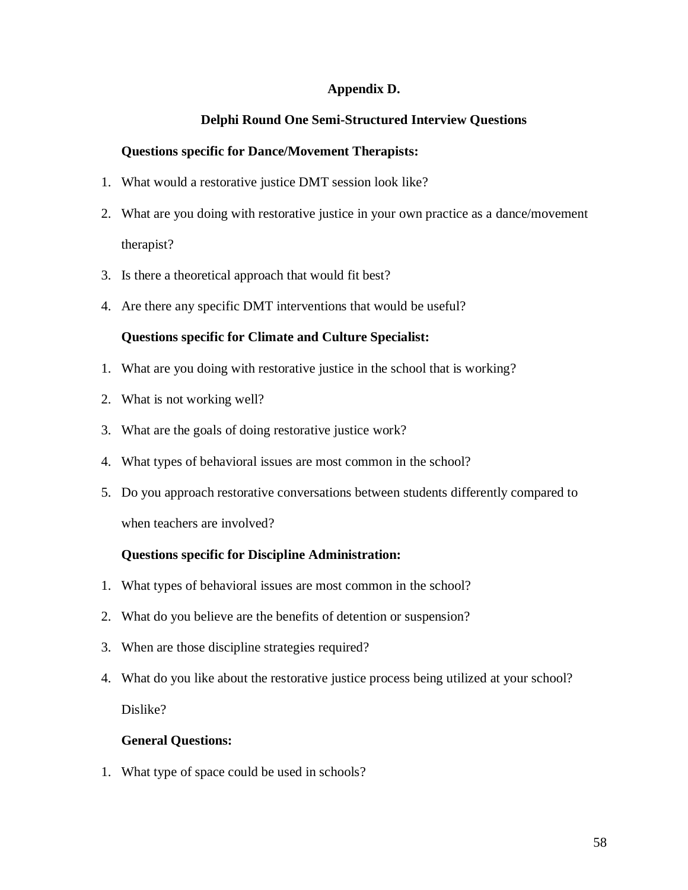# Appendix D.

## Delphi Round One Semi-Structured Interview Questions

**Questions specific for Dance/Movement Therapists:**

1. What would a restorative justice DMT session look like?
2. What are you doing with restorative justice in your own practice as a dance/movement therapist?
3. Is there a theoretical approach that would fit best?
4. Are there any specific DMT interventions that would be useful?

**Questions specific for Climate and Culture Specialist:**

1. What are you doing with restorative justice in the school that is working?
2. What is not working well?
3. What are the goals of doing restorative justice work?
4. What types of behavioral issues are most common in the school?
5. Do you approach restorative conversations between students differently compared to when teachers are involved?

**Questions specific for Discipline Administration:**

1. What types of behavioral issues are most common in the school?
2. What do you believe are the benefits of detention or suspension?
3. When are those discipline strategies required?
4. What do you like about the restorative justice process being utilized at your school? Dislike?

**General Questions:**

1. What type of space could be used in schools?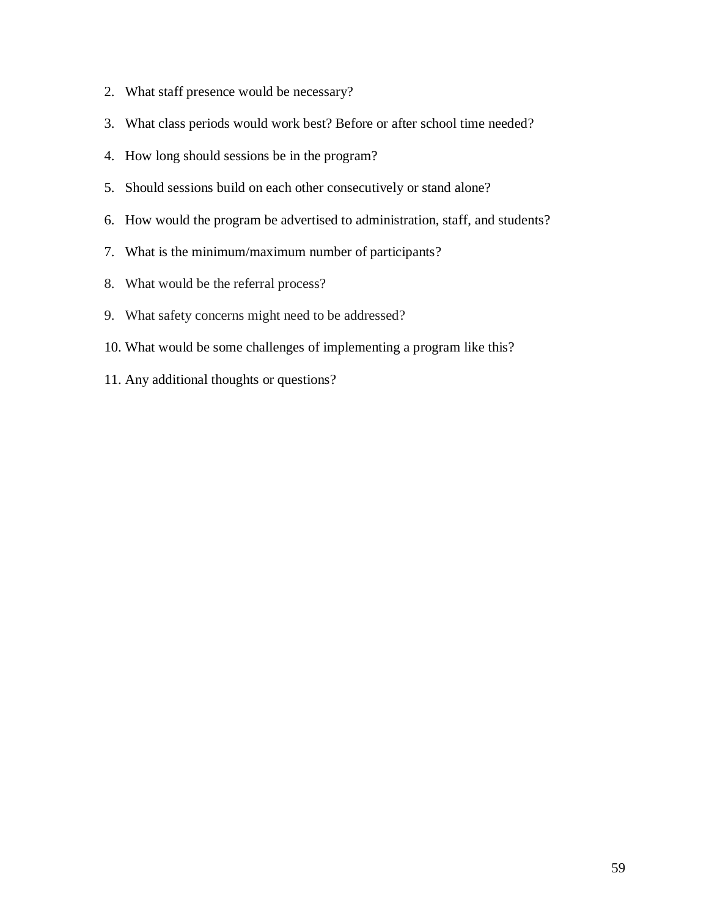2. What staff presence would be necessary?
3. What class periods would work best? Before or after school time needed?
4. How long should sessions be in the program?
5. Should sessions build on each other consecutively or stand alone?
6. How would the program be advertised to administration, staff, and students?
7. What is the minimum/maximum number of participants?
8. What would be the referral process?
9. What safety concerns might need to be addressed?
10. What would be some challenges of implementing a program like this?
11. Any additional thoughts or questions?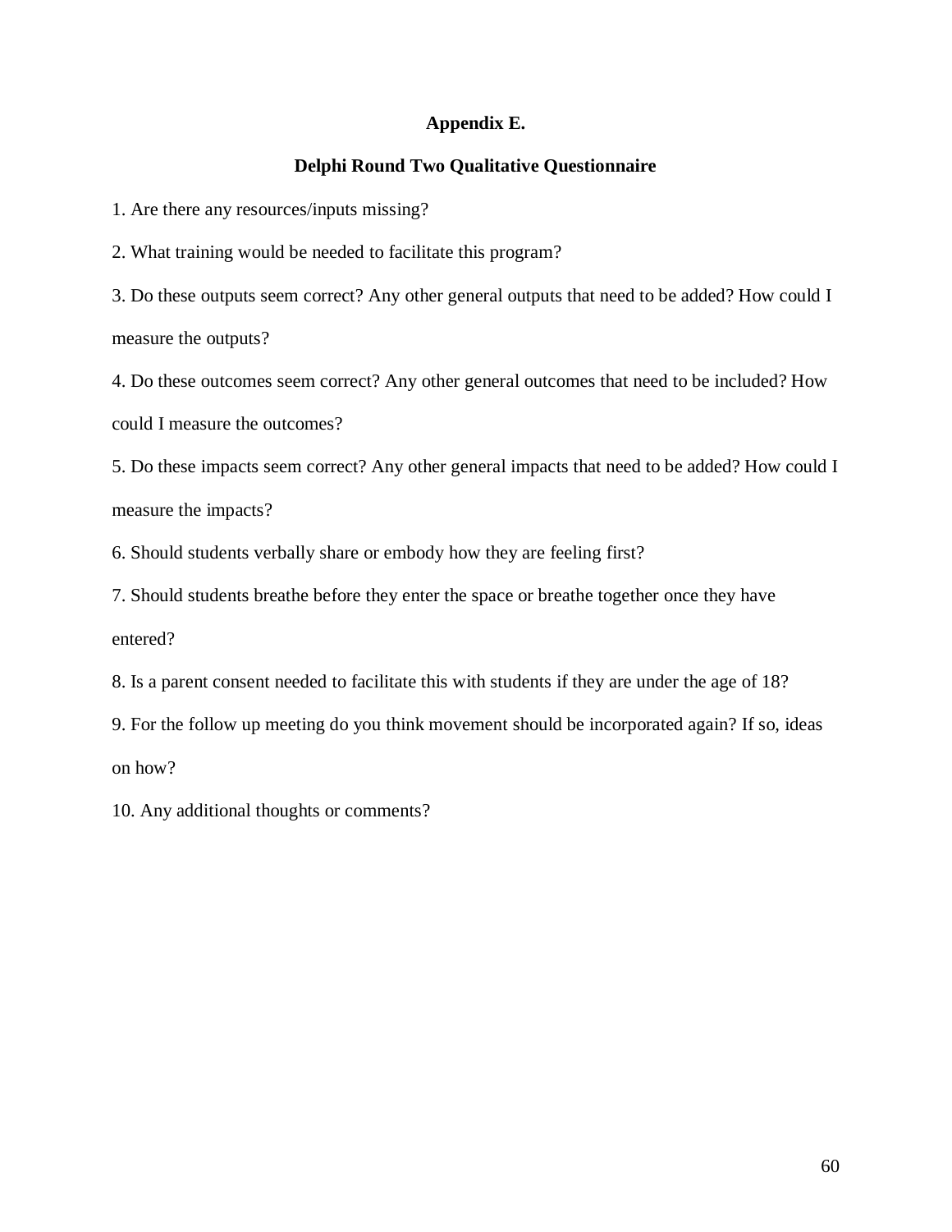# Appendix E.

## Delphi Round Two Qualitative Questionnaire

1. Are there any resources/inputs missing?

2. What training would be needed to facilitate this program?

3. Do these outputs seem correct? Any other general outputs that need to be added? How could I measure the outputs?

4. Do these outcomes seem correct? Any other general outcomes that need to be included? How could I measure the outcomes?

5. Do these impacts seem correct? Any other general impacts that need to be added? How could I measure the impacts?

6. Should students verbally share or embody how they are feeling first?

7. Should students breathe before they enter the space or breathe together once they have entered?

8. Is a parent consent needed to facilitate this with students if they are under the age of 18?

9. For the follow up meeting do you think movement should be incorporated again? If so, ideas on how?

10. Any additional thoughts or comments?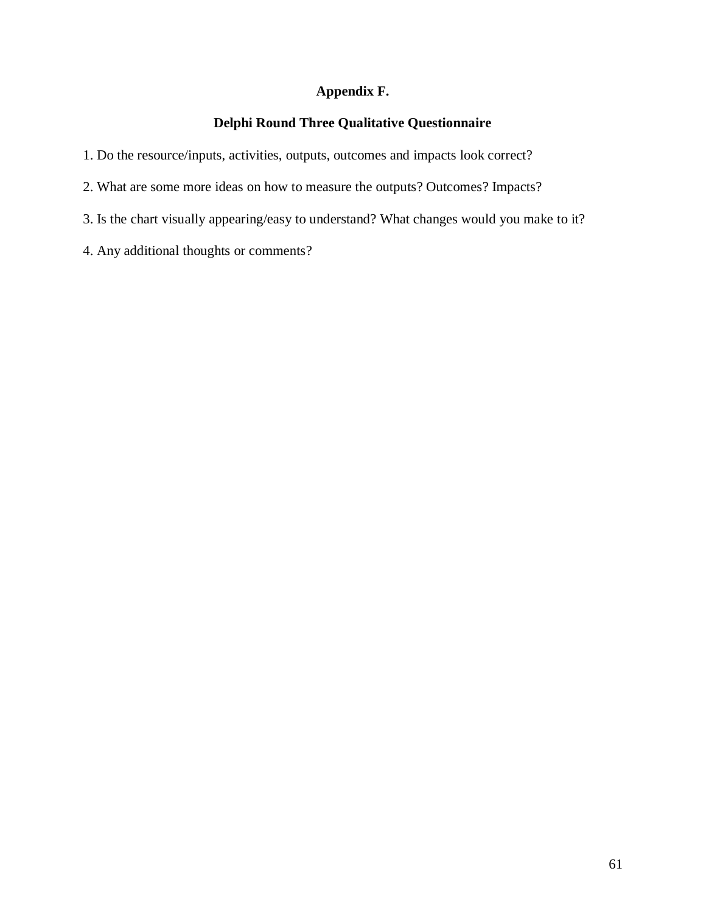# Appendix F.

## Delphi Round Three Qualitative Questionnaire

1. Do the resource/inputs, activities, outputs, outcomes and impacts look correct?

2. What are some more ideas on how to measure the outputs? Outcomes? Impacts?

3. Is the chart visually appearing/easy to understand? What changes would you make to it?

4. Any additional thoughts or comments?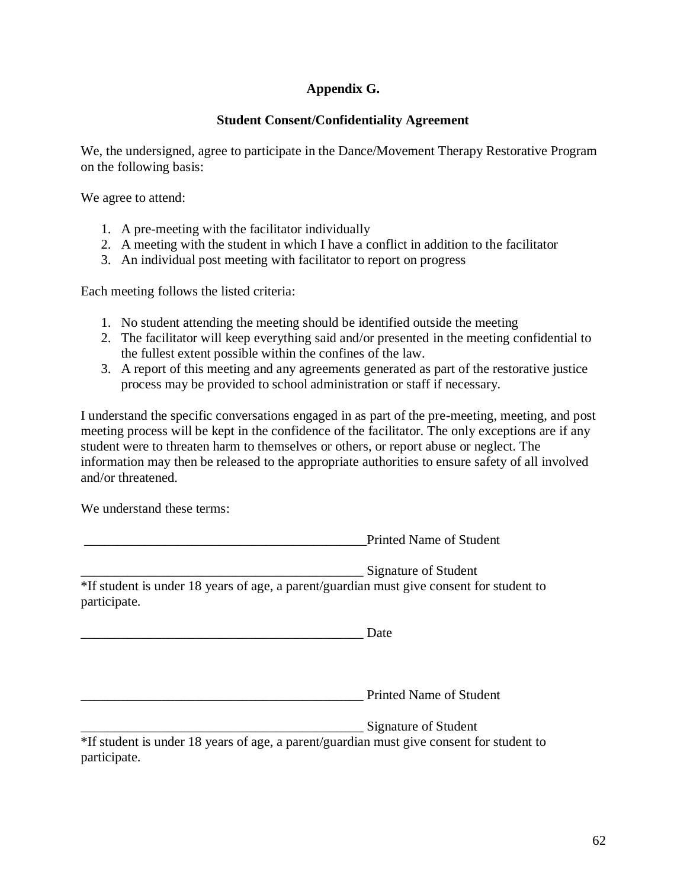**Appendix G.**

**Student Consent/Confidentiality Agreement**

We, the undersigned, agree to participate in the Dance/Movement Therapy Restorative Program on the following basis:

We agree to attend:

1. A pre-meeting with the facilitator individually
2. A meeting with the student in which I have a conflict in addition to the facilitator
3. An individual post meeting with facilitator to report on progress

Each meeting follows the listed criteria:

1. No student attending the meeting should be identified outside the meeting
2. The facilitator will keep everything said and/or presented in the meeting confidential to the fullest extent possible within the confines of the law.
3. A report of this meeting and any agreements generated as part of the restorative justice process may be provided to school administration or staff if necessary.

I understand the specific conversations engaged in as part of the pre-meeting, meeting, and post meeting process will be kept in the confidence of the facilitator. The only exceptions are if any student were to threaten harm to themselves or others, or report abuse or neglect. The information may then be released to the appropriate authorities to ensure safety of all involved and/or threatened.

We understand these terms:

___________________________________________ Printed Name of Student

___________________________________________ Signature of Student

*If student is under 18 years of age, a parent/guardian must give consent for student to participate.

___________________________________________ Date

___________________________________________ Printed Name of Student

___________________________________________ Signature of Student

*If student is under 18 years of age, a parent/guardian must give consent for student to participate.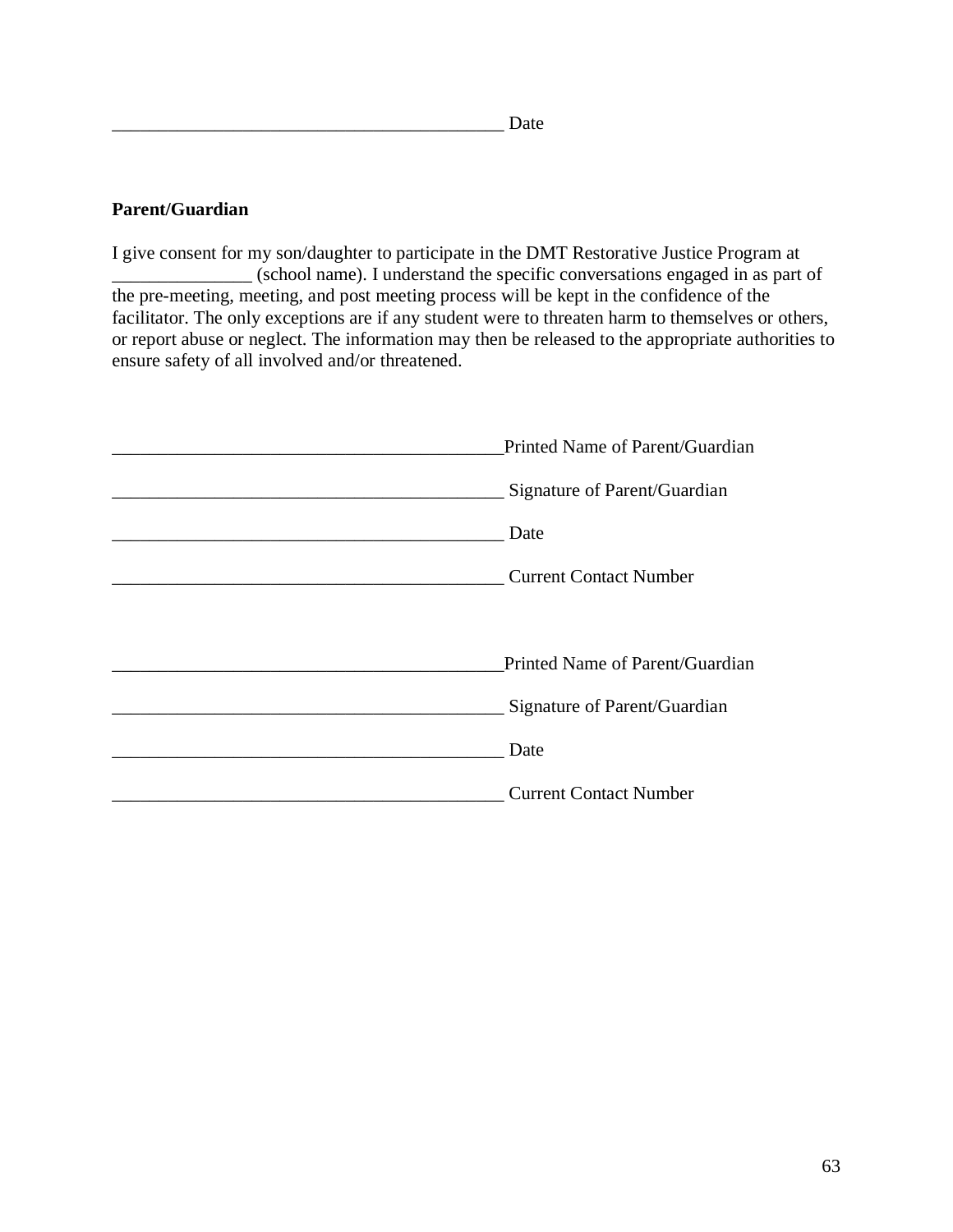_____________________________________________ Date

**Parent/Guardian**

I give consent for my son/daughter to participate in the DMT Restorative Justice Program at _______________ (school name). I understand the specific conversations engaged in as part of the pre-meeting, meeting, and post meeting process will be kept in the confidence of the facilitator. The only exceptions are if any student were to threaten harm to themselves or others, or report abuse or neglect. The information may then be released to the appropriate authorities to ensure safety of all involved and/or threatened.

_____________________________________________Printed Name of Parent/Guardian

_____________________________________________ Signature of Parent/Guardian

_____________________________________________ Date

_____________________________________________ Current Contact Number

_____________________________________________Printed Name of Parent/Guardian

_____________________________________________ Signature of Parent/Guardian

_____________________________________________ Date

_____________________________________________ Current Contact Number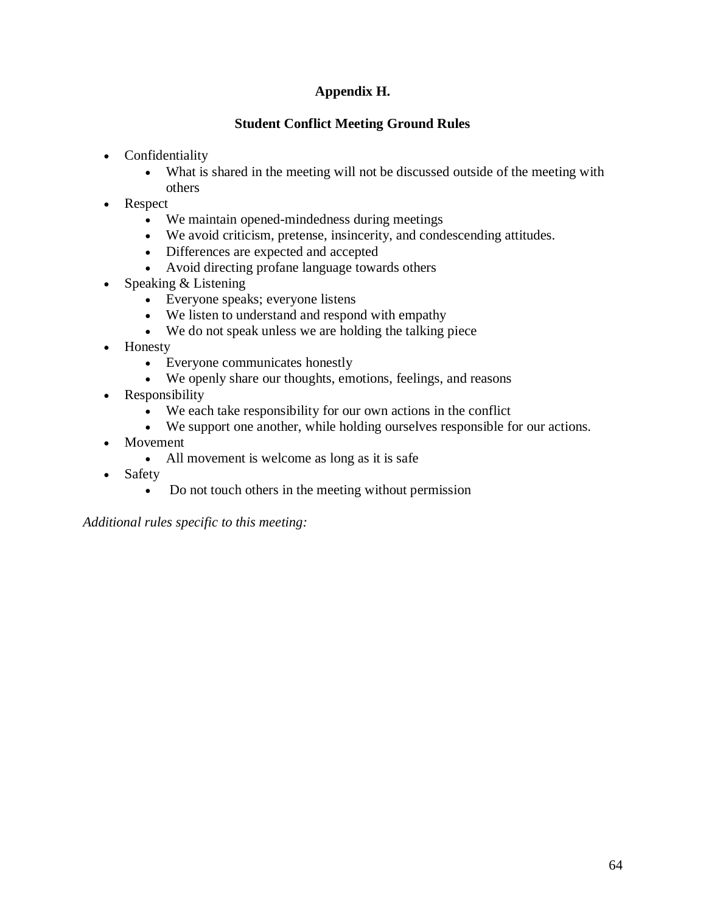## Appendix H.

### Student Conflict Meeting Ground Rules

- Confidentiality
  - What is shared in the meeting will not be discussed outside of the meeting with others
- Respect
  - We maintain opened-mindedness during meetings
  - We avoid criticism, pretense, insincerity, and condescending attitudes.
  - Differences are expected and accepted
  - Avoid directing profane language towards others
- Speaking & Listening
  - Everyone speaks; everyone listens
  - We listen to understand and respond with empathy
  - We do not speak unless we are holding the talking piece
- Honesty
  - Everyone communicates honestly
  - We openly share our thoughts, emotions, feelings, and reasons
- Responsibility
  - We each take responsibility for our own actions in the conflict
  - We support one another, while holding ourselves responsible for our actions.
- Movement
  - All movement is welcome as long as it is safe
- Safety
  - Do not touch others in the meeting without permission

*Additional rules specific to this meeting:*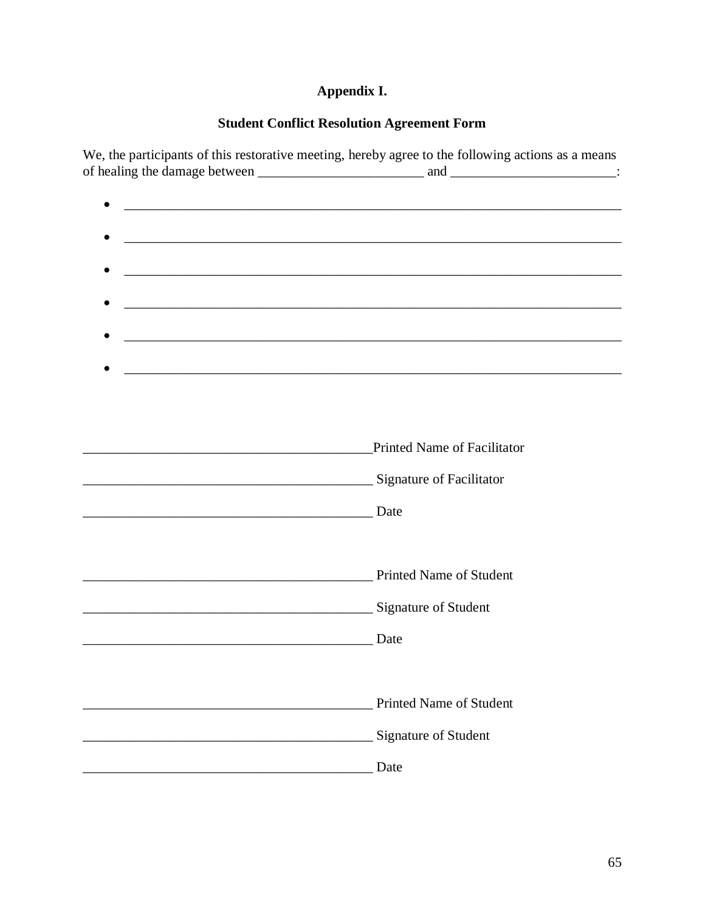**Appendix I.**

**Student Conflict Resolution Agreement Form**

We, the participants of this restorative meeting, hereby agree to the following actions as a means of healing the damage between ________________________ and ________________________:

- ________________________________________________________________________
- ________________________________________________________________________
- ________________________________________________________________________
- ________________________________________________________________________
- ________________________________________________________________________
- ________________________________________________________________________

__________________________________________ Printed Name of Facilitator

__________________________________________ Signature of Facilitator

__________________________________________ Date

__________________________________________ Printed Name of Student

__________________________________________ Signature of Student

__________________________________________ Date

__________________________________________ Printed Name of Student

__________________________________________ Signature of Student

__________________________________________ Date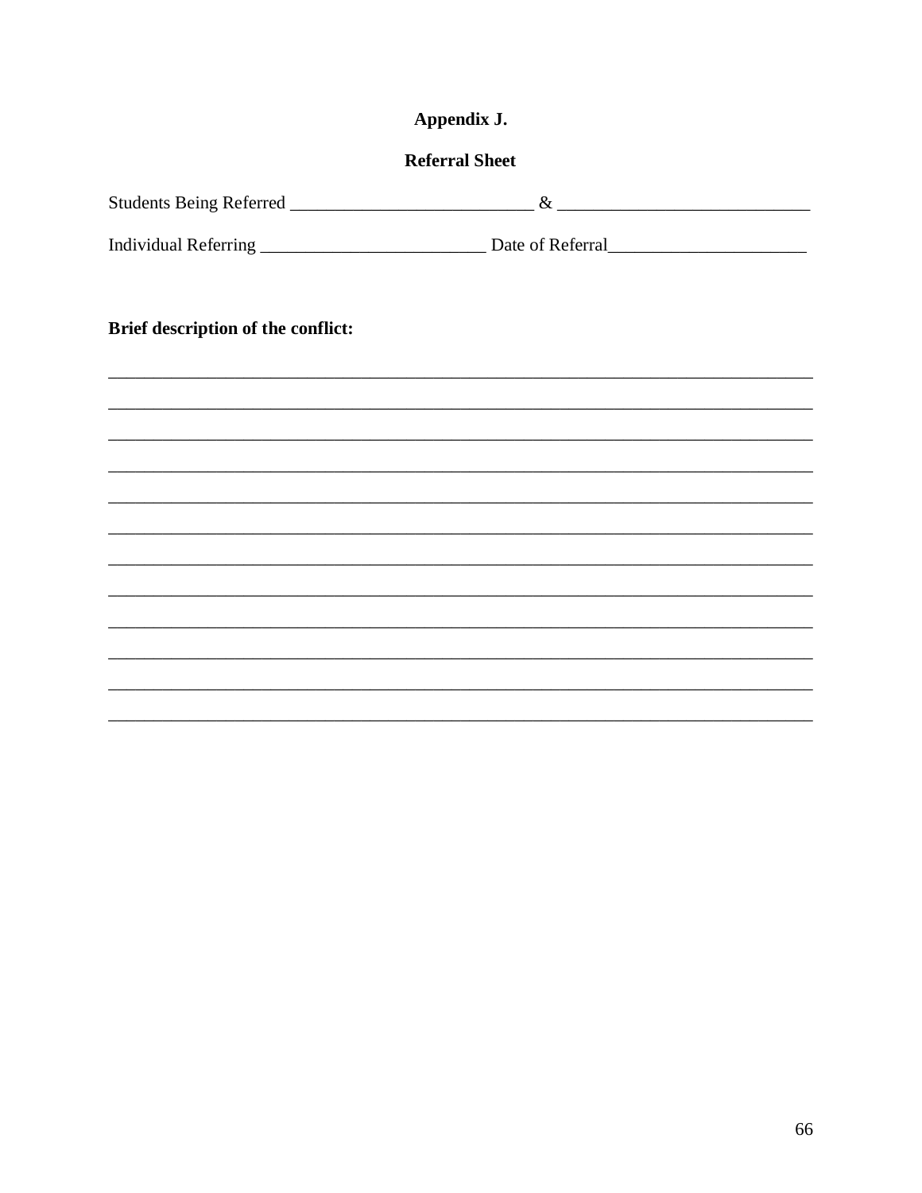# Appendix J.

## Referral Sheet

Students Being Referred ___________________________ & ____________________________

Individual Referring _________________________ Date of Referral______________________

**Brief description of the conflict:**

________________________________________________________________________________

________________________________________________________________________________

________________________________________________________________________________

________________________________________________________________________________

________________________________________________________________________________

________________________________________________________________________________

________________________________________________________________________________

________________________________________________________________________________

________________________________________________________________________________

________________________________________________________________________________

________________________________________________________________________________

________________________________________________________________________________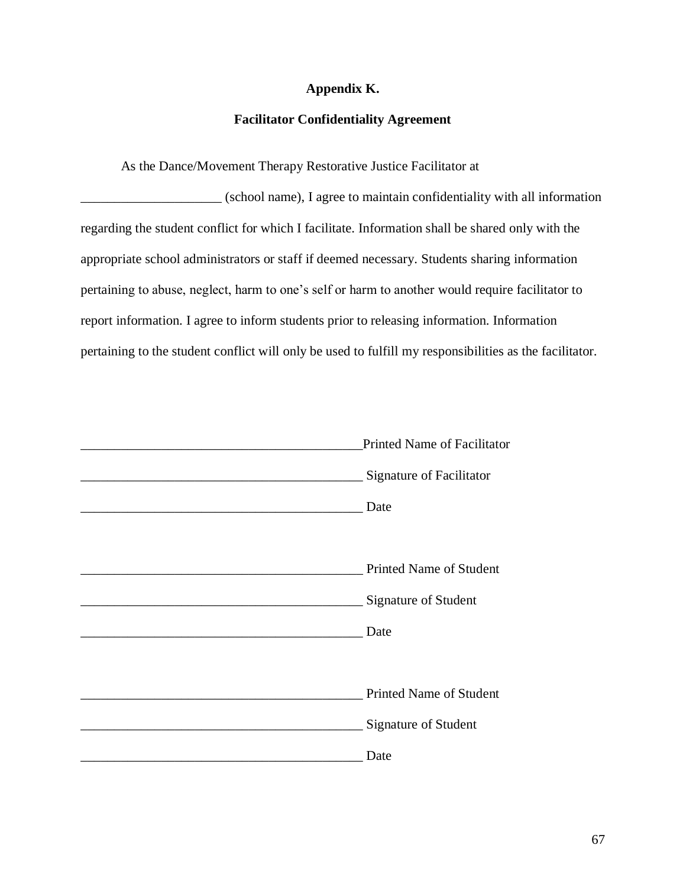**Appendix K.**

**Facilitator Confidentiality Agreement**

As the Dance/Movement Therapy Restorative Justice Facilitator at _____________________ (school name), I agree to maintain confidentiality with all information regarding the student conflict for which I facilitate. Information shall be shared only with the appropriate school administrators or staff if deemed necessary. Students sharing information pertaining to abuse, neglect, harm to one's self or harm to another would require facilitator to report information. I agree to inform students prior to releasing information. Information pertaining to the student conflict will only be used to fulfill my responsibilities as the facilitator.

___________________________________________Printed Name of Facilitator

___________________________________________ Signature of Facilitator

___________________________________________ Date

___________________________________________ Printed Name of Student

___________________________________________ Signature of Student

___________________________________________ Date

___________________________________________ Printed Name of Student

___________________________________________ Signature of Student

___________________________________________ Date